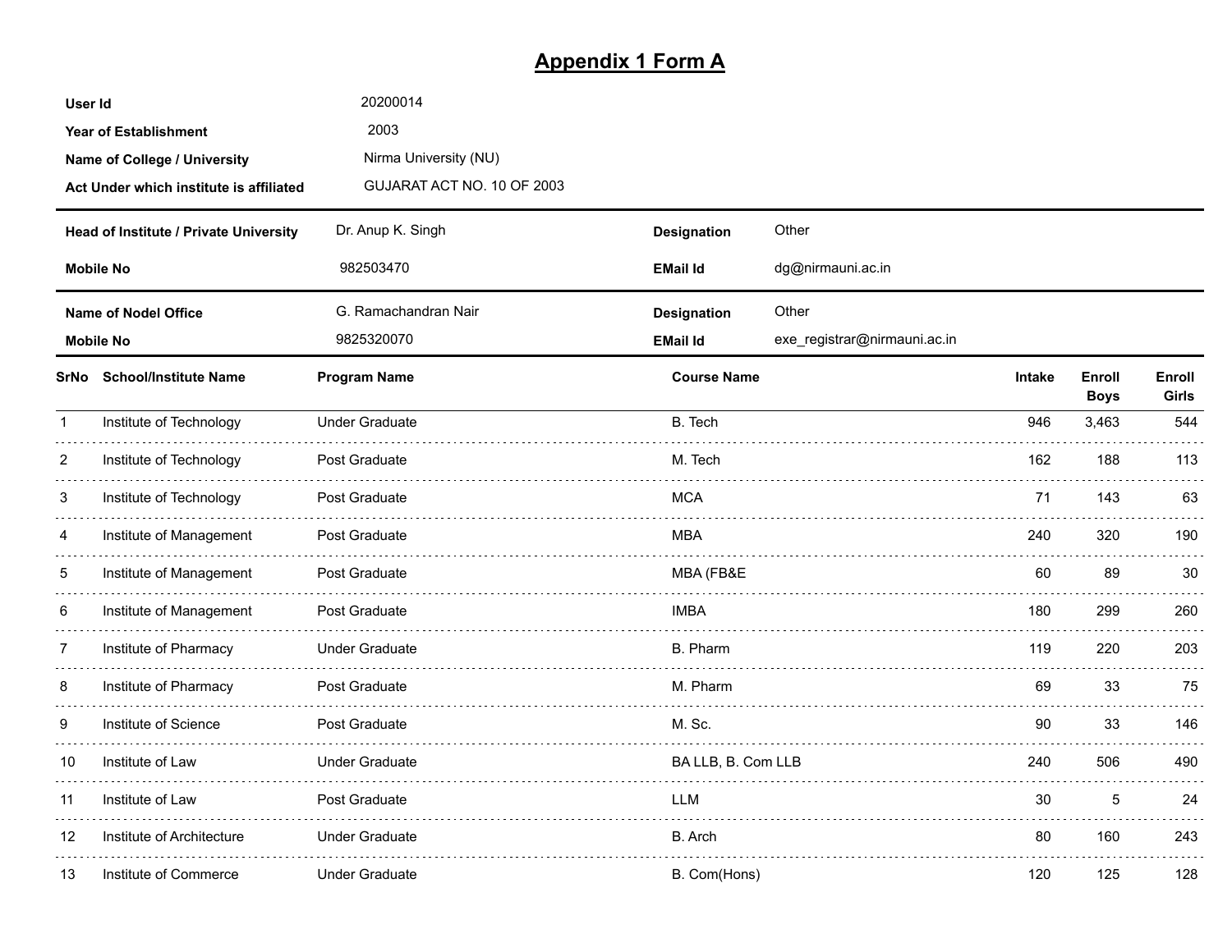# Appendix 1 Form A

| | |
|---|---|
| **User Id** | 20200014 |
| **Year of Establishment** | 2003 |
| **Name of College / University** | Nirma University (NU) |
| **Act Under which institute is affiliated** | GUJARAT ACT NO. 10 OF 2003 |

| | | | |
|---|---|---|---|
| **Head of Institute / Private University** | Dr. Anup K. Singh | **Designation** | Other |
| **Mobile No** | 982503470 | **EMail Id** | dg@nirmauni.ac.in |

| | | | |
|---|---|---|---|
| **Name of Nodel Office** | G. Ramachandran Nair | **Designation** | Other |
| **Mobile No** | 9825320070 | **EMail Id** | exe_registrar@nirmauni.ac.in |

| SrNo | School/Institute Name | Program Name | Course Name | Intake | Enroll Boys | Enroll Girls |
|---|---|---|---|---|---|---|
| 1 | Institute of Technology | Under Graduate | B. Tech | 946 | 3,463 | 544 |
| 2 | Institute of Technology | Post Graduate | M. Tech | 162 | 188 | 113 |
| 3 | Institute of Technology | Post Graduate | MCA | 71 | 143 | 63 |
| 4 | Institute of Management | Post Graduate | MBA | 240 | 320 | 190 |
| 5 | Institute of Management | Post Graduate | MBA (FB&E | 60 | 89 | 30 |
| 6 | Institute of Management | Post Graduate | IMBA | 180 | 299 | 260 |
| 7 | Institute of Pharmacy | Under Graduate | B. Pharm | 119 | 220 | 203 |
| 8 | Institute of Pharmacy | Post Graduate | M. Pharm | 69 | 33 | 75 |
| 9 | Institute of Science | Post Graduate | M. Sc. | 90 | 33 | 146 |
| 10 | Institute of Law | Under Graduate | BA LLB, B. Com LLB | 240 | 506 | 490 |
| 11 | Institute of Law | Post Graduate | LLM | 30 | 5 | 24 |
| 12 | Institute of Architecture | Under Graduate | B. Arch | 80 | 160 | 243 |
| 13 | Institute of Commerce | Under Graduate | B. Com(Hons) | 120 | 125 | 128 |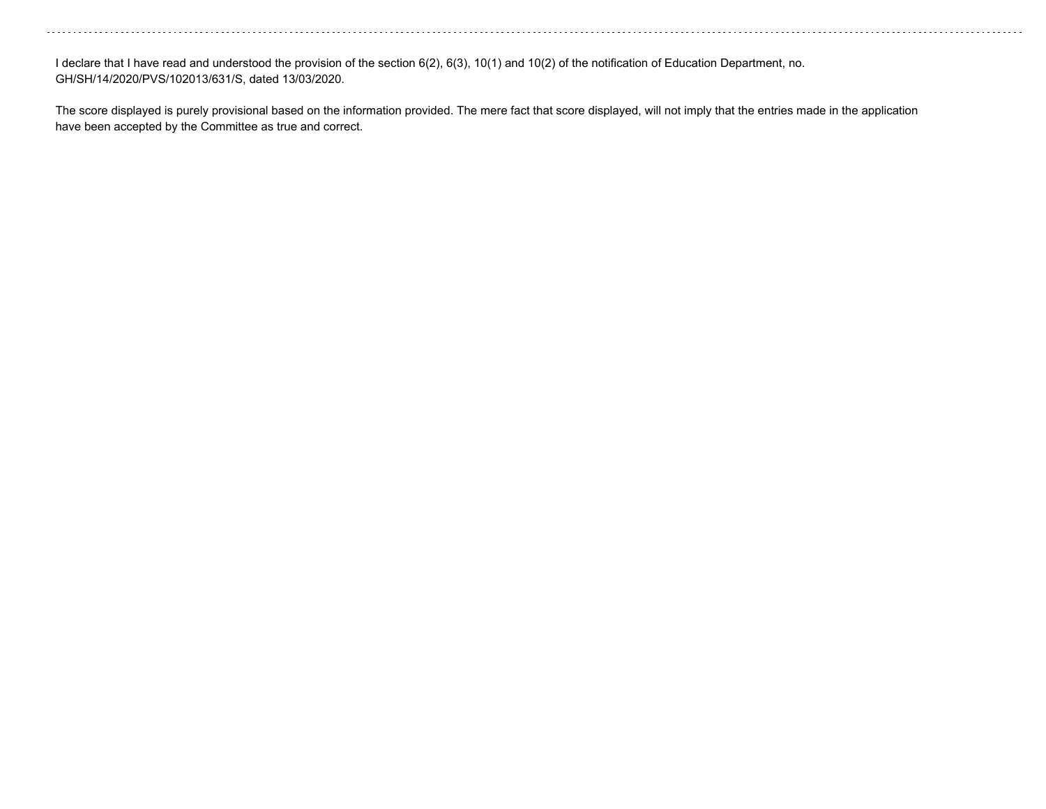I declare that I have read and understood the provision of the section 6(2), 6(3), 10(1) and 10(2) of the notification of Education Department, no. GH/SH/14/2020/PVS/102013/631/S, dated 13/03/2020.

The score displayed is purely provisional based on the information provided. The mere fact that score displayed, will not imply that the entries made in the application have been accepted by the Committee as true and correct.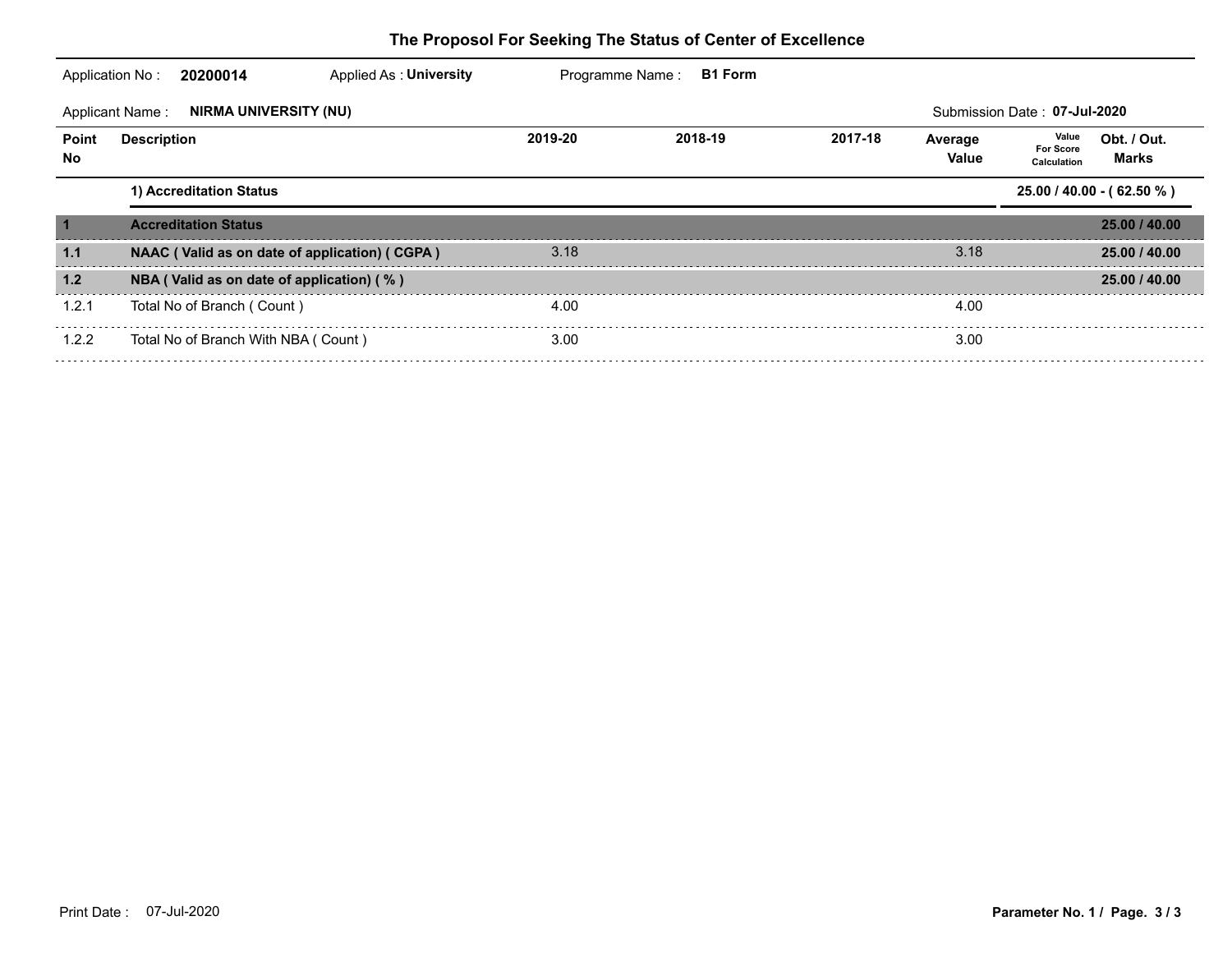# The Proposol For Seeking The Status of Center of Excellence

Application No : **20200014** Applied As : **University** Programme Name : **B1 Form**

Applicant Name : **NIRMA UNIVERSITY (NU)** Submission Date : **07-Jul-2020**

| Point No | Description | 2019-20 | 2018-19 | 2017-18 | Average Value | Value For Score Calculation | Obt. / Out. Marks |
|---|---|---|---|---|---|---|---|
| | **1) Accreditation Status** | | | | | | **25.00 / 40.00 - ( 62.50 % )** |
| **1** | **Accreditation Status** | | | | | | **25.00 / 40.00** |
| **1.1** | **NAAC ( Valid as on date of application) ( CGPA )** | 3.18 | | | 3.18 | | **25.00 / 40.00** |
| **1.2** | **NBA ( Valid as on date of application) ( % )** | | | | | | **25.00 / 40.00** |
| 1.2.1 | Total No of Branch ( Count ) | 4.00 | | | 4.00 | | |
| 1.2.2 | Total No of Branch With NBA ( Count ) | 3.00 | | | 3.00 | | |

Print Date : 07-Jul-2020

Parameter No. 1 / Page. 3 / 3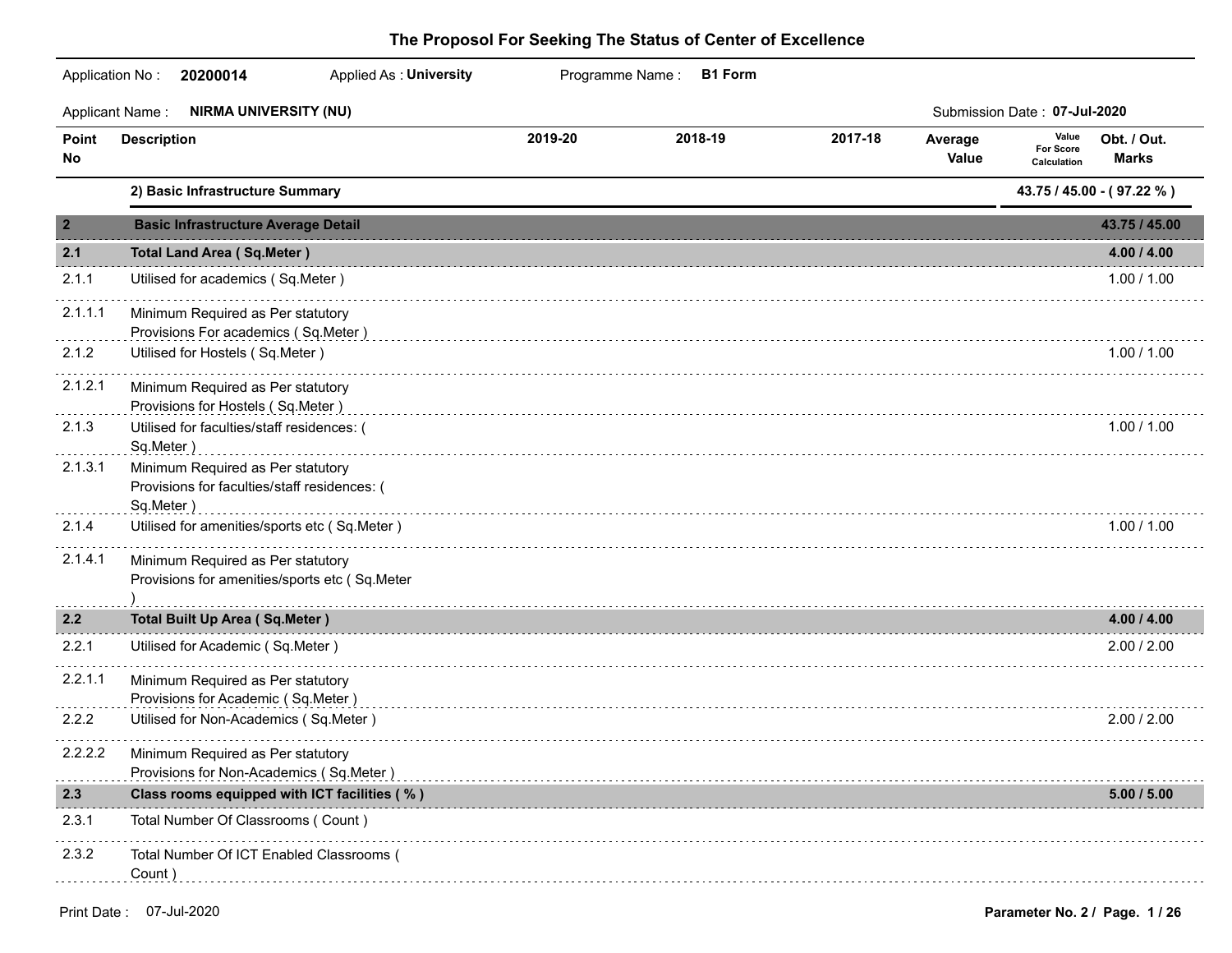# The Proposol For Seeking The Status of Center of Excellence

Application No : **20200014** Applied As : **University** Programme Name : **B1 Form**

Applicant Name : **NIRMA UNIVERSITY (NU)** Submission Date : **07-Jul-2020**

| Point No | Description | 2019-20 | 2018-19 | 2017-18 | Average Value | Value For Score Calculation | Obt. / Out. Marks |
|---|---|---|---|---|---|---|---|
| | **2) Basic Infrastructure Summary** | | | | | | **43.75 / 45.00 - ( 97.22 % )** |
| **2** | **Basic Infrastructure Average Detail** | | | | | | **43.75 / 45.00** |
| **2.1** | **Total Land Area ( Sq.Meter )** | | | | | | **4.00 / 4.00** |
| 2.1.1 | Utilised for academics ( Sq.Meter ) | | | | | | 1.00 / 1.00 |
| 2.1.1.1 | Minimum Required as Per statutory Provisions For academics ( Sq.Meter ) | | | | | | |
| 2.1.2 | Utilised for Hostels ( Sq.Meter ) | | | | | | 1.00 / 1.00 |
| 2.1.2.1 | Minimum Required as Per statutory Provisions for Hostels ( Sq.Meter ) | | | | | | |
| 2.1.3 | Utilised for faculties/staff residences: ( Sq.Meter ) | | | | | | 1.00 / 1.00 |
| 2.1.3.1 | Minimum Required as Per statutory Provisions for faculties/staff residences: ( Sq.Meter ) | | | | | | |
| 2.1.4 | Utilised for amenities/sports etc ( Sq.Meter ) | | | | | | 1.00 / 1.00 |
| 2.1.4.1 | Minimum Required as Per statutory Provisions for amenities/sports etc ( Sq.Meter ) | | | | | | |
| **2.2** | **Total Built Up Area ( Sq.Meter )** | | | | | | **4.00 / 4.00** |
| 2.2.1 | Utilised for Academic ( Sq.Meter ) | | | | | | 2.00 / 2.00 |
| 2.2.1.1 | Minimum Required as Per statutory Provisions for Academic ( Sq.Meter ) | | | | | | |
| 2.2.2 | Utilised for Non-Academics ( Sq.Meter ) | | | | | | 2.00 / 2.00 |
| 2.2.2.2 | Minimum Required as Per statutory Provisions for Non-Academics ( Sq.Meter ) | | | | | | |
| **2.3** | **Class rooms equipped with ICT facilities ( % )** | | | | | | **5.00 / 5.00** |
| 2.3.1 | Total Number Of Classrooms ( Count ) | | | | | | |
| 2.3.2 | Total Number Of ICT Enabled Classrooms ( Count ) | | | | | | |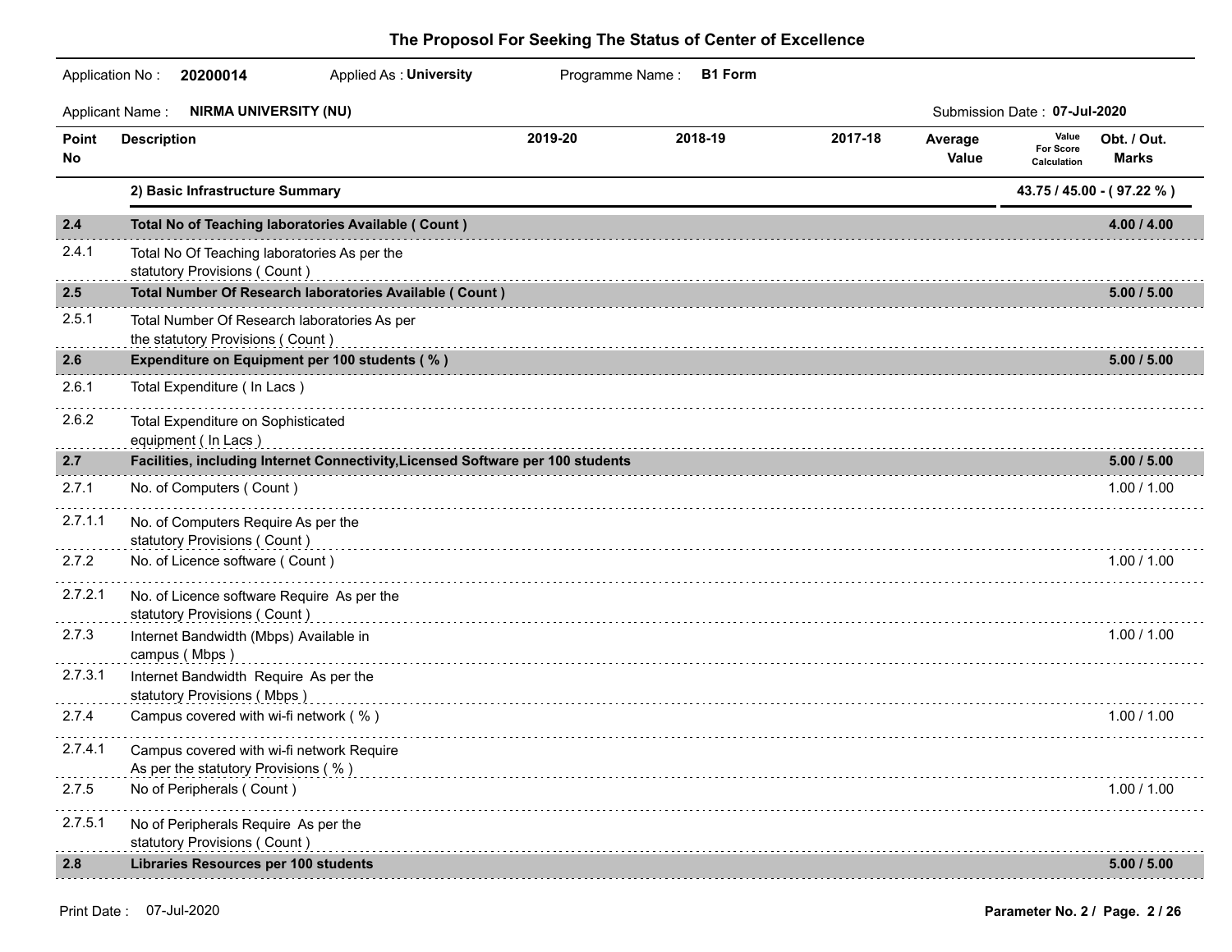## The Proposol For Seeking The Status of Center of Excellence

Application No : **20200014** Applied As : **University** Programme Name : **B1 Form**

Applicant Name : **NIRMA UNIVERSITY (NU)** Submission Date : **07-Jul-2020**

| Point No | Description | 2019-20 | 2018-19 | 2017-18 | Average Value | Value For Score Calculation | Obt. / Out. Marks |
|---|---|---|---|---|---|---|---|
| | **2) Basic Infrastructure Summary** | | | | | | **43.75 / 45.00 - ( 97.22 % )** |
| **2.4** | **Total No of Teaching laboratories Available ( Count )** | | | | | | **4.00 / 4.00** |
| 2.4.1 | Total No Of Teaching laboratories As per the statutory Provisions ( Count ) | | | | | | |
| **2.5** | **Total Number Of Research laboratories Available ( Count )** | | | | | | **5.00 / 5.00** |
| 2.5.1 | Total Number Of Research laboratories As per the statutory Provisions ( Count ) | | | | | | |
| **2.6** | **Expenditure on Equipment per 100 students ( % )** | | | | | | **5.00 / 5.00** |
| 2.6.1 | Total Expenditure ( In Lacs ) | | | | | | |
| 2.6.2 | Total Expenditure on Sophisticated equipment ( In Lacs ) | | | | | | |
| **2.7** | **Facilities, including Internet Connectivity,Licensed Software per 100 students** | | | | | | **5.00 / 5.00** |
| 2.7.1 | No. of Computers ( Count ) | | | | | | 1.00 / 1.00 |
| 2.7.1.1 | No. of Computers Require As per the statutory Provisions ( Count ) | | | | | | |
| 2.7.2 | No. of Licence software ( Count ) | | | | | | 1.00 / 1.00 |
| 2.7.2.1 | No. of Licence software Require As per the statutory Provisions ( Count ) | | | | | | |
| 2.7.3 | Internet Bandwidth (Mbps) Available in campus ( Mbps ) | | | | | | 1.00 / 1.00 |
| 2.7.3.1 | Internet Bandwidth Require As per the statutory Provisions ( Mbps ) | | | | | | |
| 2.7.4 | Campus covered with wi-fi network ( % ) | | | | | | 1.00 / 1.00 |
| 2.7.4.1 | Campus covered with wi-fi network Require As per the statutory Provisions ( % ) | | | | | | |
| 2.7.5 | No of Peripherals ( Count ) | | | | | | 1.00 / 1.00 |
| 2.7.5.1 | No of Peripherals Require As per the statutory Provisions ( Count ) | | | | | | |
| **2.8** | **Libraries Resources per 100 students** | | | | | | **5.00 / 5.00** |

Print Date : 07-Jul-2020

Parameter No. 2 / Page. 2 / 26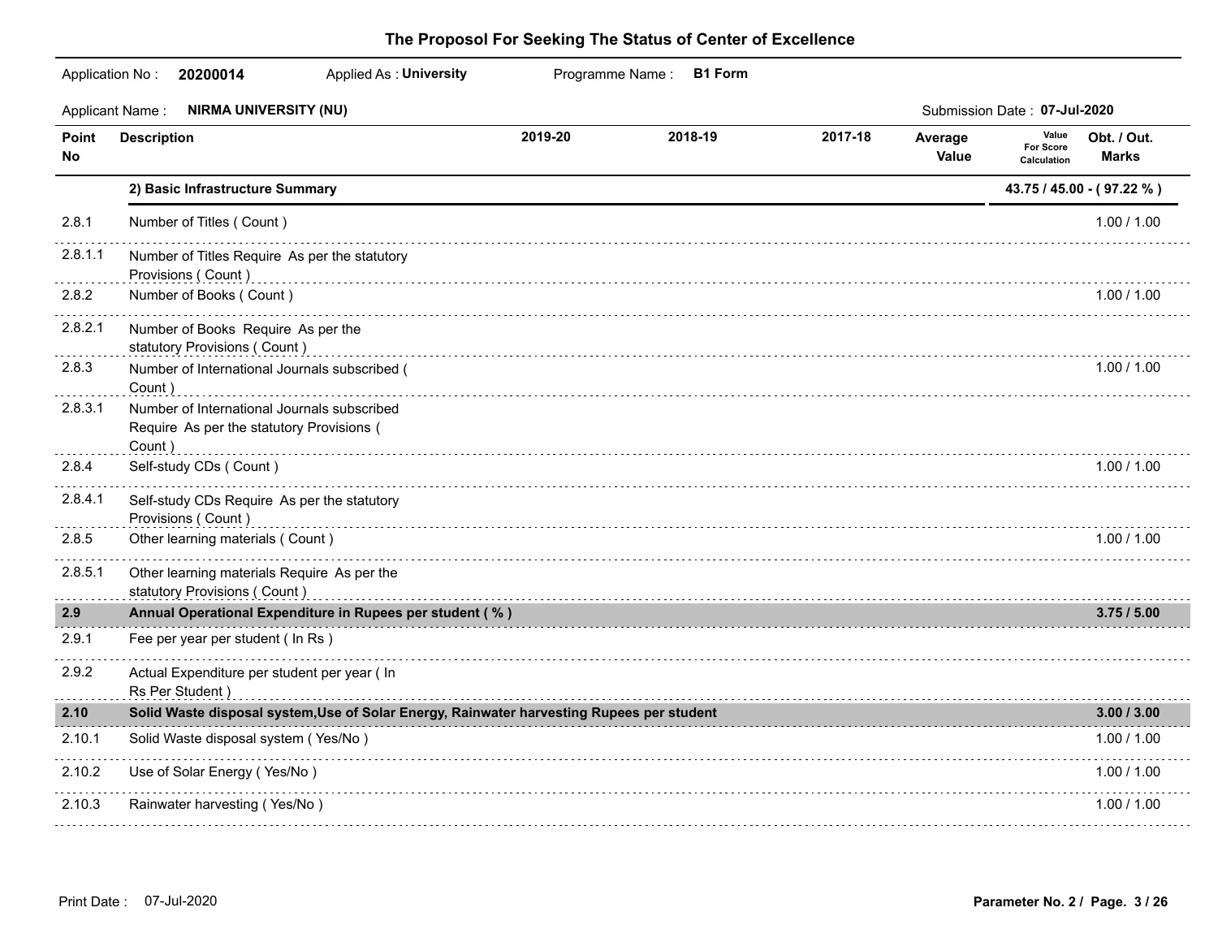## The Proposol For Seeking The Status of Center of Excellence

Application No : **20200014** Applied As : **University** Programme Name : **B1 Form**

Applicant Name : **NIRMA UNIVERSITY (NU)** Submission Date : **07-Jul-2020**

| Point No | Description | 2019-20 | 2018-19 | 2017-18 | Average Value | Value For Score Calculation | Obt. / Out. Marks |
|---|---|---|---|---|---|---|---|
| | **2) Basic Infrastructure Summary** | | | | | | **43.75 / 45.00 - ( 97.22 % )** |
| 2.8.1 | Number of Titles ( Count ) | | | | | | 1.00 / 1.00 |
| 2.8.1.1 | Number of Titles Require As per the statutory Provisions ( Count ) | | | | | | |
| 2.8.2 | Number of Books ( Count ) | | | | | | 1.00 / 1.00 |
| 2.8.2.1 | Number of Books Require As per the statutory Provisions ( Count ) | | | | | | |
| 2.8.3 | Number of International Journals subscribed ( Count ) | | | | | | 1.00 / 1.00 |
| 2.8.3.1 | Number of International Journals subscribed Require As per the statutory Provisions ( Count ) | | | | | | |
| 2.8.4 | Self-study CDs ( Count ) | | | | | | 1.00 / 1.00 |
| 2.8.4.1 | Self-study CDs Require As per the statutory Provisions ( Count ) | | | | | | |
| 2.8.5 | Other learning materials ( Count ) | | | | | | 1.00 / 1.00 |
| 2.8.5.1 | Other learning materials Require As per the statutory Provisions ( Count ) | | | | | | |
| **2.9** | **Annual Operational Expenditure in Rupees per student ( % )** | | | | | | **3.75 / 5.00** |
| 2.9.1 | Fee per year per student ( In Rs ) | | | | | | |
| 2.9.2 | Actual Expenditure per student per year ( In Rs Per Student ) | | | | | | |
| **2.10** | **Solid Waste disposal system,Use of Solar Energy, Rainwater harvesting Rupees per student** | | | | | | **3.00 / 3.00** |
| 2.10.1 | Solid Waste disposal system ( Yes/No ) | | | | | | 1.00 / 1.00 |
| 2.10.2 | Use of Solar Energy ( Yes/No ) | | | | | | 1.00 / 1.00 |
| 2.10.3 | Rainwater harvesting ( Yes/No ) | | | | | | 1.00 / 1.00 |

Print Date : 07-Jul-2020

Parameter No. 2 / Page. 3 / 26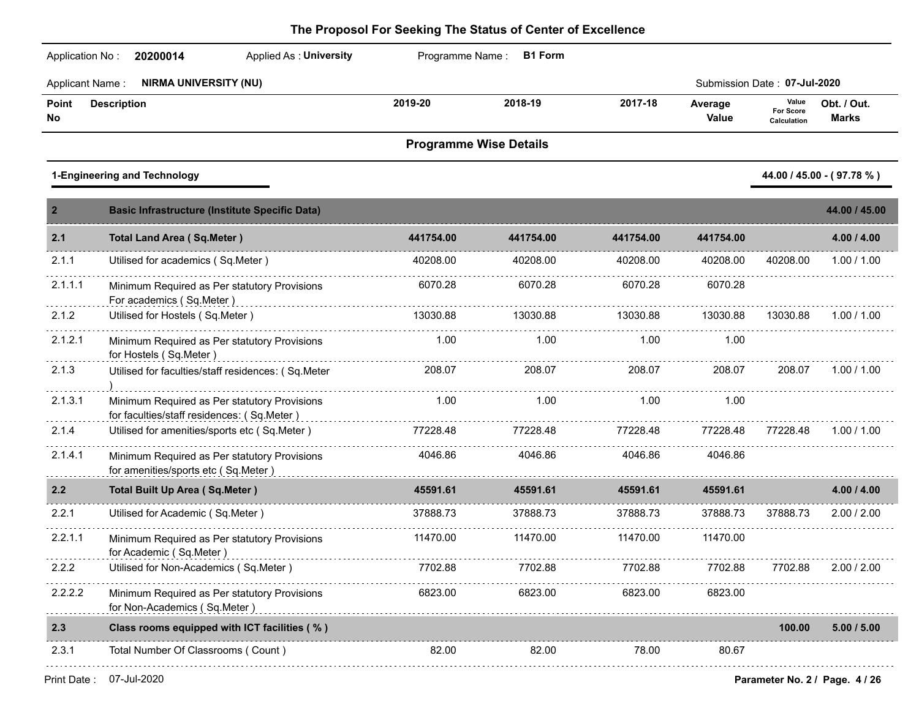# The Proposol For Seeking The Status of Center of Excellence

Application No : **20200014** Applied As : **University** Programme Name : **B1 Form**

Applicant Name : **NIRMA UNIVERSITY (NU)** Submission Date : **07-Jul-2020**

## Programme Wise Details

### 1-Engineering and Technology

**44.00 / 45.00 - ( 97.78 % )**

| Point No | Description | 2019-20 | 2018-19 | 2017-18 | Average Value | Value For Score Calculation | Obt. / Out. Marks |
|---|---|---|---|---|---|---|---|
| **2** | **Basic Infrastructure (Institute Specific Data)** | | | | | | **44.00 / 45.00** |
| **2.1** | **Total Land Area ( Sq.Meter )** | **441754.00** | **441754.00** | **441754.00** | **441754.00** | | **4.00 / 4.00** |
| 2.1.1 | Utilised for academics ( Sq.Meter ) | 40208.00 | 40208.00 | 40208.00 | 40208.00 | 40208.00 | 1.00 / 1.00 |
| 2.1.1.1 | Minimum Required as Per statutory Provisions For academics ( Sq.Meter ) | 6070.28 | 6070.28 | 6070.28 | 6070.28 | | |
| 2.1.2 | Utilised for Hostels ( Sq.Meter ) | 13030.88 | 13030.88 | 13030.88 | 13030.88 | 13030.88 | 1.00 / 1.00 |
| 2.1.2.1 | Minimum Required as Per statutory Provisions for Hostels ( Sq.Meter ) | 1.00 | 1.00 | 1.00 | 1.00 | | |
| 2.1.3 | Utilised for faculties/staff residences: ( Sq.Meter ) | 208.07 | 208.07 | 208.07 | 208.07 | 208.07 | 1.00 / 1.00 |
| 2.1.3.1 | Minimum Required as Per statutory Provisions for faculties/staff residences: ( Sq.Meter ) | 1.00 | 1.00 | 1.00 | 1.00 | | |
| 2.1.4 | Utilised for amenities/sports etc ( Sq.Meter ) | 77228.48 | 77228.48 | 77228.48 | 77228.48 | 77228.48 | 1.00 / 1.00 |
| 2.1.4.1 | Minimum Required as Per statutory Provisions for amenities/sports etc ( Sq.Meter ) | 4046.86 | 4046.86 | 4046.86 | 4046.86 | | |
| **2.2** | **Total Built Up Area ( Sq.Meter )** | **45591.61** | **45591.61** | **45591.61** | **45591.61** | | **4.00 / 4.00** |
| 2.2.1 | Utilised for Academic ( Sq.Meter ) | 37888.73 | 37888.73 | 37888.73 | 37888.73 | 37888.73 | 2.00 / 2.00 |
| 2.2.1.1 | Minimum Required as Per statutory Provisions for Academic ( Sq.Meter ) | 11470.00 | 11470.00 | 11470.00 | 11470.00 | | |
| 2.2.2 | Utilised for Non-Academics ( Sq.Meter ) | 7702.88 | 7702.88 | 7702.88 | 7702.88 | 7702.88 | 2.00 / 2.00 |
| 2.2.2.2 | Minimum Required as Per statutory Provisions for Non-Academics ( Sq.Meter ) | 6823.00 | 6823.00 | 6823.00 | 6823.00 | | |
| **2.3** | **Class rooms equipped with ICT facilities ( % )** | | | | | **100.00** | **5.00 / 5.00** |
| 2.3.1 | Total Number Of Classrooms ( Count ) | 82.00 | 82.00 | 78.00 | 80.67 | | |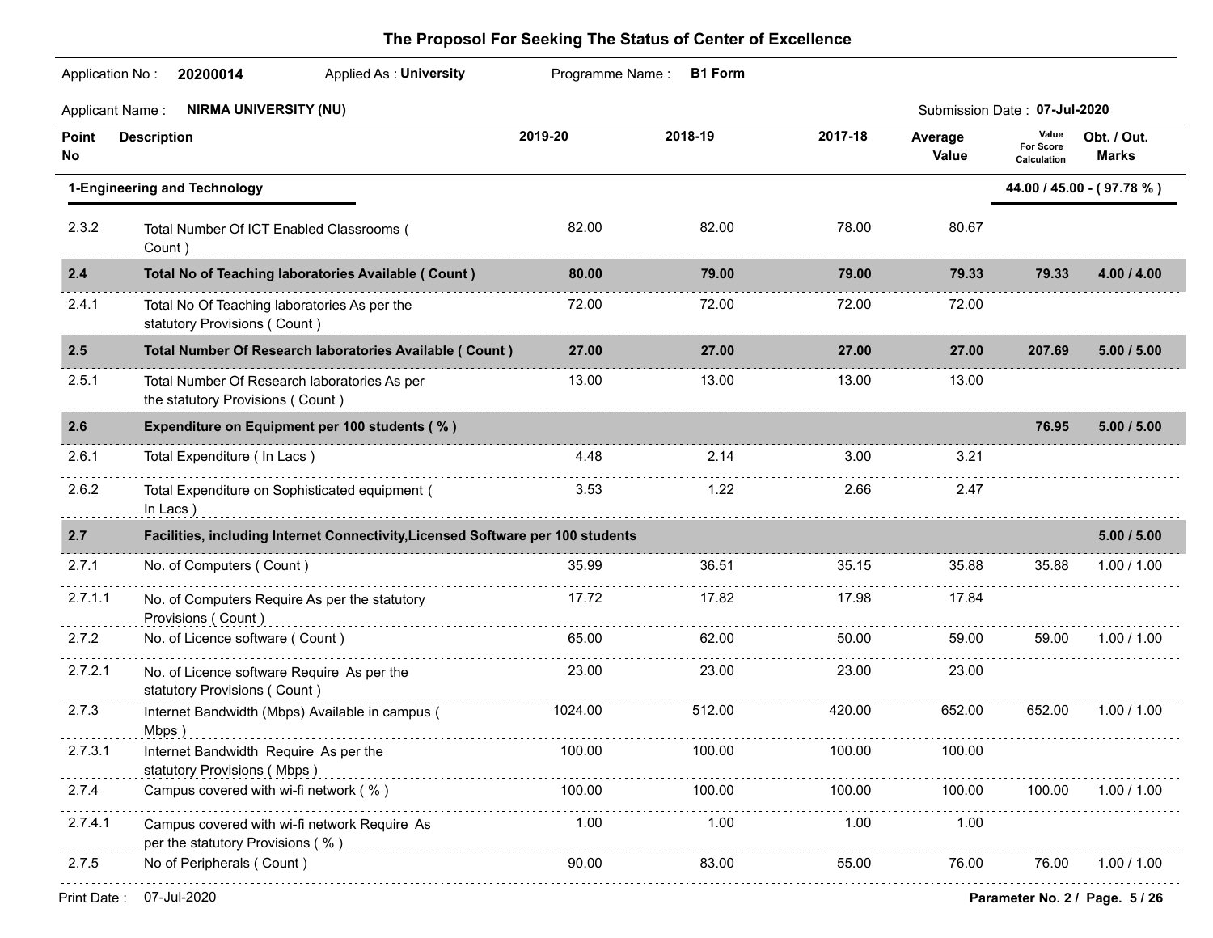# The Proposol For Seeking The Status of Center of Excellence

Application No : **20200014** Applied As : **University** Programme Name : **B1 Form**

Applicant Name : **NIRMA UNIVERSITY (NU)** Submission Date : **07-Jul-2020**

| Point No | Description | 2019-20 | 2018-19 | 2017-18 | Average Value | Value For Score Calculation | Obt. / Out. Marks |
|---|---|---|---|---|---|---|---|
| **1-Engineering and Technology** | | | | | | | **44.00 / 45.00 - ( 97.78 % )** |
| 2.3.2 | Total Number Of ICT Enabled Classrooms ( Count ) | 82.00 | 82.00 | 78.00 | 80.67 | | |
| **2.4** | **Total No of Teaching laboratories Available ( Count )** | **80.00** | **79.00** | **79.00** | **79.33** | **79.33** | **4.00 / 4.00** |
| 2.4.1 | Total No Of Teaching laboratories As per the statutory Provisions ( Count ) | 72.00 | 72.00 | 72.00 | 72.00 | | |
| **2.5** | **Total Number Of Research laboratories Available ( Count )** | **27.00** | **27.00** | **27.00** | **27.00** | **207.69** | **5.00 / 5.00** |
| 2.5.1 | Total Number Of Research laboratories As per the statutory Provisions ( Count ) | 13.00 | 13.00 | 13.00 | 13.00 | | |
| **2.6** | **Expenditure on Equipment per 100 students ( % )** | | | | | **76.95** | **5.00 / 5.00** |
| 2.6.1 | Total Expenditure ( In Lacs ) | 4.48 | 2.14 | 3.00 | 3.21 | | |
| 2.6.2 | Total Expenditure on Sophisticated equipment ( In Lacs ) | 3.53 | 1.22 | 2.66 | 2.47 | | |
| **2.7** | **Facilities, including Internet Connectivity,Licensed Software per 100 students** | | | | | | **5.00 / 5.00** |
| 2.7.1 | No. of Computers ( Count ) | 35.99 | 36.51 | 35.15 | 35.88 | 35.88 | 1.00 / 1.00 |
| 2.7.1.1 | No. of Computers Require As per the statutory Provisions ( Count ) | 17.72 | 17.82 | 17.98 | 17.84 | | |
| 2.7.2 | No. of Licence software ( Count ) | 65.00 | 62.00 | 50.00 | 59.00 | 59.00 | 1.00 / 1.00 |
| 2.7.2.1 | No. of Licence software Require As per the statutory Provisions ( Count ) | 23.00 | 23.00 | 23.00 | 23.00 | | |
| 2.7.3 | Internet Bandwidth (Mbps) Available in campus ( Mbps ) | 1024.00 | 512.00 | 420.00 | 652.00 | 652.00 | 1.00 / 1.00 |
| 2.7.3.1 | Internet Bandwidth Require As per the statutory Provisions ( Mbps ) | 100.00 | 100.00 | 100.00 | 100.00 | | |
| 2.7.4 | Campus covered with wi-fi network ( % ) | 100.00 | 100.00 | 100.00 | 100.00 | 100.00 | 1.00 / 1.00 |
| 2.7.4.1 | Campus covered with wi-fi network Require As per the statutory Provisions ( % ) | 1.00 | 1.00 | 1.00 | 1.00 | | |
| 2.7.5 | No of Peripherals ( Count ) | 90.00 | 83.00 | 55.00 | 76.00 | 76.00 | 1.00 / 1.00 |

Print Date : 07-Jul-2020

Parameter No. 2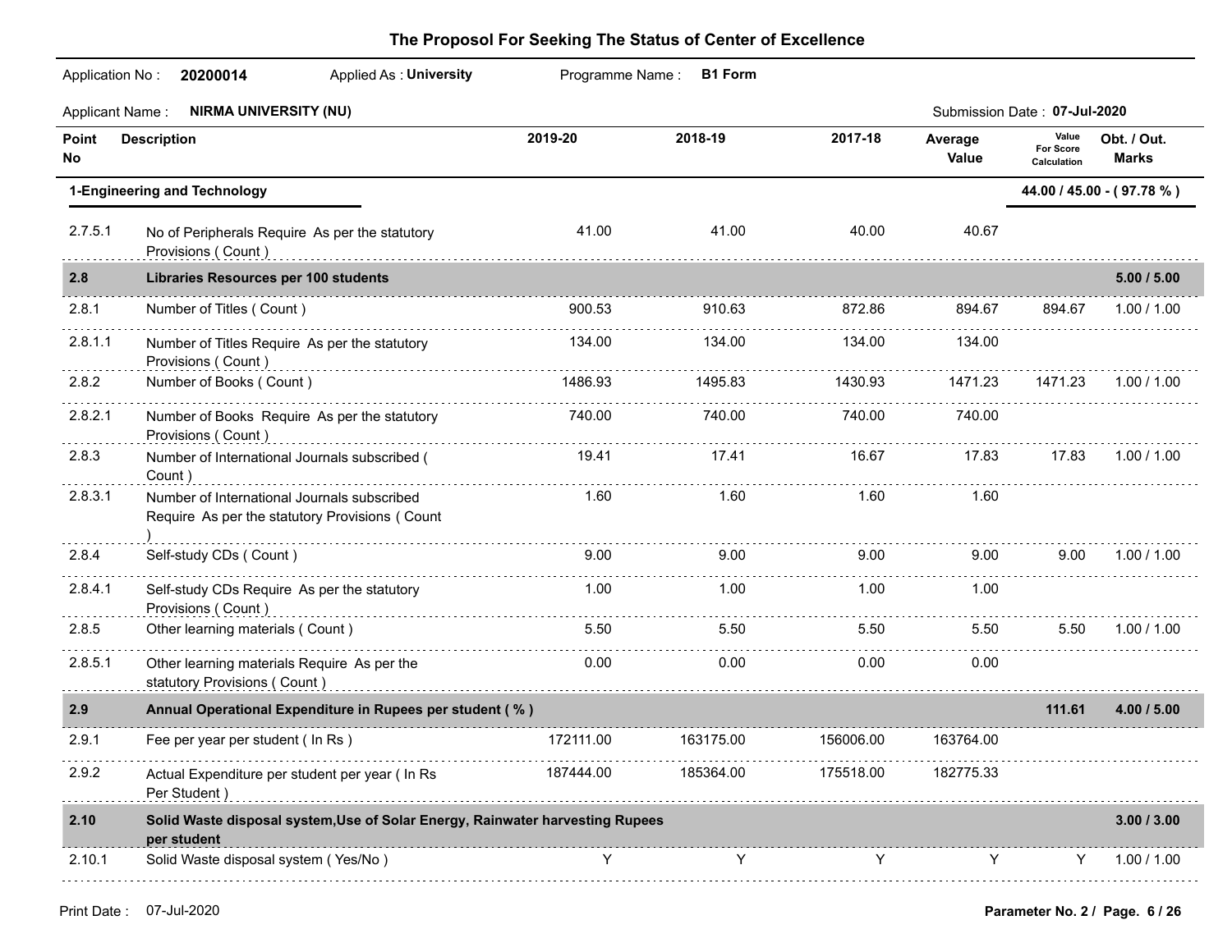# The Proposol For Seeking The Status of Center of Excellence

Application No : **20200014** Applied As : **University** Programme Name : **B1 Form**

Applicant Name : **NIRMA UNIVERSITY (NU)** Submission Date : **07-Jul-2020**

| Point No | Description | 2019-20 | 2018-19 | 2017-18 | Average Value | Value For Score Calculation | Obt. / Out. Marks |
|---|---|---|---|---|---|---|---|
| **1-Engineering and Technology** | | | | | | | **44.00 / 45.00 - ( 97.78 % )** |
| 2.7.5.1 | No of Peripherals Require As per the statutory Provisions ( Count ) | 41.00 | 41.00 | 40.00 | 40.67 | | |
| **2.8** | **Libraries Resources per 100 students** | | | | | | **5.00 / 5.00** |
| 2.8.1 | Number of Titles ( Count ) | 900.53 | 910.63 | 872.86 | 894.67 | 894.67 | 1.00 / 1.00 |
| 2.8.1.1 | Number of Titles Require As per the statutory Provisions ( Count ) | 134.00 | 134.00 | 134.00 | 134.00 | | |
| 2.8.2 | Number of Books ( Count ) | 1486.93 | 1495.83 | 1430.93 | 1471.23 | 1471.23 | 1.00 / 1.00 |
| 2.8.2.1 | Number of Books Require As per the statutory Provisions ( Count ) | 740.00 | 740.00 | 740.00 | 740.00 | | |
| 2.8.3 | Number of International Journals subscribed ( Count ) | 19.41 | 17.41 | 16.67 | 17.83 | 17.83 | 1.00 / 1.00 |
| 2.8.3.1 | Number of International Journals subscribed Require As per the statutory Provisions ( Count ) | 1.60 | 1.60 | 1.60 | 1.60 | | |
| 2.8.4 | Self-study CDs ( Count ) | 9.00 | 9.00 | 9.00 | 9.00 | 9.00 | 1.00 / 1.00 |
| 2.8.4.1 | Self-study CDs Require As per the statutory Provisions ( Count ) | 1.00 | 1.00 | 1.00 | 1.00 | | |
| 2.8.5 | Other learning materials ( Count ) | 5.50 | 5.50 | 5.50 | 5.50 | 5.50 | 1.00 / 1.00 |
| 2.8.5.1 | Other learning materials Require As per the statutory Provisions ( Count ) | 0.00 | 0.00 | 0.00 | 0.00 | | |
| **2.9** | **Annual Operational Expenditure in Rupees per student ( % )** | | | | | **111.61** | **4.00 / 5.00** |
| 2.9.1 | Fee per year per student ( In Rs ) | 172111.00 | 163175.00 | 156006.00 | 163764.00 | | |
| 2.9.2 | Actual Expenditure per student per year ( In Rs Per Student ) | 187444.00 | 185364.00 | 175518.00 | 182775.33 | | |
| **2.10** | **Solid Waste disposal system,Use of Solar Energy, Rainwater harvesting Rupees per student** | | | | | | **3.00 / 3.00** |
| 2.10.1 | Solid Waste disposal system ( Yes/No ) | Y | Y | Y | Y | Y | 1.00 / 1.00 |

Print Date : 07-Jul-2020

Parameter No. 2 / Page. 6 / 26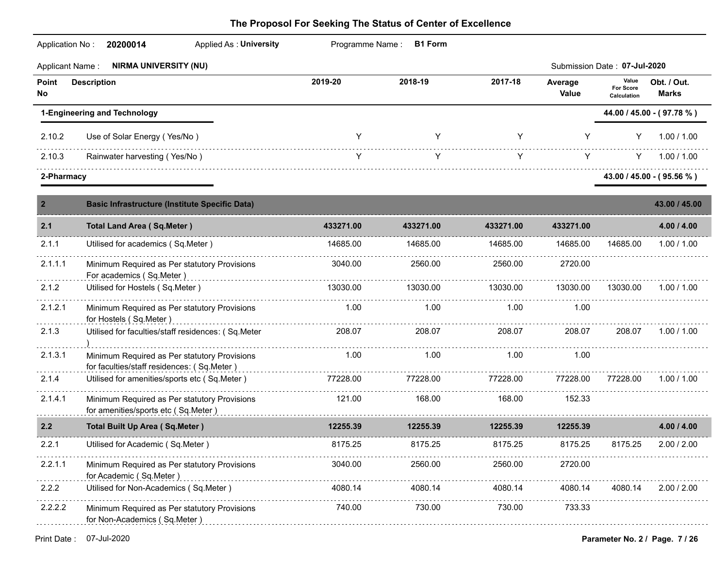# The Proposol For Seeking The Status of Center of Excellence

Application No : **20200014** Applied As : **University** Programme Name : **B1 Form**

Applicant Name : **NIRMA UNIVERSITY (NU)** Submission Date : **07-Jul-2020**

| Point No | Description | 2019-20 | 2018-19 | 2017-18 | Average Value | Value For Score Calculation | Obt. / Out. Marks |
|---|---|---|---|---|---|---|---|
| **1-Engineering and Technology** | | | | | | | **44.00 / 45.00 - ( 97.78 % )** |
| 2.10.2 | Use of Solar Energy ( Yes/No ) | Y | Y | Y | Y | Y | 1.00 / 1.00 |
| 2.10.3 | Rainwater harvesting ( Yes/No ) | Y | Y | Y | Y | Y | 1.00 / 1.00 |
| **2-Pharmacy** | | | | | | | **43.00 / 45.00 - ( 95.56 % )** |
| **2** | **Basic Infrastructure (Institute Specific Data)** | | | | | | **43.00 / 45.00** |
| **2.1** | **Total Land Area ( Sq.Meter )** | **433271.00** | **433271.00** | **433271.00** | **433271.00** | | **4.00 / 4.00** |
| 2.1.1 | Utilised for academics ( Sq.Meter ) | 14685.00 | 14685.00 | 14685.00 | 14685.00 | 14685.00 | 1.00 / 1.00 |
| 2.1.1.1 | Minimum Required as Per statutory Provisions For academics ( Sq.Meter ) | 3040.00 | 2560.00 | 2560.00 | 2720.00 | | |
| 2.1.2 | Utilised for Hostels ( Sq.Meter ) | 13030.00 | 13030.00 | 13030.00 | 13030.00 | 13030.00 | 1.00 / 1.00 |
| 2.1.2.1 | Minimum Required as Per statutory Provisions for Hostels ( Sq.Meter ) | 1.00 | 1.00 | 1.00 | 1.00 | | |
| 2.1.3 | Utilised for faculties/staff residences: ( Sq.Meter ) | 208.07 | 208.07 | 208.07 | 208.07 | 208.07 | 1.00 / 1.00 |
| 2.1.3.1 | Minimum Required as Per statutory Provisions for faculties/staff residences: ( Sq.Meter ) | 1.00 | 1.00 | 1.00 | 1.00 | | |
| 2.1.4 | Utilised for amenities/sports etc ( Sq.Meter ) | 77228.00 | 77228.00 | 77228.00 | 77228.00 | 77228.00 | 1.00 / 1.00 |
| 2.1.4.1 | Minimum Required as Per statutory Provisions for amenities/sports etc ( Sq.Meter ) | 121.00 | 168.00 | 168.00 | 152.33 | | |
| **2.2** | **Total Built Up Area ( Sq.Meter )** | **12255.39** | **12255.39** | **12255.39** | **12255.39** | | **4.00 / 4.00** |
| 2.2.1 | Utilised for Academic ( Sq.Meter ) | 8175.25 | 8175.25 | 8175.25 | 8175.25 | 8175.25 | 2.00 / 2.00 |
| 2.2.1.1 | Minimum Required as Per statutory Provisions for Academic ( Sq.Meter ) | 3040.00 | 2560.00 | 2560.00 | 2720.00 | | |
| 2.2.2 | Utilised for Non-Academics ( Sq.Meter ) | 4080.14 | 4080.14 | 4080.14 | 4080.14 | 4080.14 | 2.00 / 2.00 |
| 2.2.2.2 | Minimum Required as Per statutory Provisions for Non-Academics ( Sq.Meter ) | 740.00 | 730.00 | 730.00 | 733.33 | | |

Print Date : 07-Jul-2020

Parameter No. 2 / Page. 7 / 26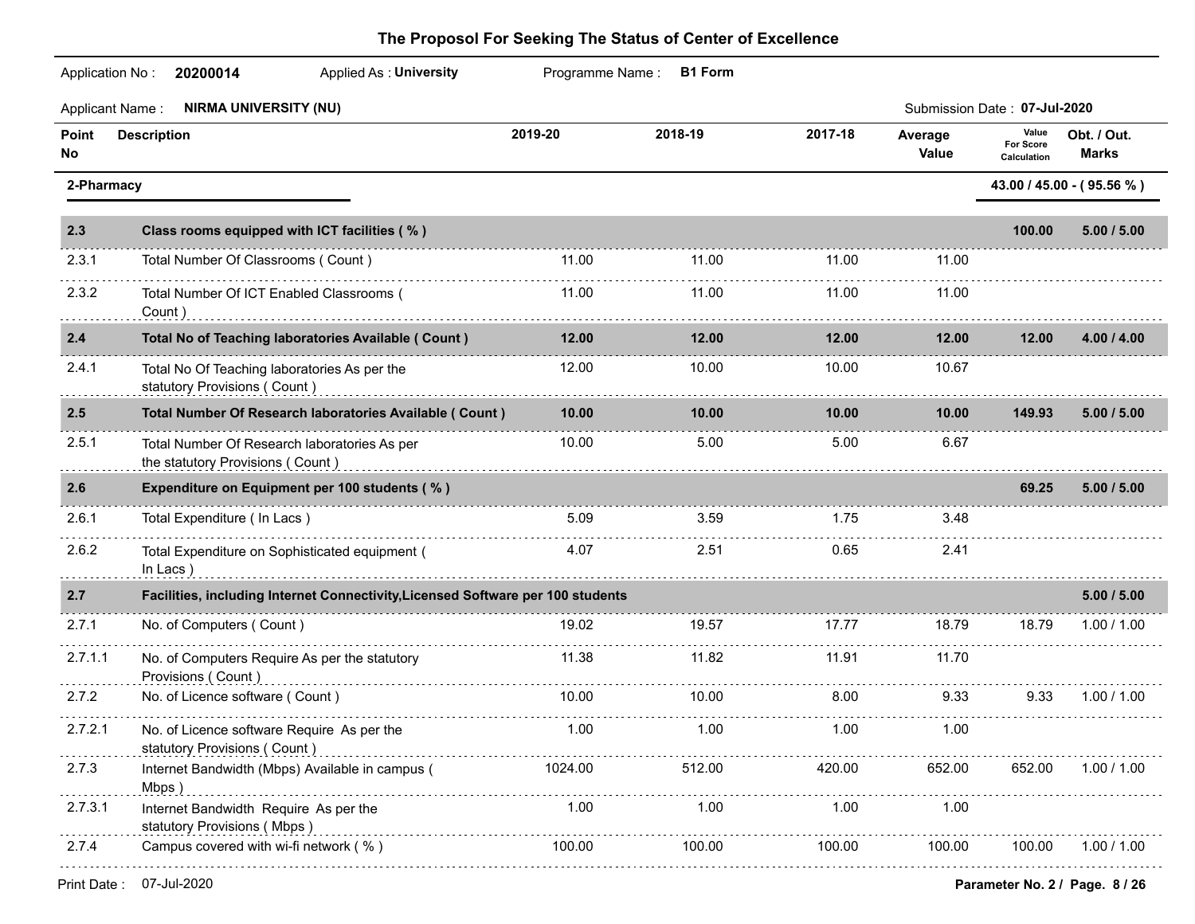# The Proposol For Seeking The Status of Center of Excellence

Application No : **20200014** Applied As : **University** Programme Name : **B1 Form**

Applicant Name : **NIRMA UNIVERSITY (NU)** Submission Date : **07-Jul-2020**

| Point No | Description | 2019-20 | 2018-19 | 2017-18 | Average Value | Value For Score Calculation | Obt. / Out. Marks |
|---|---|---|---|---|---|---|---|
| **2-Pharmacy** | | | | | | | **43.00 / 45.00 - ( 95.56 % )** |
| **2.3** | **Class rooms equipped with ICT facilities ( % )** | | | | | **100.00** | **5.00 / 5.00** |
| 2.3.1 | Total Number Of Classrooms ( Count ) | 11.00 | 11.00 | 11.00 | 11.00 | | |
| 2.3.2 | Total Number Of ICT Enabled Classrooms ( Count ) | 11.00 | 11.00 | 11.00 | 11.00 | | |
| **2.4** | **Total No of Teaching laboratories Available ( Count )** | **12.00** | **12.00** | **12.00** | **12.00** | **12.00** | **4.00 / 4.00** |
| 2.4.1 | Total No Of Teaching laboratories As per the statutory Provisions ( Count ) | 12.00 | 10.00 | 10.00 | 10.67 | | |
| **2.5** | **Total Number Of Research laboratories Available ( Count )** | **10.00** | **10.00** | **10.00** | **10.00** | **149.93** | **5.00 / 5.00** |
| 2.5.1 | Total Number Of Research laboratories As per the statutory Provisions ( Count ) | 10.00 | 5.00 | 5.00 | 6.67 | | |
| **2.6** | **Expenditure on Equipment per 100 students ( % )** | | | | | **69.25** | **5.00 / 5.00** |
| 2.6.1 | Total Expenditure ( In Lacs ) | 5.09 | 3.59 | 1.75 | 3.48 | | |
| 2.6.2 | Total Expenditure on Sophisticated equipment ( In Lacs ) | 4.07 | 2.51 | 0.65 | 2.41 | | |
| **2.7** | **Facilities, including Internet Connectivity,Licensed Software per 100 students** | | | | | | **5.00 / 5.00** |
| 2.7.1 | No. of Computers ( Count ) | 19.02 | 19.57 | 17.77 | 18.79 | 18.79 | 1.00 / 1.00 |
| 2.7.1.1 | No. of Computers Require As per the statutory Provisions ( Count ) | 11.38 | 11.82 | 11.91 | 11.70 | | |
| 2.7.2 | No. of Licence software ( Count ) | 10.00 | 10.00 | 8.00 | 9.33 | 9.33 | 1.00 / 1.00 |
| 2.7.2.1 | No. of Licence software Require As per the statutory Provisions ( Count ) | 1.00 | 1.00 | 1.00 | 1.00 | | |
| 2.7.3 | Internet Bandwidth (Mbps) Available in campus ( Mbps ) | 1024.00 | 512.00 | 420.00 | 652.00 | 652.00 | 1.00 / 1.00 |
| 2.7.3.1 | Internet Bandwidth Require As per the statutory Provisions ( Mbps ) | 1.00 | 1.00 | 1.00 | 1.00 | | |
| 2.7.4 | Campus covered with wi-fi network ( % ) | 100.00 | 100.00 | 100.00 | 100.00 | 100.00 | 1.00 / 1.00 |

Print Date : 07-Jul-2020 Parameter No. 2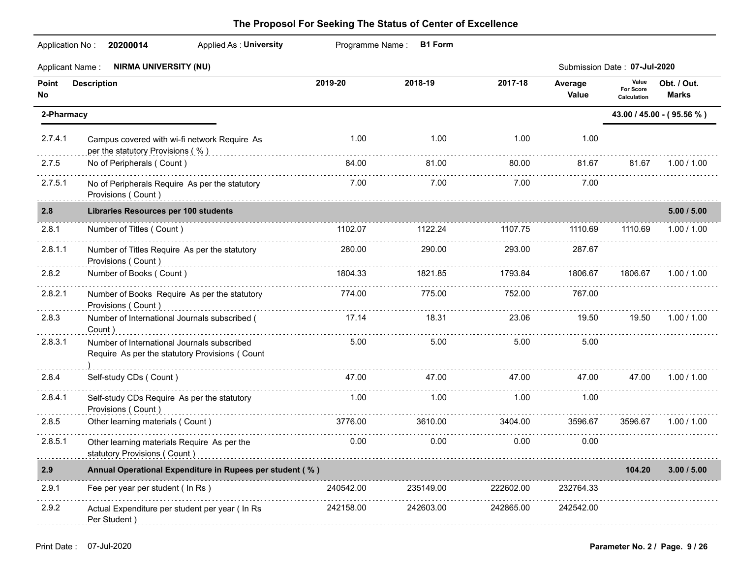## The Proposol For Seeking The Status of Center of Excellence

Application No : **20200014** Applied As : **University** Programme Name : **B1 Form**

Applicant Name : **NIRMA UNIVERSITY (NU)** Submission Date : **07-Jul-2020**

| Point No | Description | 2019-20 | 2018-19 | 2017-18 | Average Value | Value For Score Calculation | Obt. / Out. Marks |
|---|---|---|---|---|---|---|---|
| **2-Pharmacy** | | | | | | | **43.00 / 45.00 - ( 95.56 % )** |
| 2.7.4.1 | Campus covered with wi-fi network Require As per the statutory Provisions ( % ) | 1.00 | 1.00 | 1.00 | 1.00 | | |
| 2.7.5 | No of Peripherals ( Count ) | 84.00 | 81.00 | 80.00 | 81.67 | 81.67 | 1.00 / 1.00 |
| 2.7.5.1 | No of Peripherals Require As per the statutory Provisions ( Count ) | 7.00 | 7.00 | 7.00 | 7.00 | | |
| **2.8** | **Libraries Resources per 100 students** | | | | | | **5.00 / 5.00** |
| 2.8.1 | Number of Titles ( Count ) | 1102.07 | 1122.24 | 1107.75 | 1110.69 | 1110.69 | 1.00 / 1.00 |
| 2.8.1.1 | Number of Titles Require As per the statutory Provisions ( Count ) | 280.00 | 290.00 | 293.00 | 287.67 | | |
| 2.8.2 | Number of Books ( Count ) | 1804.33 | 1821.85 | 1793.84 | 1806.67 | 1806.67 | 1.00 / 1.00 |
| 2.8.2.1 | Number of Books Require As per the statutory Provisions ( Count ) | 774.00 | 775.00 | 752.00 | 767.00 | | |
| 2.8.3 | Number of International Journals subscribed ( Count ) | 17.14 | 18.31 | 23.06 | 19.50 | 19.50 | 1.00 / 1.00 |
| 2.8.3.1 | Number of International Journals subscribed Require As per the statutory Provisions ( Count ) | 5.00 | 5.00 | 5.00 | 5.00 | | |
| 2.8.4 | Self-study CDs ( Count ) | 47.00 | 47.00 | 47.00 | 47.00 | 47.00 | 1.00 / 1.00 |
| 2.8.4.1 | Self-study CDs Require As per the statutory Provisions ( Count ) | 1.00 | 1.00 | 1.00 | 1.00 | | |
| 2.8.5 | Other learning materials ( Count ) | 3776.00 | 3610.00 | 3404.00 | 3596.67 | 3596.67 | 1.00 / 1.00 |
| 2.8.5.1 | Other learning materials Require As per the statutory Provisions ( Count ) | 0.00 | 0.00 | 0.00 | 0.00 | | |
| **2.9** | **Annual Operational Expenditure in Rupees per student ( % )** | | | | | **104.20** | **3.00 / 5.00** |
| 2.9.1 | Fee per year per student ( In Rs ) | 240542.00 | 235149.00 | 222602.00 | 232764.33 | | |
| 2.9.2 | Actual Expenditure per student per year ( In Rs Per Student ) | 242158.00 | 242603.00 | 242865.00 | 242542.00 | | |

Print Date : 07-Jul-2020

Parameter No. 2 / Page. 9 / 26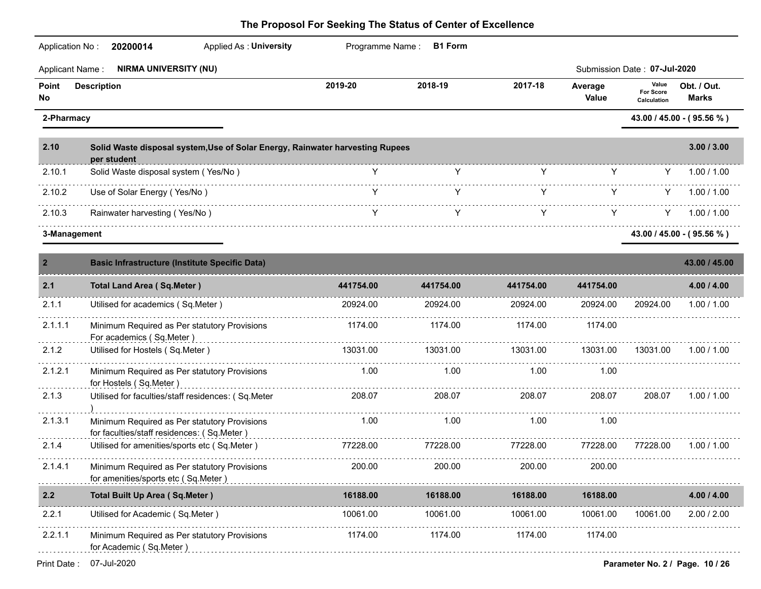# The Proposol For Seeking The Status of Center of Excellence

Application No : **20200014** Applied As : **University** Programme Name : **B1 Form**

Applicant Name : **NIRMA UNIVERSITY (NU)** Submission Date : **07-Jul-2020**

| Point No | Description | 2019-20 | 2018-19 | 2017-18 | Average Value | Value For Score Calculation | Obt. / Out. Marks |
|---|---|---|---|---|---|---|---|
| **2-Pharmacy** | | | | | | | **43.00 / 45.00 - ( 95.56 % )** |
| **2.10** | **Solid Waste disposal system,Use of Solar Energy, Rainwater harvesting Rupees per student** | | | | | | **3.00 / 3.00** |
| 2.10.1 | Solid Waste disposal system ( Yes/No ) | Y | Y | Y | Y | Y | 1.00 / 1.00 |
| 2.10.2 | Use of Solar Energy ( Yes/No ) | Y | Y | Y | Y | Y | 1.00 / 1.00 |
| 2.10.3 | Rainwater harvesting ( Yes/No ) | Y | Y | Y | Y | Y | 1.00 / 1.00 |
| **3-Management** | | | | | | | **43.00 / 45.00 - ( 95.56 % )** |
| **2** | **Basic Infrastructure (Institute Specific Data)** | | | | | | **43.00 / 45.00** |
| **2.1** | **Total Land Area ( Sq.Meter )** | **441754.00** | **441754.00** | **441754.00** | **441754.00** | | **4.00 / 4.00** |
| 2.1.1 | Utilised for academics ( Sq.Meter ) | 20924.00 | 20924.00 | 20924.00 | 20924.00 | 20924.00 | 1.00 / 1.00 |
| 2.1.1.1 | Minimum Required as Per statutory Provisions For academics ( Sq.Meter ) | 1174.00 | 1174.00 | 1174.00 | 1174.00 | | |
| 2.1.2 | Utilised for Hostels ( Sq.Meter ) | 13031.00 | 13031.00 | 13031.00 | 13031.00 | 13031.00 | 1.00 / 1.00 |
| 2.1.2.1 | Minimum Required as Per statutory Provisions for Hostels ( Sq.Meter ) | 1.00 | 1.00 | 1.00 | 1.00 | | |
| 2.1.3 | Utilised for faculties/staff residences: ( Sq.Meter ) | 208.07 | 208.07 | 208.07 | 208.07 | 208.07 | 1.00 / 1.00 |
| 2.1.3.1 | Minimum Required as Per statutory Provisions for faculties/staff residences: ( Sq.Meter ) | 1.00 | 1.00 | 1.00 | 1.00 | | |
| 2.1.4 | Utilised for amenities/sports etc ( Sq.Meter ) | 77228.00 | 77228.00 | 77228.00 | 77228.00 | 77228.00 | 1.00 / 1.00 |
| 2.1.4.1 | Minimum Required as Per statutory Provisions for amenities/sports etc ( Sq.Meter ) | 200.00 | 200.00 | 200.00 | 200.00 | | |
| **2.2** | **Total Built Up Area ( Sq.Meter )** | **16188.00** | **16188.00** | **16188.00** | **16188.00** | | **4.00 / 4.00** |
| 2.2.1 | Utilised for Academic ( Sq.Meter ) | 10061.00 | 10061.00 | 10061.00 | 10061.00 | 10061.00 | 2.00 / 2.00 |
| 2.2.1.1 | Minimum Required as Per statutory Provisions for Academic ( Sq.Meter ) | 1174.00 | 1174.00 | 1174.00 | 1174.00 | | |

Print Date : 07-Jul-2020 Parameter No. 2 /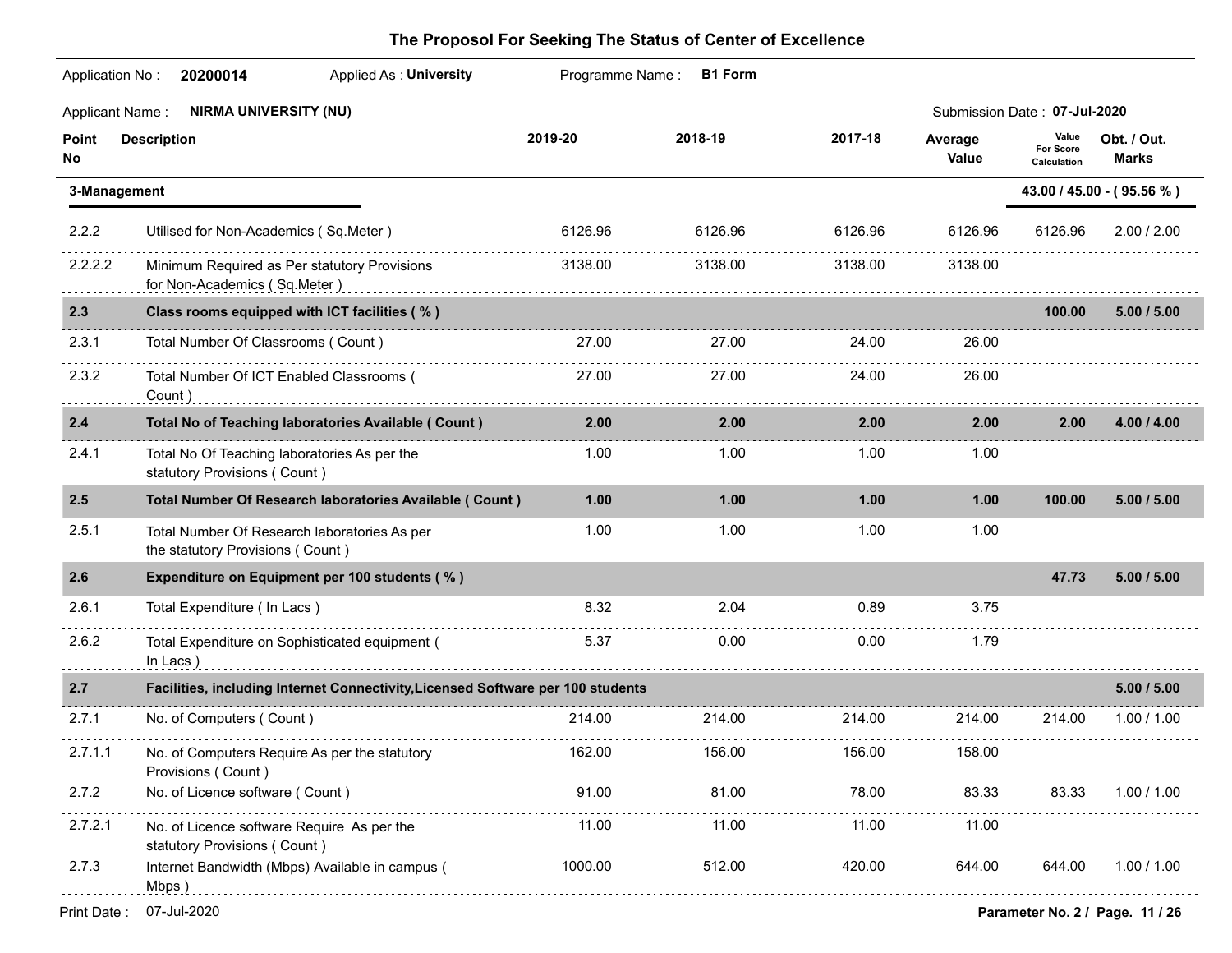# The Proposol For Seeking The Status of Center of Excellence

Application No : **20200014** Applied As : **University** Programme Name : **B1 Form**

Applicant Name : **NIRMA UNIVERSITY (NU)** Submission Date : **07-Jul-2020**

| Point No | Description | 2019-20 | 2018-19 | 2017-18 | Average Value | Value For Score Calculation | Obt. / Out. Marks |
|---|---|---|---|---|---|---|---|
| **3-Management** | | | | | | | **43.00 / 45.00 - ( 95.56 % )** |
| 2.2.2 | Utilised for Non-Academics ( Sq.Meter ) | 6126.96 | 6126.96 | 6126.96 | 6126.96 | 6126.96 | 2.00 / 2.00 |
| 2.2.2.2 | Minimum Required as Per statutory Provisions for Non-Academics ( Sq.Meter ) | 3138.00 | 3138.00 | 3138.00 | 3138.00 | | |
| **2.3** | **Class rooms equipped with ICT facilities ( % )** | | | | | **100.00** | **5.00 / 5.00** |
| 2.3.1 | Total Number Of Classrooms ( Count ) | 27.00 | 27.00 | 24.00 | 26.00 | | |
| 2.3.2 | Total Number Of ICT Enabled Classrooms ( Count ) | 27.00 | 27.00 | 24.00 | 26.00 | | |
| **2.4** | **Total No of Teaching laboratories Available ( Count )** | **2.00** | **2.00** | **2.00** | **2.00** | **2.00** | **4.00 / 4.00** |
| 2.4.1 | Total No Of Teaching laboratories As per the statutory Provisions ( Count ) | 1.00 | 1.00 | 1.00 | 1.00 | | |
| **2.5** | **Total Number Of Research laboratories Available ( Count )** | **1.00** | **1.00** | **1.00** | **1.00** | **100.00** | **5.00 / 5.00** |
| 2.5.1 | Total Number Of Research laboratories As per the statutory Provisions ( Count ) | 1.00 | 1.00 | 1.00 | 1.00 | | |
| **2.6** | **Expenditure on Equipment per 100 students ( % )** | | | | | **47.73** | **5.00 / 5.00** |
| 2.6.1 | Total Expenditure ( In Lacs ) | 8.32 | 2.04 | 0.89 | 3.75 | | |
| 2.6.2 | Total Expenditure on Sophisticated equipment ( In Lacs ) | 5.37 | 0.00 | 0.00 | 1.79 | | |
| **2.7** | **Facilities, including Internet Connectivity,Licensed Software per 100 students** | | | | | | **5.00 / 5.00** |
| 2.7.1 | No. of Computers ( Count ) | 214.00 | 214.00 | 214.00 | 214.00 | 214.00 | 1.00 / 1.00 |
| 2.7.1.1 | No. of Computers Require As per the statutory Provisions ( Count ) | 162.00 | 156.00 | 156.00 | 158.00 | | |
| 2.7.2 | No. of Licence software ( Count ) | 91.00 | 81.00 | 78.00 | 83.33 | 83.33 | 1.00 / 1.00 |
| 2.7.2.1 | No. of Licence software Require As per the statutory Provisions ( Count ) | 11.00 | 11.00 | 11.00 | 11.00 | | |
| 2.7.3 | Internet Bandwidth (Mbps) Available in campus ( Mbps ) | 1000.00 | 512.00 | 420.00 | 644.00 | 644.00 | 1.00 / 1.00 |

Print Date : 07-Jul-2020

Parameter No. 2 / Page. 11 / 26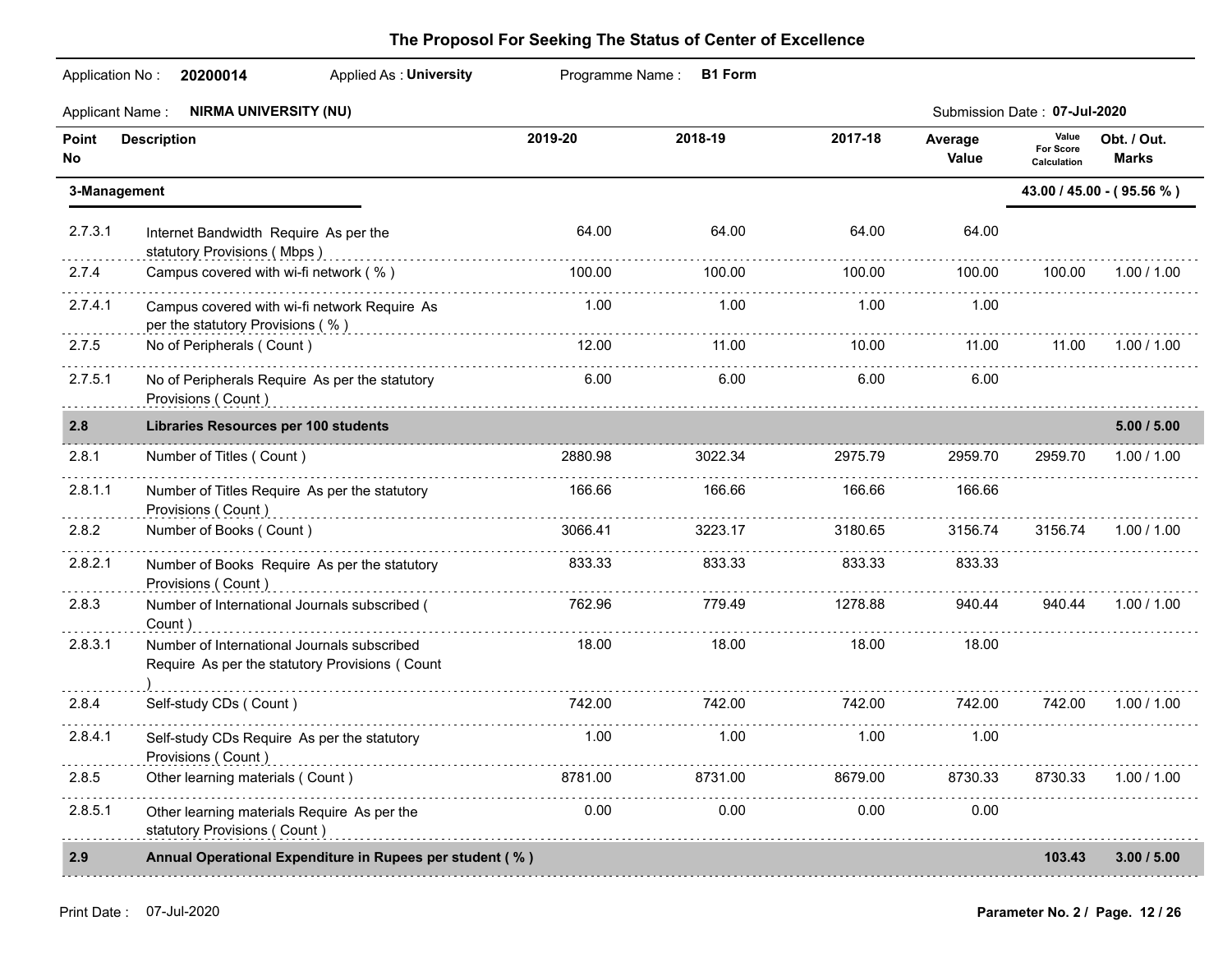# The Proposol For Seeking The Status of Center of Excellence

Application No : **20200014** Applied As : **University** Programme Name : **B1 Form**

Applicant Name : **NIRMA UNIVERSITY (NU)** Submission Date : **07-Jul-2020**

| Point No | Description | 2019-20 | 2018-19 | 2017-18 | Average Value | Value For Score Calculation | Obt. / Out. Marks |
|---|---|---|---|---|---|---|---|
| **3-Management** | | | | | | | **43.00 / 45.00 - ( 95.56 % )** |
| 2.7.3.1 | Internet Bandwidth Require As per the statutory Provisions ( Mbps ) | 64.00 | 64.00 | 64.00 | 64.00 | | |
| 2.7.4 | Campus covered with wi-fi network ( % ) | 100.00 | 100.00 | 100.00 | 100.00 | 100.00 | 1.00 / 1.00 |
| 2.7.4.1 | Campus covered with wi-fi network Require As per the statutory Provisions ( % ) | 1.00 | 1.00 | 1.00 | 1.00 | | |
| 2.7.5 | No of Peripherals ( Count ) | 12.00 | 11.00 | 10.00 | 11.00 | 11.00 | 1.00 / 1.00 |
| 2.7.5.1 | No of Peripherals Require As per the statutory Provisions ( Count ) | 6.00 | 6.00 | 6.00 | 6.00 | | |
| **2.8** | **Libraries Resources per 100 students** | | | | | | **5.00 / 5.00** |
| 2.8.1 | Number of Titles ( Count ) | 2880.98 | 3022.34 | 2975.79 | 2959.70 | 2959.70 | 1.00 / 1.00 |
| 2.8.1.1 | Number of Titles Require As per the statutory Provisions ( Count ) | 166.66 | 166.66 | 166.66 | 166.66 | | |
| 2.8.2 | Number of Books ( Count ) | 3066.41 | 3223.17 | 3180.65 | 3156.74 | 3156.74 | 1.00 / 1.00 |
| 2.8.2.1 | Number of Books Require As per the statutory Provisions ( Count ) | 833.33 | 833.33 | 833.33 | 833.33 | | |
| 2.8.3 | Number of International Journals subscribed ( Count ) | 762.96 | 779.49 | 1278.88 | 940.44 | 940.44 | 1.00 / 1.00 |
| 2.8.3.1 | Number of International Journals subscribed Require As per the statutory Provisions ( Count ) | 18.00 | 18.00 | 18.00 | 18.00 | | |
| 2.8.4 | Self-study CDs ( Count ) | 742.00 | 742.00 | 742.00 | 742.00 | 742.00 | 1.00 / 1.00 |
| 2.8.4.1 | Self-study CDs Require As per the statutory Provisions ( Count ) | 1.00 | 1.00 | 1.00 | 1.00 | | |
| 2.8.5 | Other learning materials ( Count ) | 8781.00 | 8731.00 | 8679.00 | 8730.33 | 8730.33 | 1.00 / 1.00 |
| 2.8.5.1 | Other learning materials Require As per the statutory Provisions ( Count ) | 0.00 | 0.00 | 0.00 | 0.00 | | |
| **2.9** | **Annual Operational Expenditure in Rupees per student ( % )** | | | | | **103.43** | **3.00 / 5.00** |

Print Date : 07-Jul-2020

**Parameter No. 2 / Page. 12 / 26**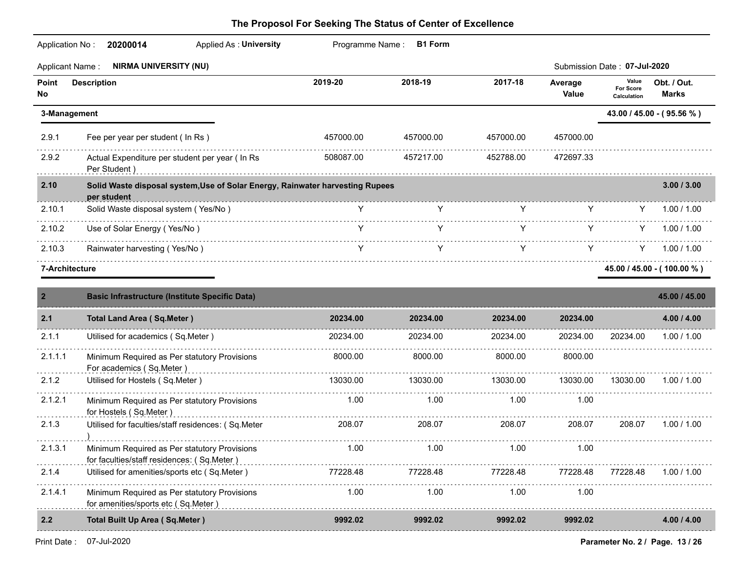**The Proposol For Seeking The Status of Center of Excellence**

Application No : **20200014** Applied As : **University** Programme Name : **B1 Form**

Applicant Name : **NIRMA UNIVERSITY (NU)** Submission Date : **07-Jul-2020**

| Point No | Description | 2019-20 | 2018-19 | 2017-18 | Average Value | Value For Score Calculation | Obt. / Out. Marks |
|---|---|---|---|---|---|---|---|
| **3-Management** | | | | | | | **43.00 / 45.00 - ( 95.56 % )** |
| 2.9.1 | Fee per year per student ( In Rs ) | 457000.00 | 457000.00 | 457000.00 | 457000.00 | | |
| 2.9.2 | Actual Expenditure per student per year ( In Rs Per Student ) | 508087.00 | 457217.00 | 452788.00 | 472697.33 | | |
| **2.10** | **Solid Waste disposal system,Use of Solar Energy, Rainwater harvesting Rupees per student** | | | | | | **3.00 / 3.00** |
| 2.10.1 | Solid Waste disposal system ( Yes/No ) | Y | Y | Y | Y | Y | 1.00 / 1.00 |
| 2.10.2 | Use of Solar Energy ( Yes/No ) | Y | Y | Y | Y | Y | 1.00 / 1.00 |
| 2.10.3 | Rainwater harvesting ( Yes/No ) | Y | Y | Y | Y | Y | 1.00 / 1.00 |
| **7-Architecture** | | | | | | | **45.00 / 45.00 - ( 100.00 % )** |
| **2** | **Basic Infrastructure (Institute Specific Data)** | | | | | | **45.00 / 45.00** |
| **2.1** | **Total Land Area ( Sq.Meter )** | **20234.00** | **20234.00** | **20234.00** | **20234.00** | | **4.00 / 4.00** |
| 2.1.1 | Utilised for academics ( Sq.Meter ) | 20234.00 | 20234.00 | 20234.00 | 20234.00 | 20234.00 | 1.00 / 1.00 |
| 2.1.1.1 | Minimum Required as Per statutory Provisions For academics ( Sq.Meter ) | 8000.00 | 8000.00 | 8000.00 | 8000.00 | | |
| 2.1.2 | Utilised for Hostels ( Sq.Meter ) | 13030.00 | 13030.00 | 13030.00 | 13030.00 | 13030.00 | 1.00 / 1.00 |
| 2.1.2.1 | Minimum Required as Per statutory Provisions for Hostels ( Sq.Meter ) | 1.00 | 1.00 | 1.00 | 1.00 | | |
| 2.1.3 | Utilised for faculties/staff residences: ( Sq.Meter ) | 208.07 | 208.07 | 208.07 | 208.07 | 208.07 | 1.00 / 1.00 |
| 2.1.3.1 | Minimum Required as Per statutory Provisions for faculties/staff residences: ( Sq.Meter ) | 1.00 | 1.00 | 1.00 | 1.00 | | |
| 2.1.4 | Utilised for amenities/sports etc ( Sq.Meter ) | 77228.48 | 77228.48 | 77228.48 | 77228.48 | 77228.48 | 1.00 / 1.00 |
| 2.1.4.1 | Minimum Required as Per statutory Provisions for amenities/sports etc ( Sq.Meter ) | 1.00 | 1.00 | 1.00 | 1.00 | | |
| **2.2** | **Total Built Up Area ( Sq.Meter )** | **9992.02** | **9992.02** | **9992.02** | **9992.02** | | **4.00 / 4.00** |

Print Date : 07-Jul-2020 **Parameter No. 2 / Page. 13 / 26**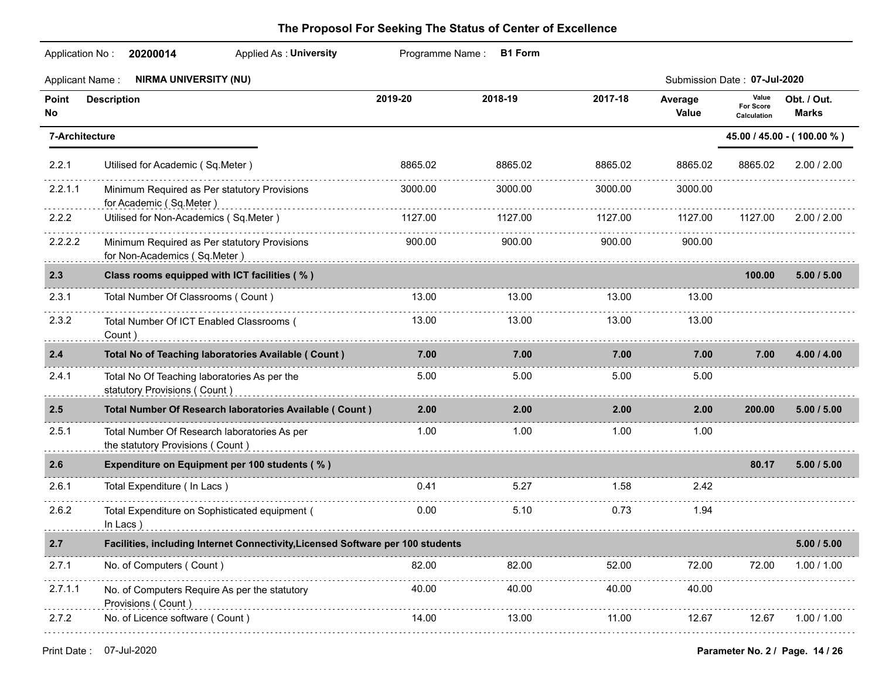# The Proposol For Seeking The Status of Center of Excellence

Application No : **20200014** Applied As : **University** Programme Name : **B1 Form**

Applicant Name : **NIRMA UNIVERSITY (NU)** Submission Date : **07-Jul-2020**

| Point No | Description | 2019-20 | 2018-19 | 2017-18 | Average Value | Value For Score Calculation | Obt. / Out. Marks |
|---|---|---|---|---|---|---|---|
| **7-Architecture** | | | | | | | **45.00 / 45.00 - ( 100.00 % )** |
| 2.2.1 | Utilised for Academic ( Sq.Meter ) | 8865.02 | 8865.02 | 8865.02 | 8865.02 | 8865.02 | 2.00 / 2.00 |
| 2.2.1.1 | Minimum Required as Per statutory Provisions for Academic ( Sq.Meter ) | 3000.00 | 3000.00 | 3000.00 | 3000.00 | | |
| 2.2.2 | Utilised for Non-Academics ( Sq.Meter ) | 1127.00 | 1127.00 | 1127.00 | 1127.00 | 1127.00 | 2.00 / 2.00 |
| 2.2.2.2 | Minimum Required as Per statutory Provisions for Non-Academics ( Sq.Meter ) | 900.00 | 900.00 | 900.00 | 900.00 | | |
| **2.3** | **Class rooms equipped with ICT facilities ( % )** | | | | | **100.00** | **5.00 / 5.00** |
| 2.3.1 | Total Number Of Classrooms ( Count ) | 13.00 | 13.00 | 13.00 | 13.00 | | |
| 2.3.2 | Total Number Of ICT Enabled Classrooms ( Count ) | 13.00 | 13.00 | 13.00 | 13.00 | | |
| **2.4** | **Total No of Teaching laboratories Available ( Count )** | **7.00** | **7.00** | **7.00** | **7.00** | **7.00** | **4.00 / 4.00** |
| 2.4.1 | Total No Of Teaching laboratories As per the statutory Provisions ( Count ) | 5.00 | 5.00 | 5.00 | 5.00 | | |
| **2.5** | **Total Number Of Research laboratories Available ( Count )** | **2.00** | **2.00** | **2.00** | **2.00** | **200.00** | **5.00 / 5.00** |
| 2.5.1 | Total Number Of Research laboratories As per the statutory Provisions ( Count ) | 1.00 | 1.00 | 1.00 | 1.00 | | |
| **2.6** | **Expenditure on Equipment per 100 students ( % )** | | | | | **80.17** | **5.00 / 5.00** |
| 2.6.1 | Total Expenditure ( In Lacs ) | 0.41 | 5.27 | 1.58 | 2.42 | | |
| 2.6.2 | Total Expenditure on Sophisticated equipment ( In Lacs ) | 0.00 | 5.10 | 0.73 | 1.94 | | |
| **2.7** | **Facilities, including Internet Connectivity,Licensed Software per 100 students** | | | | | | **5.00 / 5.00** |
| 2.7.1 | No. of Computers ( Count ) | 82.00 | 82.00 | 52.00 | 72.00 | 72.00 | 1.00 / 1.00 |
| 2.7.1.1 | No. of Computers Require As per the statutory Provisions ( Count ) | 40.00 | 40.00 | 40.00 | 40.00 | | |
| 2.7.2 | No. of Licence software ( Count ) | 14.00 | 13.00 | 11.00 | 12.67 | 12.67 | 1.00 / 1.00 |

Print Date : 07-Jul-2020 **Parameter No. 2 /**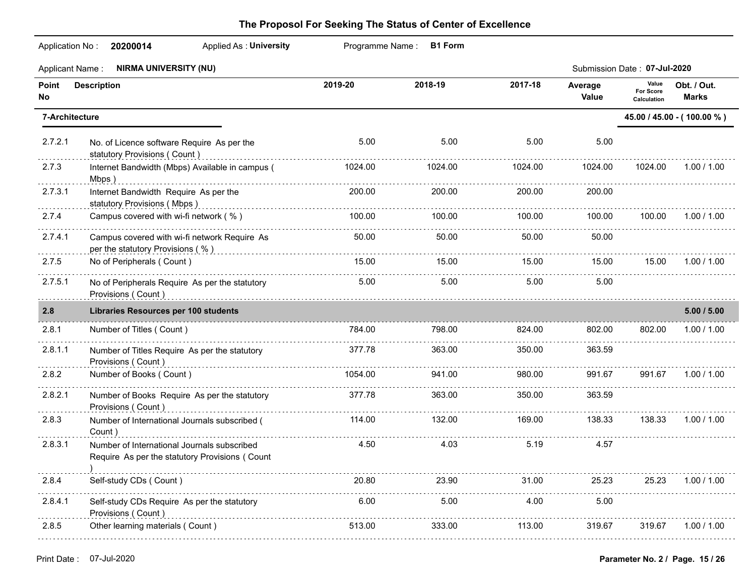# The Proposol For Seeking The Status of Center of Excellence

Application No : **20200014** Applied As : **University** Programme Name : **B1 Form**

Applicant Name : **NIRMA UNIVERSITY (NU)** Submission Date : **07-Jul-2020**

| Point No | Description | 2019-20 | 2018-19 | 2017-18 | Average Value | Value For Score Calculation | Obt. / Out. Marks |
|---|---|---|---|---|---|---|---|
| **7-Architecture** | | | | | | | **45.00 / 45.00 - ( 100.00 % )** |
| 2.7.2.1 | No. of Licence software Require As per the statutory Provisions ( Count ) | 5.00 | 5.00 | 5.00 | 5.00 | | |
| 2.7.3 | Internet Bandwidth (Mbps) Available in campus ( Mbps ) | 1024.00 | 1024.00 | 1024.00 | 1024.00 | 1024.00 | 1.00 / 1.00 |
| 2.7.3.1 | Internet Bandwidth Require As per the statutory Provisions ( Mbps ) | 200.00 | 200.00 | 200.00 | 200.00 | | |
| 2.7.4 | Campus covered with wi-fi network ( % ) | 100.00 | 100.00 | 100.00 | 100.00 | 100.00 | 1.00 / 1.00 |
| 2.7.4.1 | Campus covered with wi-fi network Require As per the statutory Provisions ( % ) | 50.00 | 50.00 | 50.00 | 50.00 | | |
| 2.7.5 | No of Peripherals ( Count ) | 15.00 | 15.00 | 15.00 | 15.00 | 15.00 | 1.00 / 1.00 |
| 2.7.5.1 | No of Peripherals Require As per the statutory Provisions ( Count ) | 5.00 | 5.00 | 5.00 | 5.00 | | |
| **2.8** | **Libraries Resources per 100 students** | | | | | | **5.00 / 5.00** |
| 2.8.1 | Number of Titles ( Count ) | 784.00 | 798.00 | 824.00 | 802.00 | 802.00 | 1.00 / 1.00 |
| 2.8.1.1 | Number of Titles Require As per the statutory Provisions ( Count ) | 377.78 | 363.00 | 350.00 | 363.59 | | |
| 2.8.2 | Number of Books ( Count ) | 1054.00 | 941.00 | 980.00 | 991.67 | 991.67 | 1.00 / 1.00 |
| 2.8.2.1 | Number of Books Require As per the statutory Provisions ( Count ) | 377.78 | 363.00 | 350.00 | 363.59 | | |
| 2.8.3 | Number of International Journals subscribed ( Count ) | 114.00 | 132.00 | 169.00 | 138.33 | 138.33 | 1.00 / 1.00 |
| 2.8.3.1 | Number of International Journals subscribed Require As per the statutory Provisions ( Count ) | 4.50 | 4.03 | 5.19 | 4.57 | | |
| 2.8.4 | Self-study CDs ( Count ) | 20.80 | 23.90 | 31.00 | 25.23 | 25.23 | 1.00 / 1.00 |
| 2.8.4.1 | Self-study CDs Require As per the statutory Provisions ( Count ) | 6.00 | 5.00 | 4.00 | 5.00 | | |
| 2.8.5 | Other learning materials ( Count ) | 513.00 | 333.00 | 113.00 | 319.67 | 319.67 | 1.00 / 1.00 |

Print Date : 07-Jul-2020

Parameter No. 2 / Page. 15 / 26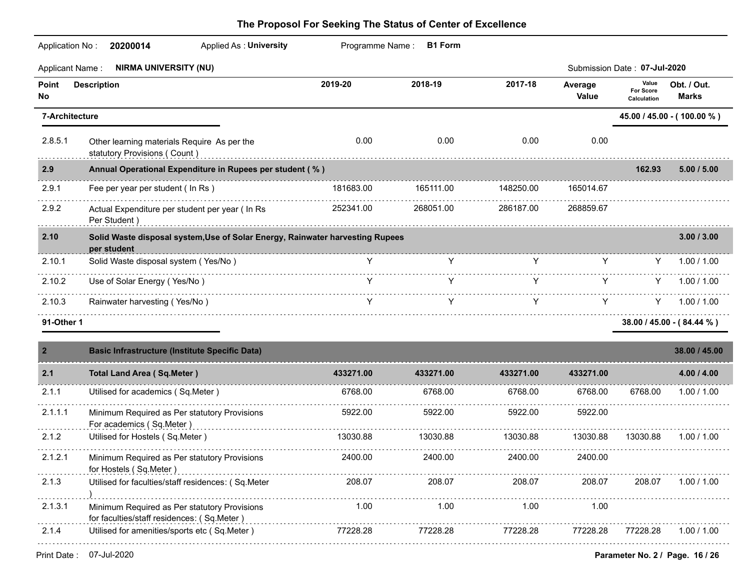# The Proposol For Seeking The Status of Center of Excellence

Application No : **20200014** Applied As : **University** Programme Name : **B1 Form**

Applicant Name : **NIRMA UNIVERSITY (NU)** Submission Date : **07-Jul-2020**

| Point No | Description | 2019-20 | 2018-19 | 2017-18 | Average Value | Value For Score Calculation | Obt. / Out. Marks |
|---|---|---|---|---|---|---|---|
| **7-Architecture** | | | | | | | **45.00 / 45.00 - ( 100.00 % )** |
| 2.8.5.1 | Other learning materials Require As per the statutory Provisions ( Count ) | 0.00 | 0.00 | 0.00 | 0.00 | | |
| **2.9** | **Annual Operational Expenditure in Rupees per student ( % )** | | | | | **162.93** | **5.00 / 5.00** |
| 2.9.1 | Fee per year per student ( In Rs ) | 181683.00 | 165111.00 | 148250.00 | 165014.67 | | |
| 2.9.2 | Actual Expenditure per student per year ( In Rs Per Student ) | 252341.00 | 268051.00 | 286187.00 | 268859.67 | | |
| **2.10** | **Solid Waste disposal system,Use of Solar Energy, Rainwater harvesting Rupees per student** | | | | | | **3.00 / 3.00** |
| 2.10.1 | Solid Waste disposal system ( Yes/No ) | Y | Y | Y | Y | Y | 1.00 / 1.00 |
| 2.10.2 | Use of Solar Energy ( Yes/No ) | Y | Y | Y | Y | Y | 1.00 / 1.00 |
| 2.10.3 | Rainwater harvesting ( Yes/No ) | Y | Y | Y | Y | Y | 1.00 / 1.00 |
| **91-Other 1** | | | | | | | **38.00 / 45.00 - ( 84.44 % )** |
| **2** | **Basic Infrastructure (Institute Specific Data)** | | | | | | **38.00 / 45.00** |
| **2.1** | **Total Land Area ( Sq.Meter )** | **433271.00** | **433271.00** | **433271.00** | **433271.00** | | **4.00 / 4.00** |
| 2.1.1 | Utilised for academics ( Sq.Meter ) | 6768.00 | 6768.00 | 6768.00 | 6768.00 | 6768.00 | 1.00 / 1.00 |
| 2.1.1.1 | Minimum Required as Per statutory Provisions For academics ( Sq.Meter ) | 5922.00 | 5922.00 | 5922.00 | 5922.00 | | |
| 2.1.2 | Utilised for Hostels ( Sq.Meter ) | 13030.88 | 13030.88 | 13030.88 | 13030.88 | 13030.88 | 1.00 / 1.00 |
| 2.1.2.1 | Minimum Required as Per statutory Provisions for Hostels ( Sq.Meter ) | 2400.00 | 2400.00 | 2400.00 | 2400.00 | | |
| 2.1.3 | Utilised for faculties/staff residences: ( Sq.Meter ) | 208.07 | 208.07 | 208.07 | 208.07 | 208.07 | 1.00 / 1.00 |
| 2.1.3.1 | Minimum Required as Per statutory Provisions for faculties/staff residences: ( Sq.Meter ) | 1.00 | 1.00 | 1.00 | 1.00 | | |
| 2.1.4 | Utilised for amenities/sports etc ( Sq.Meter ) | 77228.28 | 77228.28 | 77228.28 | 77228.28 | 77228.28 | 1.00 / 1.00 |

Print Date : 07-Jul-2020 Parameter No. 2 / Page. 16 / 26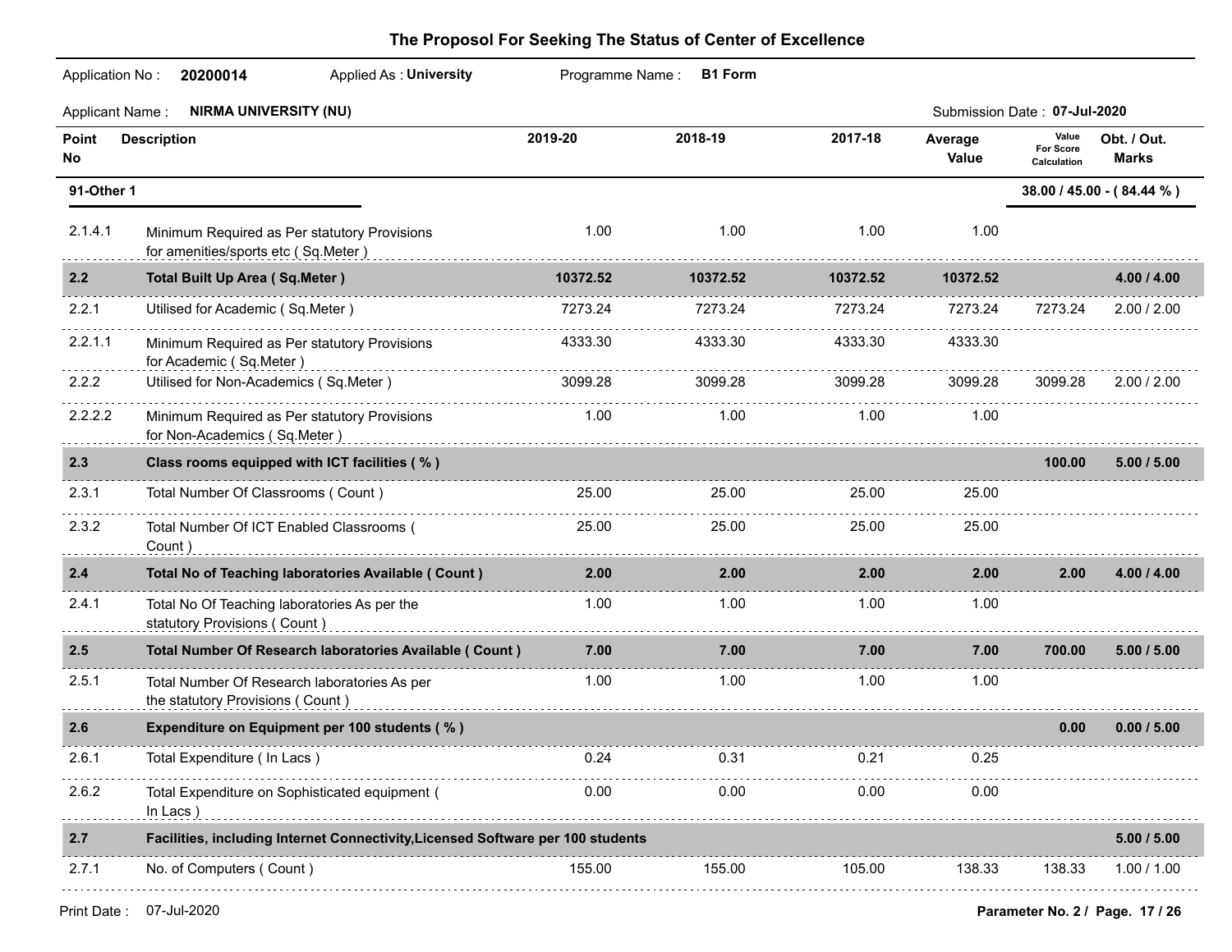# The Proposol For Seeking The Status of Center of Excellence

Application No : **20200014** Applied As : **University** Programme Name : **B1 Form**

Applicant Name : **NIRMA UNIVERSITY (NU)** Submission Date : **07-Jul-2020**

| Point No | Description | 2019-20 | 2018-19 | 2017-18 | Average Value | Value For Score Calculation | Obt. / Out. Marks |
|---|---|---|---|---|---|---|---|
| **91-Other 1** | | | | | | | **38.00 / 45.00 - ( 84.44 % )** |
| 2.1.4.1 | Minimum Required as Per statutory Provisions for amenities/sports etc ( Sq.Meter ) | 1.00 | 1.00 | 1.00 | 1.00 | | |
| **2.2** | **Total Built Up Area ( Sq.Meter )** | **10372.52** | **10372.52** | **10372.52** | **10372.52** | | **4.00 / 4.00** |
| 2.2.1 | Utilised for Academic ( Sq.Meter ) | 7273.24 | 7273.24 | 7273.24 | 7273.24 | 7273.24 | 2.00 / 2.00 |
| 2.2.1.1 | Minimum Required as Per statutory Provisions for Academic ( Sq.Meter ) | 4333.30 | 4333.30 | 4333.30 | 4333.30 | | |
| 2.2.2 | Utilised for Non-Academics ( Sq.Meter ) | 3099.28 | 3099.28 | 3099.28 | 3099.28 | 3099.28 | 2.00 / 2.00 |
| 2.2.2.2 | Minimum Required as Per statutory Provisions for Non-Academics ( Sq.Meter ) | 1.00 | 1.00 | 1.00 | 1.00 | | |
| **2.3** | **Class rooms equipped with ICT facilities ( % )** | | | | | **100.00** | **5.00 / 5.00** |
| 2.3.1 | Total Number Of Classrooms ( Count ) | 25.00 | 25.00 | 25.00 | 25.00 | | |
| 2.3.2 | Total Number Of ICT Enabled Classrooms ( Count ) | 25.00 | 25.00 | 25.00 | 25.00 | | |
| **2.4** | **Total No of Teaching laboratories Available ( Count )** | **2.00** | **2.00** | **2.00** | **2.00** | **2.00** | **4.00 / 4.00** |
| 2.4.1 | Total No Of Teaching laboratories As per the statutory Provisions ( Count ) | 1.00 | 1.00 | 1.00 | 1.00 | | |
| **2.5** | **Total Number Of Research laboratories Available ( Count )** | **7.00** | **7.00** | **7.00** | **7.00** | **700.00** | **5.00 / 5.00** |
| 2.5.1 | Total Number Of Research laboratories As per the statutory Provisions ( Count ) | 1.00 | 1.00 | 1.00 | 1.00 | | |
| **2.6** | **Expenditure on Equipment per 100 students ( % )** | | | | | **0.00** | **0.00 / 5.00** |
| 2.6.1 | Total Expenditure ( In Lacs ) | 0.24 | 0.31 | 0.21 | 0.25 | | |
| 2.6.2 | Total Expenditure on Sophisticated equipment ( In Lacs ) | 0.00 | 0.00 | 0.00 | 0.00 | | |
| **2.7** | **Facilities, including Internet Connectivity,Licensed Software per 100 students** | | | | | | **5.00 / 5.00** |
| 2.7.1 | No. of Computers ( Count ) | 155.00 | 155.00 | 105.00 | 138.33 | 138.33 | 1.00 / 1.00 |

Print Date : 07-Jul-2020

Parameter No. 2 / Page. 17 / 26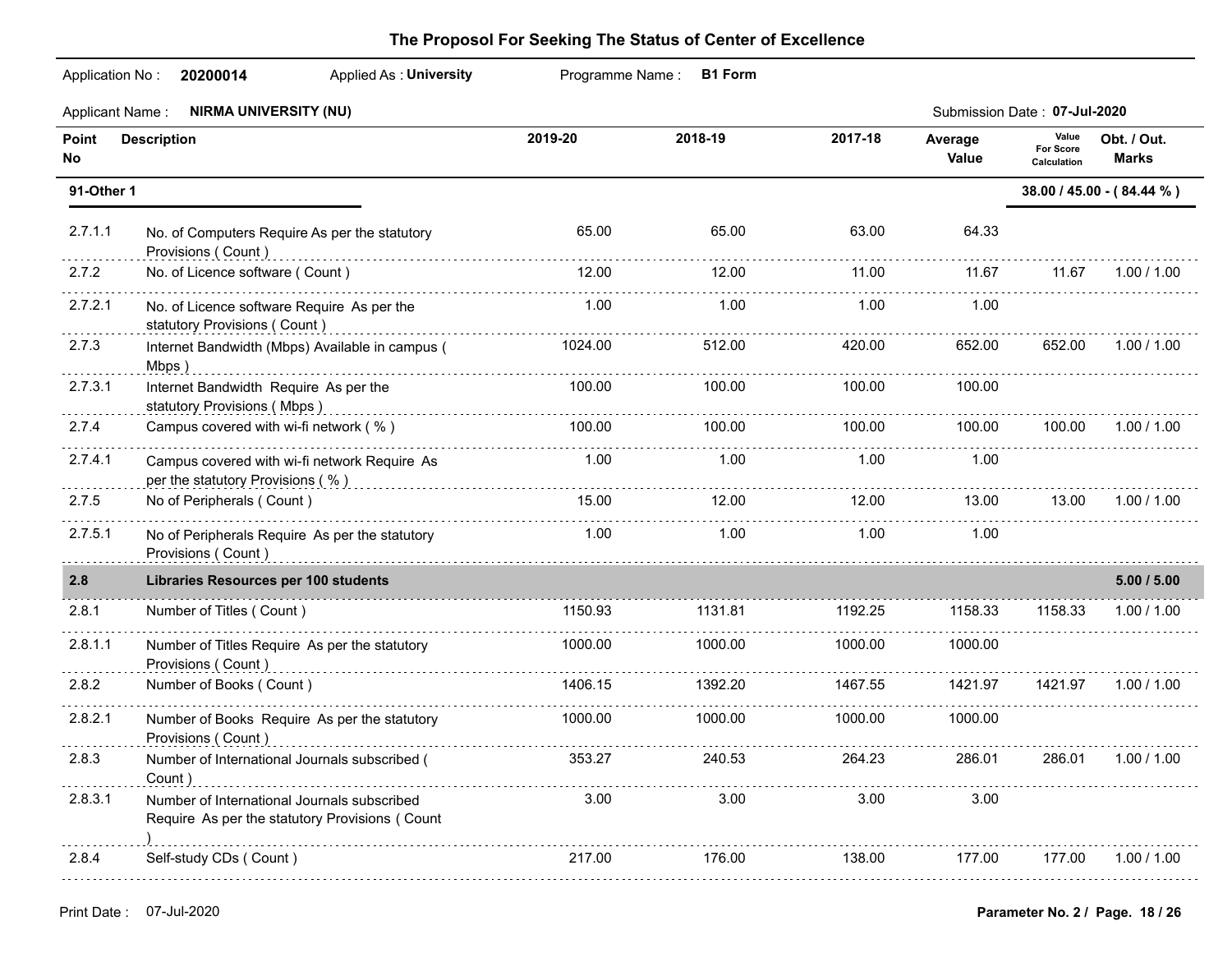# The Proposol For Seeking The Status of Center of Excellence

Application No : **20200014** Applied As : **University** Programme Name : **B1 Form**

Applicant Name : **NIRMA UNIVERSITY (NU)** Submission Date : **07-Jul-2020**

| Point No | Description | 2019-20 | 2018-19 | 2017-18 | Average Value | Value For Score Calculation | Obt. / Out. Marks |
|---|---|---|---|---|---|---|---|
| **91-Other 1** | | | | | | | **38.00 / 45.00 - ( 84.44 % )** |
| 2.7.1.1 | No. of Computers Require As per the statutory Provisions ( Count ) | 65.00 | 65.00 | 63.00 | 64.33 | | |
| 2.7.2 | No. of Licence software ( Count ) | 12.00 | 12.00 | 11.00 | 11.67 | 11.67 | 1.00 / 1.00 |
| 2.7.2.1 | No. of Licence software Require As per the statutory Provisions ( Count ) | 1.00 | 1.00 | 1.00 | 1.00 | | |
| 2.7.3 | Internet Bandwidth (Mbps) Available in campus ( Mbps ) | 1024.00 | 512.00 | 420.00 | 652.00 | 652.00 | 1.00 / 1.00 |
| 2.7.3.1 | Internet Bandwidth Require As per the statutory Provisions ( Mbps ) | 100.00 | 100.00 | 100.00 | 100.00 | | |
| 2.7.4 | Campus covered with wi-fi network ( % ) | 100.00 | 100.00 | 100.00 | 100.00 | 100.00 | 1.00 / 1.00 |
| 2.7.4.1 | Campus covered with wi-fi network Require As per the statutory Provisions ( % ) | 1.00 | 1.00 | 1.00 | 1.00 | | |
| 2.7.5 | No of Peripherals ( Count ) | 15.00 | 12.00 | 12.00 | 13.00 | 13.00 | 1.00 / 1.00 |
| 2.7.5.1 | No of Peripherals Require As per the statutory Provisions ( Count ) | 1.00 | 1.00 | 1.00 | 1.00 | | |
| **2.8** | **Libraries Resources per 100 students** | | | | | | **5.00 / 5.00** |
| 2.8.1 | Number of Titles ( Count ) | 1150.93 | 1131.81 | 1192.25 | 1158.33 | 1158.33 | 1.00 / 1.00 |
| 2.8.1.1 | Number of Titles Require As per the statutory Provisions ( Count ) | 1000.00 | 1000.00 | 1000.00 | 1000.00 | | |
| 2.8.2 | Number of Books ( Count ) | 1406.15 | 1392.20 | 1467.55 | 1421.97 | 1421.97 | 1.00 / 1.00 |
| 2.8.2.1 | Number of Books Require As per the statutory Provisions ( Count ) | 1000.00 | 1000.00 | 1000.00 | 1000.00 | | |
| 2.8.3 | Number of International Journals subscribed ( Count ) | 353.27 | 240.53 | 264.23 | 286.01 | 286.01 | 1.00 / 1.00 |
| 2.8.3.1 | Number of International Journals subscribed Require As per the statutory Provisions ( Count ) | 3.00 | 3.00 | 3.00 | 3.00 | | |
| 2.8.4 | Self-study CDs ( Count ) | 217.00 | 176.00 | 138.00 | 177.00 | 177.00 | 1.00 / 1.00 |

Print Date : 07-Jul-2020

Parameter No. 2 / Page. 18 / 26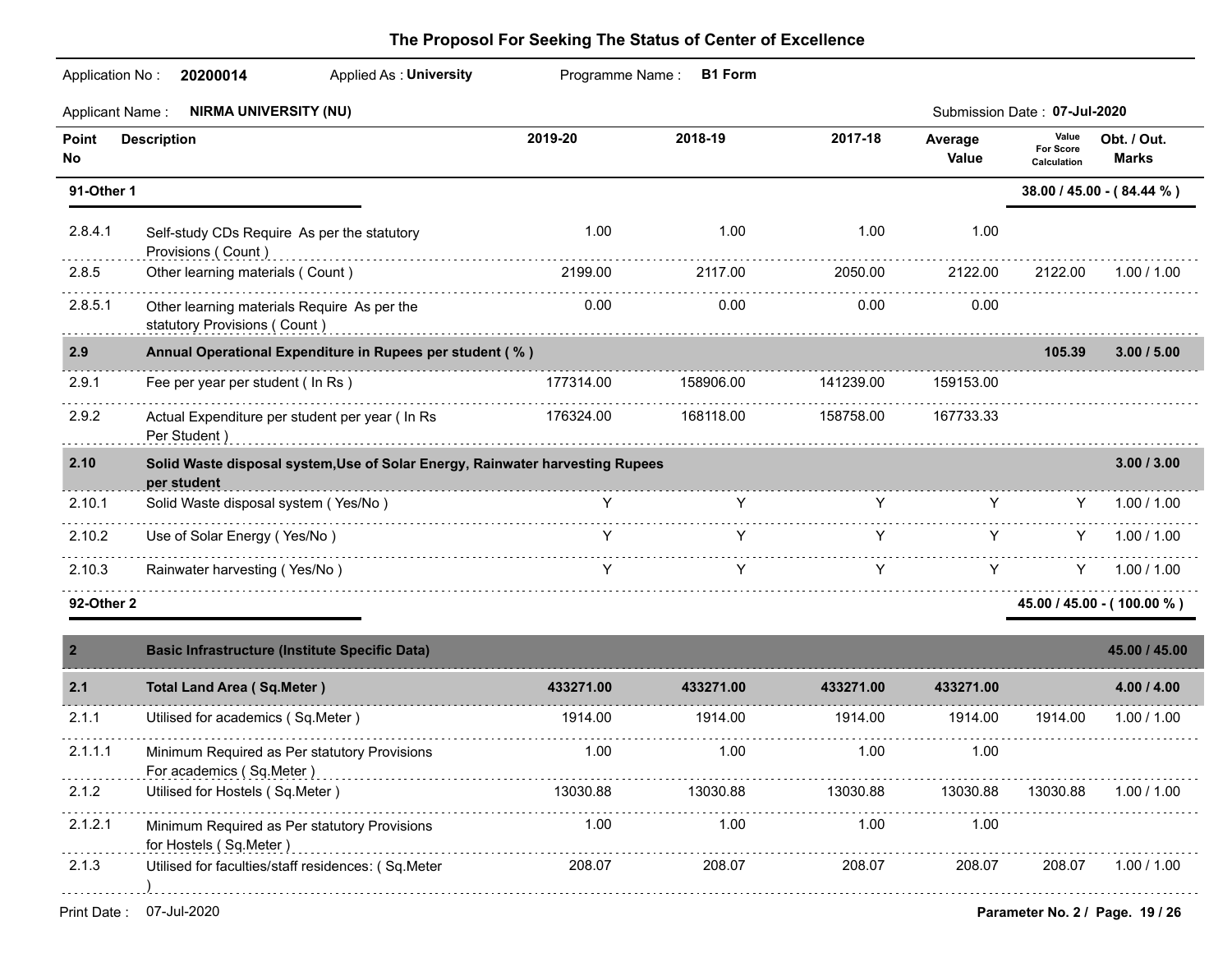## The Proposol For Seeking The Status of Center of Excellence

Application No : **20200014** Applied As : **University** Programme Name : **B1 Form**

Applicant Name : **NIRMA UNIVERSITY (NU)** Submission Date : **07-Jul-2020**

| Point No | Description | 2019-20 | 2018-19 | 2017-18 | Average Value | Value For Score Calculation | Obt. / Out. Marks |
|---|---|---|---|---|---|---|---|
| **91-Other 1** | | | | | | | **38.00 / 45.00 - ( 84.44 % )** |
| 2.8.4.1 | Self-study CDs Require As per the statutory Provisions ( Count ) | 1.00 | 1.00 | 1.00 | 1.00 | | |
| 2.8.5 | Other learning materials ( Count ) | 2199.00 | 2117.00 | 2050.00 | 2122.00 | 2122.00 | 1.00 / 1.00 |
| 2.8.5.1 | Other learning materials Require As per the statutory Provisions ( Count ) | 0.00 | 0.00 | 0.00 | 0.00 | | |
| **2.9** | **Annual Operational Expenditure in Rupees per student ( % )** | | | | | **105.39** | **3.00 / 5.00** |
| 2.9.1 | Fee per year per student ( In Rs ) | 177314.00 | 158906.00 | 141239.00 | 159153.00 | | |
| 2.9.2 | Actual Expenditure per student per year ( In Rs Per Student ) | 176324.00 | 168118.00 | 158758.00 | 167733.33 | | |
| **2.10** | **Solid Waste disposal system,Use of Solar Energy, Rainwater harvesting Rupees per student** | | | | | | **3.00 / 3.00** |
| 2.10.1 | Solid Waste disposal system ( Yes/No ) | Y | Y | Y | Y | Y | 1.00 / 1.00 |
| 2.10.2 | Use of Solar Energy ( Yes/No ) | Y | Y | Y | Y | Y | 1.00 / 1.00 |
| 2.10.3 | Rainwater harvesting ( Yes/No ) | Y | Y | Y | Y | Y | 1.00 / 1.00 |
| **92-Other 2** | | | | | | | **45.00 / 45.00 - ( 100.00 % )** |
| **2** | **Basic Infrastructure (Institute Specific Data)** | | | | | | **45.00 / 45.00** |
| **2.1** | **Total Land Area ( Sq.Meter )** | **433271.00** | **433271.00** | **433271.00** | **433271.00** | | **4.00 / 4.00** |
| 2.1.1 | Utilised for academics ( Sq.Meter ) | 1914.00 | 1914.00 | 1914.00 | 1914.00 | 1914.00 | 1.00 / 1.00 |
| 2.1.1.1 | Minimum Required as Per statutory Provisions For academics ( Sq.Meter ) | 1.00 | 1.00 | 1.00 | 1.00 | | |
| 2.1.2 | Utilised for Hostels ( Sq.Meter ) | 13030.88 | 13030.88 | 13030.88 | 13030.88 | 13030.88 | 1.00 / 1.00 |
| 2.1.2.1 | Minimum Required as Per statutory Provisions for Hostels ( Sq.Meter ) | 1.00 | 1.00 | 1.00 | 1.00 | | |
| 2.1.3 | Utilised for faculties/staff residences: ( Sq.Meter ) | 208.07 | 208.07 | 208.07 | 208.07 | 208.07 | 1.00 / 1.00 |

Print Date : 07-Jul-2020

Parameter No. 2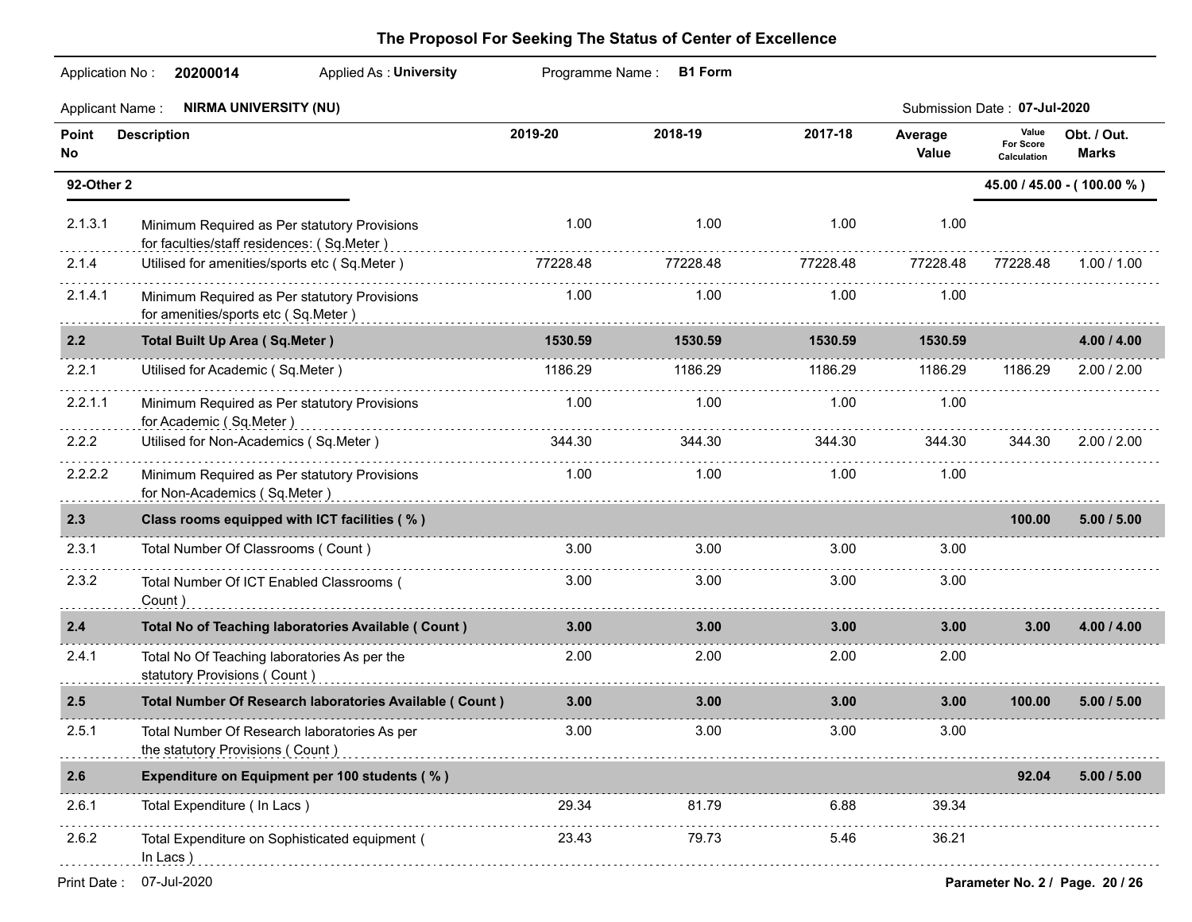## The Proposol For Seeking The Status of Center of Excellence

Application No : **20200014** Applied As : **University** Programme Name : **B1 Form**

Applicant Name : **NIRMA UNIVERSITY (NU)** Submission Date : **07-Jul-2020**

| Point No | Description | 2019-20 | 2018-19 | 2017-18 | Average Value | Value For Score Calculation | Obt. / Out. Marks |
|---|---|---|---|---|---|---|---|
| **92-Other 2** | | | | | | | **45.00 / 45.00 - ( 100.00 % )** |
| 2.1.3.1 | Minimum Required as Per statutory Provisions for faculties/staff residences: ( Sq.Meter ) | 1.00 | 1.00 | 1.00 | 1.00 | | |
| 2.1.4 | Utilised for amenities/sports etc ( Sq.Meter ) | 77228.48 | 77228.48 | 77228.48 | 77228.48 | 77228.48 | 1.00 / 1.00 |
| 2.1.4.1 | Minimum Required as Per statutory Provisions for amenities/sports etc ( Sq.Meter ) | 1.00 | 1.00 | 1.00 | 1.00 | | |
| **2.2** | **Total Built Up Area ( Sq.Meter )** | **1530.59** | **1530.59** | **1530.59** | **1530.59** | | **4.00 / 4.00** |
| 2.2.1 | Utilised for Academic ( Sq.Meter ) | 1186.29 | 1186.29 | 1186.29 | 1186.29 | 1186.29 | 2.00 / 2.00 |
| 2.2.1.1 | Minimum Required as Per statutory Provisions for Academic ( Sq.Meter ) | 1.00 | 1.00 | 1.00 | 1.00 | | |
| 2.2.2 | Utilised for Non-Academics ( Sq.Meter ) | 344.30 | 344.30 | 344.30 | 344.30 | 344.30 | 2.00 / 2.00 |
| 2.2.2.2 | Minimum Required as Per statutory Provisions for Non-Academics ( Sq.Meter ) | 1.00 | 1.00 | 1.00 | 1.00 | | |
| **2.3** | **Class rooms equipped with ICT facilities ( % )** | | | | | **100.00** | **5.00 / 5.00** |
| 2.3.1 | Total Number Of Classrooms ( Count ) | 3.00 | 3.00 | 3.00 | 3.00 | | |
| 2.3.2 | Total Number Of ICT Enabled Classrooms ( Count ) | 3.00 | 3.00 | 3.00 | 3.00 | | |
| **2.4** | **Total No of Teaching laboratories Available ( Count )** | **3.00** | **3.00** | **3.00** | **3.00** | **3.00** | **4.00 / 4.00** |
| 2.4.1 | Total No Of Teaching laboratories As per the statutory Provisions ( Count ) | 2.00 | 2.00 | 2.00 | 2.00 | | |
| **2.5** | **Total Number Of Research laboratories Available ( Count )** | **3.00** | **3.00** | **3.00** | **3.00** | **100.00** | **5.00 / 5.00** |
| 2.5.1 | Total Number Of Research laboratories As per the statutory Provisions ( Count ) | 3.00 | 3.00 | 3.00 | 3.00 | | |
| **2.6** | **Expenditure on Equipment per 100 students ( % )** | | | | | **92.04** | **5.00 / 5.00** |
| 2.6.1 | Total Expenditure ( In Lacs ) | 29.34 | 81.79 | 6.88 | 39.34 | | |
| 2.6.2 | Total Expenditure on Sophisticated equipment ( In Lacs ) | 23.43 | 79.73 | 5.46 | 36.21 | | |

Print Date : 07-Jul-2020

Parameter No. 2 / Page. 20 / 26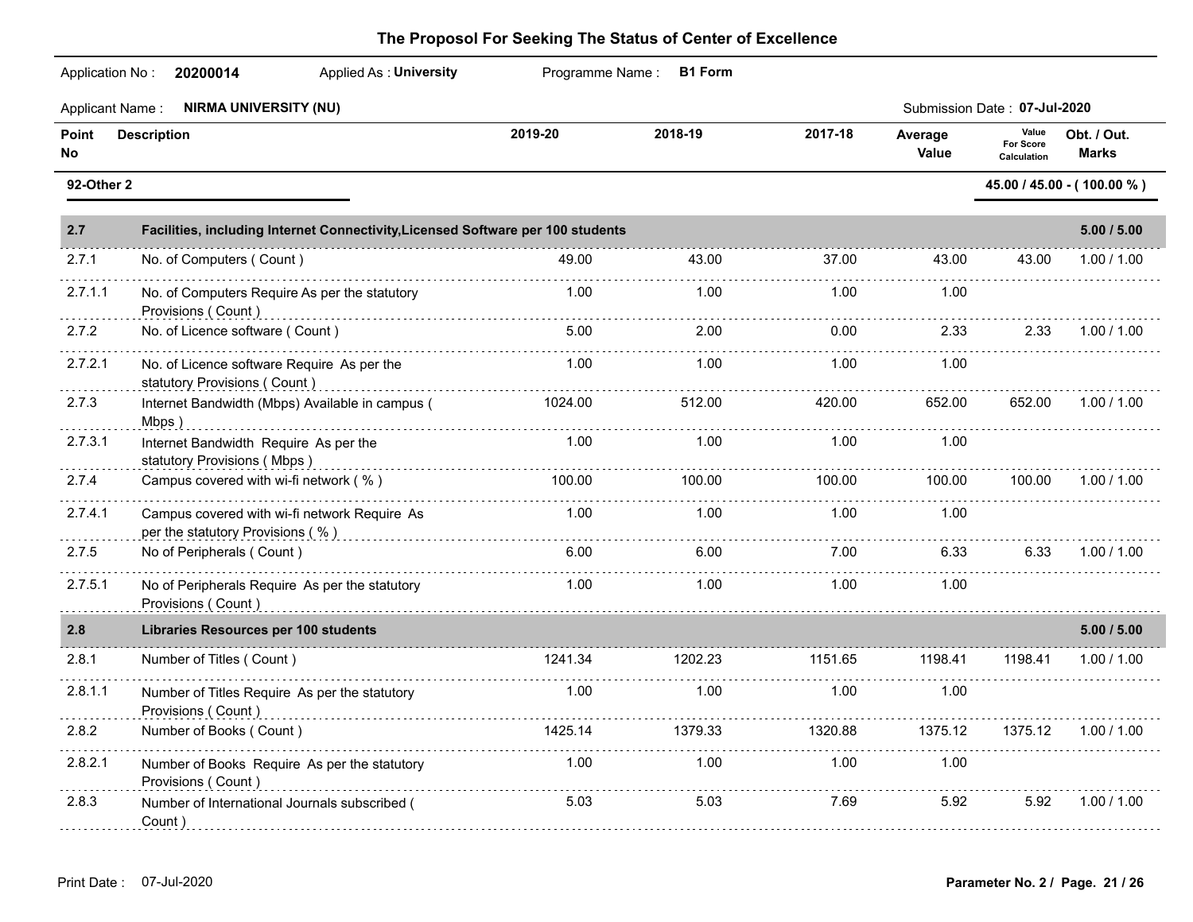# The Proposol For Seeking The Status of Center of Excellence

Application No : **20200014** Applied As : **University** Programme Name : **B1 Form**

Applicant Name : **NIRMA UNIVERSITY (NU)** Submission Date : **07-Jul-2020**

| Point No | Description | 2019-20 | 2018-19 | 2017-18 | Average Value | Value For Score Calculation | Obt. / Out. Marks |
|---|---|---|---|---|---|---|---|
| **92-Other 2** | | | | | | | **45.00 / 45.00 - ( 100.00 % )** |
| **2.7** | **Facilities, including Internet Connectivity,Licensed Software per 100 students** | | | | | | **5.00 / 5.00** |
| 2.7.1 | No. of Computers ( Count ) | 49.00 | 43.00 | 37.00 | 43.00 | 43.00 | 1.00 / 1.00 |
| 2.7.1.1 | No. of Computers Require As per the statutory Provisions ( Count ) | 1.00 | 1.00 | 1.00 | 1.00 | | |
| 2.7.2 | No. of Licence software ( Count ) | 5.00 | 2.00 | 0.00 | 2.33 | 2.33 | 1.00 / 1.00 |
| 2.7.2.1 | No. of Licence software Require As per the statutory Provisions ( Count ) | 1.00 | 1.00 | 1.00 | 1.00 | | |
| 2.7.3 | Internet Bandwidth (Mbps) Available in campus ( Mbps ) | 1024.00 | 512.00 | 420.00 | 652.00 | 652.00 | 1.00 / 1.00 |
| 2.7.3.1 | Internet Bandwidth Require As per the statutory Provisions ( Mbps ) | 1.00 | 1.00 | 1.00 | 1.00 | | |
| 2.7.4 | Campus covered with wi-fi network ( % ) | 100.00 | 100.00 | 100.00 | 100.00 | 100.00 | 1.00 / 1.00 |
| 2.7.4.1 | Campus covered with wi-fi network Require As per the statutory Provisions ( % ) | 1.00 | 1.00 | 1.00 | 1.00 | | |
| 2.7.5 | No of Peripherals ( Count ) | 6.00 | 6.00 | 7.00 | 6.33 | 6.33 | 1.00 / 1.00 |
| 2.7.5.1 | No of Peripherals Require As per the statutory Provisions ( Count ) | 1.00 | 1.00 | 1.00 | 1.00 | | |
| **2.8** | **Libraries Resources per 100 students** | | | | | | **5.00 / 5.00** |
| 2.8.1 | Number of Titles ( Count ) | 1241.34 | 1202.23 | 1151.65 | 1198.41 | 1198.41 | 1.00 / 1.00 |
| 2.8.1.1 | Number of Titles Require As per the statutory Provisions ( Count ) | 1.00 | 1.00 | 1.00 | 1.00 | | |
| 2.8.2 | Number of Books ( Count ) | 1425.14 | 1379.33 | 1320.88 | 1375.12 | 1375.12 | 1.00 / 1.00 |
| 2.8.2.1 | Number of Books Require As per the statutory Provisions ( Count ) | 1.00 | 1.00 | 1.00 | 1.00 | | |
| 2.8.3 | Number of International Journals subscribed ( Count ) | 5.03 | 5.03 | 7.69 | 5.92 | 5.92 | 1.00 / 1.00 |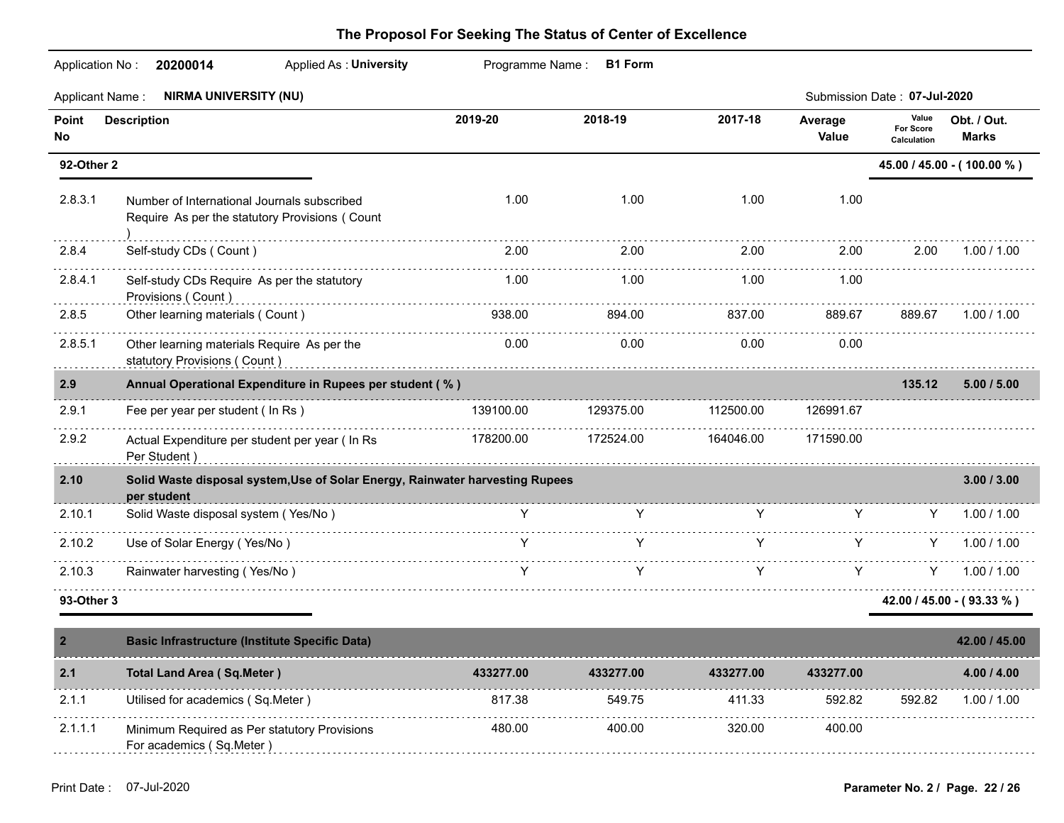# The Proposol For Seeking The Status of Center of Excellence

Application No : **20200014** Applied As : **University** Programme Name : **B1 Form**

Applicant Name : **NIRMA UNIVERSITY (NU)** Submission Date : **07-Jul-2020**

| Point No | Description | 2019-20 | 2018-19 | 2017-18 | Average Value | Value For Score Calculation | Obt. / Out. Marks |
|---|---|---|---|---|---|---|---|
| **92-Other 2** | | | | | | | **45.00 / 45.00 - ( 100.00 % )** |
| 2.8.3.1 | Number of International Journals subscribed Require As per the statutory Provisions ( Count ) | 1.00 | 1.00 | 1.00 | 1.00 | | |
| 2.8.4 | Self-study CDs ( Count ) | 2.00 | 2.00 | 2.00 | 2.00 | 2.00 | 1.00 / 1.00 |
| 2.8.4.1 | Self-study CDs Require As per the statutory Provisions ( Count ) | 1.00 | 1.00 | 1.00 | 1.00 | | |
| 2.8.5 | Other learning materials ( Count ) | 938.00 | 894.00 | 837.00 | 889.67 | 889.67 | 1.00 / 1.00 |
| 2.8.5.1 | Other learning materials Require As per the statutory Provisions ( Count ) | 0.00 | 0.00 | 0.00 | 0.00 | | |
| **2.9** | **Annual Operational Expenditure in Rupees per student ( % )** | | | | | **135.12** | **5.00 / 5.00** |
| 2.9.1 | Fee per year per student ( In Rs ) | 139100.00 | 129375.00 | 112500.00 | 126991.67 | | |
| 2.9.2 | Actual Expenditure per student per year ( In Rs Per Student ) | 178200.00 | 172524.00 | 164046.00 | 171590.00 | | |
| **2.10** | **Solid Waste disposal system,Use of Solar Energy, Rainwater harvesting Rupees per student** | | | | | | **3.00 / 3.00** |
| 2.10.1 | Solid Waste disposal system ( Yes/No ) | Y | Y | Y | Y | Y | 1.00 / 1.00 |
| 2.10.2 | Use of Solar Energy ( Yes/No ) | Y | Y | Y | Y | Y | 1.00 / 1.00 |
| 2.10.3 | Rainwater harvesting ( Yes/No ) | Y | Y | Y | Y | Y | 1.00 / 1.00 |
| **93-Other 3** | | | | | | | **42.00 / 45.00 - ( 93.33 % )** |
| **2** | **Basic Infrastructure (Institute Specific Data)** | | | | | | **42.00 / 45.00** |
| **2.1** | **Total Land Area ( Sq.Meter )** | **433277.00** | **433277.00** | **433277.00** | **433277.00** | | **4.00 / 4.00** |
| 2.1.1 | Utilised for academics ( Sq.Meter ) | 817.38 | 549.75 | 411.33 | 592.82 | 592.82 | 1.00 / 1.00 |
| 2.1.1.1 | Minimum Required as Per statutory Provisions For academics ( Sq.Meter ) | 480.00 | 400.00 | 320.00 | 400.00 | | |

Print Date : 07-Jul-2020

Parameter No. 2 / Page. 22 / 26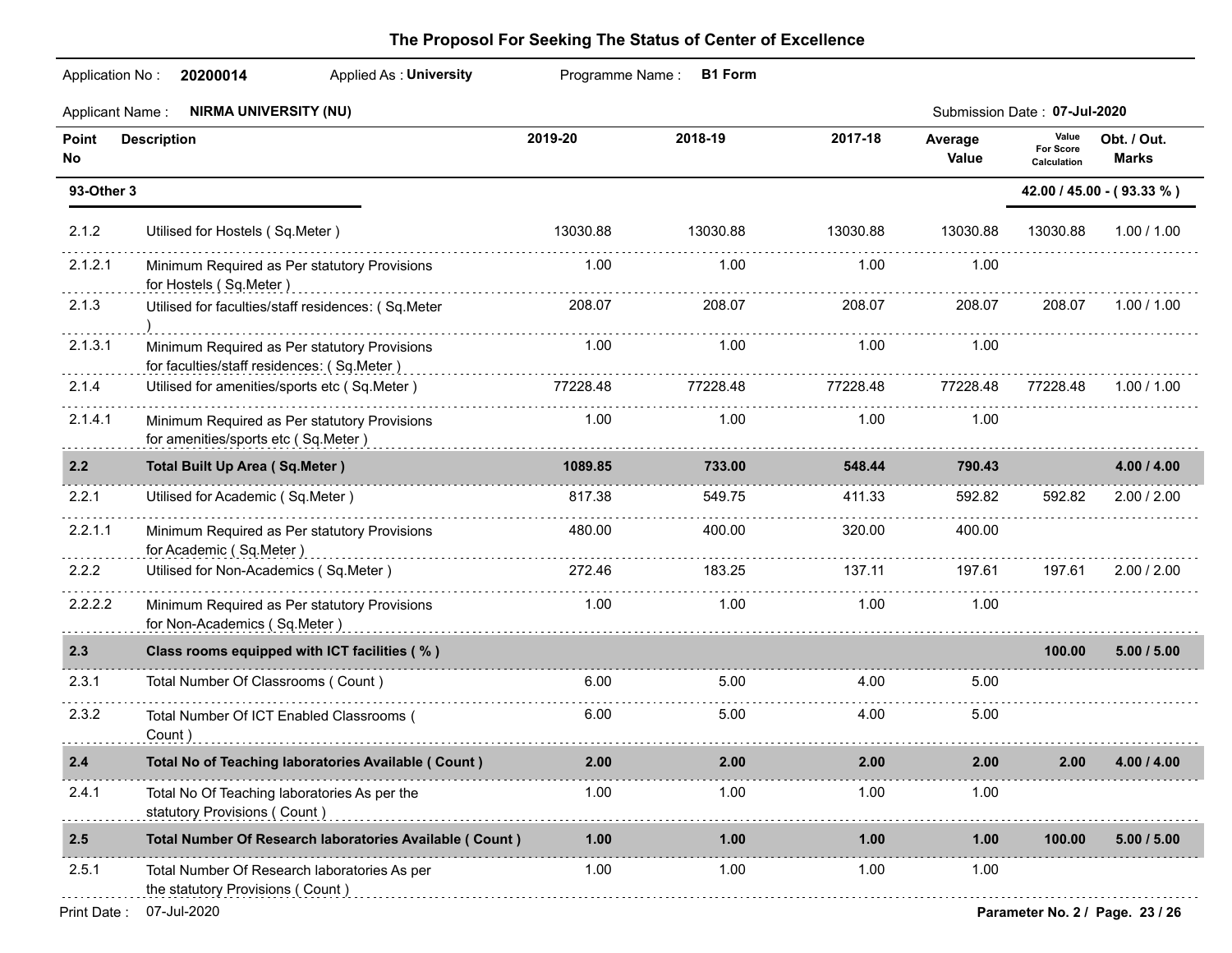# The Proposol For Seeking The Status of Center of Excellence

Application No : **20200014** Applied As : **University** Programme Name : **B1 Form**

Applicant Name : **NIRMA UNIVERSITY (NU)** Submission Date : **07-Jul-2020**

| Point No | Description | 2019-20 | 2018-19 | 2017-18 | Average Value | Value For Score Calculation | Obt. / Out. Marks |
|---|---|---|---|---|---|---|---|
| **93-Other 3** | | | | | | | **42.00 / 45.00 - ( 93.33 % )** |
| 2.1.2 | Utilised for Hostels ( Sq.Meter ) | 13030.88 | 13030.88 | 13030.88 | 13030.88 | 13030.88 | 1.00 / 1.00 |
| 2.1.2.1 | Minimum Required as Per statutory Provisions for Hostels ( Sq.Meter ) | 1.00 | 1.00 | 1.00 | 1.00 | | |
| 2.1.3 | Utilised for faculties/staff residences: ( Sq.Meter ) | 208.07 | 208.07 | 208.07 | 208.07 | 208.07 | 1.00 / 1.00 |
| 2.1.3.1 | Minimum Required as Per statutory Provisions for faculties/staff residences: ( Sq.Meter ) | 1.00 | 1.00 | 1.00 | 1.00 | | |
| 2.1.4 | Utilised for amenities/sports etc ( Sq.Meter ) | 77228.48 | 77228.48 | 77228.48 | 77228.48 | 77228.48 | 1.00 / 1.00 |
| 2.1.4.1 | Minimum Required as Per statutory Provisions for amenities/sports etc ( Sq.Meter ) | 1.00 | 1.00 | 1.00 | 1.00 | | |
| **2.2** | **Total Built Up Area ( Sq.Meter )** | **1089.85** | **733.00** | **548.44** | **790.43** | | **4.00 / 4.00** |
| 2.2.1 | Utilised for Academic ( Sq.Meter ) | 817.38 | 549.75 | 411.33 | 592.82 | 592.82 | 2.00 / 2.00 |
| 2.2.1.1 | Minimum Required as Per statutory Provisions for Academic ( Sq.Meter ) | 480.00 | 400.00 | 320.00 | 400.00 | | |
| 2.2.2 | Utilised for Non-Academics ( Sq.Meter ) | 272.46 | 183.25 | 137.11 | 197.61 | 197.61 | 2.00 / 2.00 |
| 2.2.2.2 | Minimum Required as Per statutory Provisions for Non-Academics ( Sq.Meter ) | 1.00 | 1.00 | 1.00 | 1.00 | | |
| **2.3** | **Class rooms equipped with ICT facilities ( % )** | | | | | **100.00** | **5.00 / 5.00** |
| 2.3.1 | Total Number Of Classrooms ( Count ) | 6.00 | 5.00 | 4.00 | 5.00 | | |
| 2.3.2 | Total Number Of ICT Enabled Classrooms ( Count ) | 6.00 | 5.00 | 4.00 | 5.00 | | |
| **2.4** | **Total No of Teaching laboratories Available ( Count )** | **2.00** | **2.00** | **2.00** | **2.00** | **2.00** | **4.00 / 4.00** |
| 2.4.1 | Total No Of Teaching laboratories As per the statutory Provisions ( Count ) | 1.00 | 1.00 | 1.00 | 1.00 | | |
| **2.5** | **Total Number Of Research laboratories Available ( Count )** | **1.00** | **1.00** | **1.00** | **1.00** | **100.00** | **5.00 / 5.00** |
| 2.5.1 | Total Number Of Research laboratories As per the statutory Provisions ( Count ) | 1.00 | 1.00 | 1.00 | 1.00 | | |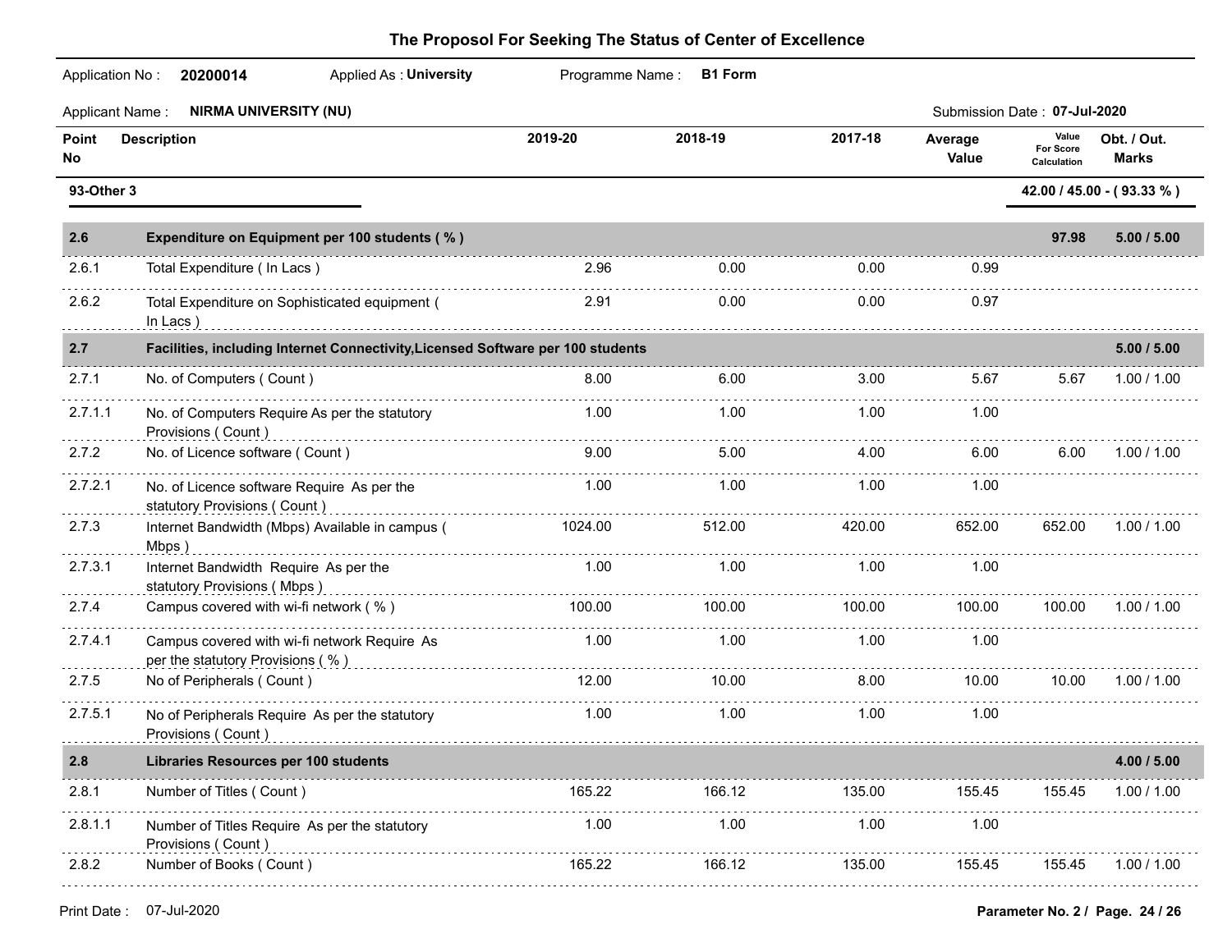# The Proposol For Seeking The Status of Center of Excellence

Application No : **20200014** Applied As : **University** Programme Name : **B1 Form**

Applicant Name : **NIRMA UNIVERSITY (NU)** Submission Date : **07-Jul-2020**

| Point No | Description | 2019-20 | 2018-19 | 2017-18 | Average Value | Value For Score Calculation | Obt. / Out. Marks |
|---|---|---|---|---|---|---|---|
| **93-Other 3** | | | | | | | **42.00 / 45.00 - ( 93.33 % )** |
| **2.6** | **Expenditure on Equipment per 100 students ( % )** | | | | | **97.98** | **5.00 / 5.00** |
| 2.6.1 | Total Expenditure ( In Lacs ) | 2.96 | 0.00 | 0.00 | 0.99 | | |
| 2.6.2 | Total Expenditure on Sophisticated equipment ( In Lacs ) | 2.91 | 0.00 | 0.00 | 0.97 | | |
| **2.7** | **Facilities, including Internet Connectivity,Licensed Software per 100 students** | | | | | | **5.00 / 5.00** |
| 2.7.1 | No. of Computers ( Count ) | 8.00 | 6.00 | 3.00 | 5.67 | 5.67 | 1.00 / 1.00 |
| 2.7.1.1 | No. of Computers Require As per the statutory Provisions ( Count ) | 1.00 | 1.00 | 1.00 | 1.00 | | |
| 2.7.2 | No. of Licence software ( Count ) | 9.00 | 5.00 | 4.00 | 6.00 | 6.00 | 1.00 / 1.00 |
| 2.7.2.1 | No. of Licence software Require As per the statutory Provisions ( Count ) | 1.00 | 1.00 | 1.00 | 1.00 | | |
| 2.7.3 | Internet Bandwidth (Mbps) Available in campus ( Mbps ) | 1024.00 | 512.00 | 420.00 | 652.00 | 652.00 | 1.00 / 1.00 |
| 2.7.3.1 | Internet Bandwidth Require As per the statutory Provisions ( Mbps ) | 1.00 | 1.00 | 1.00 | 1.00 | | |
| 2.7.4 | Campus covered with wi-fi network ( % ) | 100.00 | 100.00 | 100.00 | 100.00 | 100.00 | 1.00 / 1.00 |
| 2.7.4.1 | Campus covered with wi-fi network Require As per the statutory Provisions ( % ) | 1.00 | 1.00 | 1.00 | 1.00 | | |
| 2.7.5 | No of Peripherals ( Count ) | 12.00 | 10.00 | 8.00 | 10.00 | 10.00 | 1.00 / 1.00 |
| 2.7.5.1 | No of Peripherals Require As per the statutory Provisions ( Count ) | 1.00 | 1.00 | 1.00 | 1.00 | | |
| **2.8** | **Libraries Resources per 100 students** | | | | | | **4.00 / 5.00** |
| 2.8.1 | Number of Titles ( Count ) | 165.22 | 166.12 | 135.00 | 155.45 | 155.45 | 1.00 / 1.00 |
| 2.8.1.1 | Number of Titles Require As per the statutory Provisions ( Count ) | 1.00 | 1.00 | 1.00 | 1.00 | | |
| 2.8.2 | Number of Books ( Count ) | 165.22 | 166.12 | 135.00 | 155.45 | 155.45 | 1.00 / 1.00 |

Print Date : 07-Jul-2020

Parameter No. 2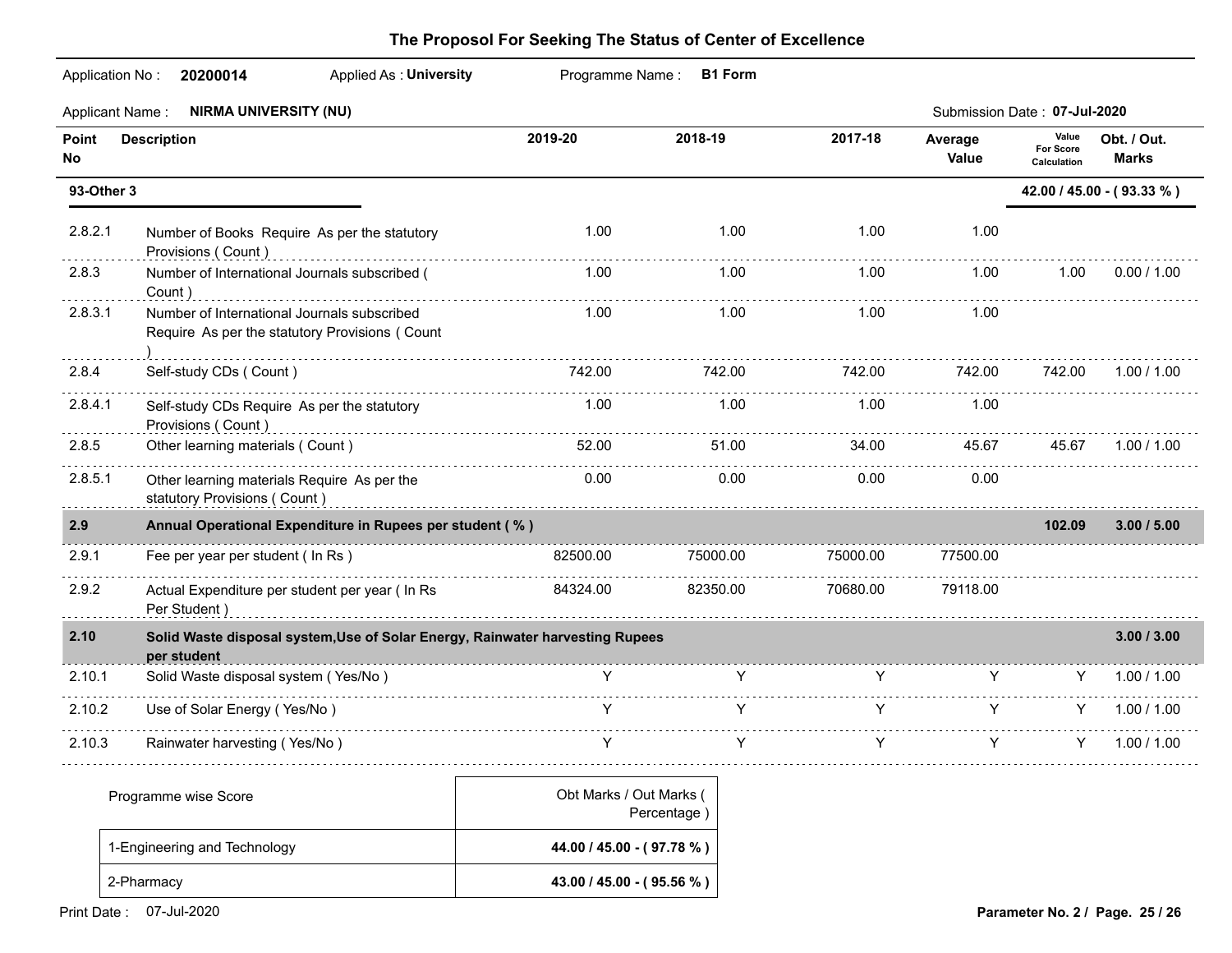# The Proposol For Seeking The Status of Center of Excellence

Application No : **20200014** Applied As : **University** Programme Name : **B1 Form**

Applicant Name : **NIRMA UNIVERSITY (NU)** Submission Date : **07-Jul-2020**

| Point No | Description | 2019-20 | 2018-19 | 2017-18 | Average Value | Value For Score Calculation | Obt. / Out. Marks |
|---|---|---|---|---|---|---|---|
| **93-Other 3** | | | | | | | **42.00 / 45.00 - ( 93.33 % )** |
| 2.8.2.1 | Number of Books Require As per the statutory Provisions ( Count ) | 1.00 | 1.00 | 1.00 | 1.00 | | |
| 2.8.3 | Number of International Journals subscribed ( Count ) | 1.00 | 1.00 | 1.00 | 1.00 | 1.00 | 0.00 / 1.00 |
| 2.8.3.1 | Number of International Journals subscribed Require As per the statutory Provisions ( Count ) | 1.00 | 1.00 | 1.00 | 1.00 | | |
| 2.8.4 | Self-study CDs ( Count ) | 742.00 | 742.00 | 742.00 | 742.00 | 742.00 | 1.00 / 1.00 |
| 2.8.4.1 | Self-study CDs Require As per the statutory Provisions ( Count ) | 1.00 | 1.00 | 1.00 | 1.00 | | |
| 2.8.5 | Other learning materials ( Count ) | 52.00 | 51.00 | 34.00 | 45.67 | 45.67 | 1.00 / 1.00 |
| 2.8.5.1 | Other learning materials Require As per the statutory Provisions ( Count ) | 0.00 | 0.00 | 0.00 | 0.00 | | |
| **2.9** | **Annual Operational Expenditure in Rupees per student ( % )** | | | | | **102.09** | **3.00 / 5.00** |
| 2.9.1 | Fee per year per student ( In Rs ) | 82500.00 | 75000.00 | 75000.00 | 77500.00 | | |
| 2.9.2 | Actual Expenditure per student per year ( In Rs Per Student ) | 84324.00 | 82350.00 | 70680.00 | 79118.00 | | |
| **2.10** | **Solid Waste disposal system,Use of Solar Energy, Rainwater harvesting Rupees per student** | | | | | | **3.00 / 3.00** |
| 2.10.1 | Solid Waste disposal system ( Yes/No ) | Y | Y | Y | Y | Y | 1.00 / 1.00 |
| 2.10.2 | Use of Solar Energy ( Yes/No ) | Y | Y | Y | Y | Y | 1.00 / 1.00 |
| 2.10.3 | Rainwater harvesting ( Yes/No ) | Y | Y | Y | Y | Y | 1.00 / 1.00 |

| Programme wise Score | Obt Marks / Out Marks ( Percentage ) |
|---|---|
| 1-Engineering and Technology | **44.00 / 45.00 - ( 97.78 % )** |
| 2-Pharmacy | **43.00 / 45.00 - ( 95.56 % )** |

Print Date : 07-Jul-2020

**Parameter No. 2 / Page. 25 / 26**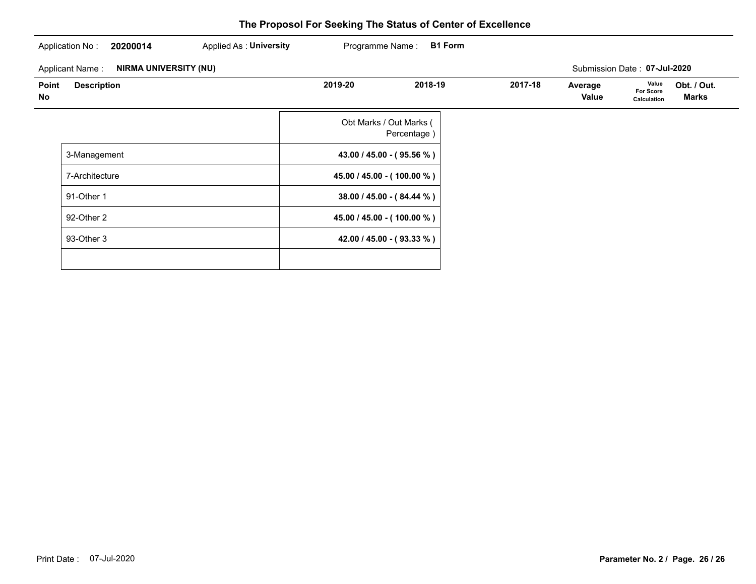# The Proposol For Seeking The Status of Center of Excellence

Application No : **20200014** Applied As : **University** Programme Name : **B1 Form**

Applicant Name : **NIRMA UNIVERSITY (NU)** Submission Date : **07-Jul-2020**

| Point No | Description | 2019-20 | 2018-19 | 2017-18 | Average Value | Value For Score Calculation | Obt. / Out. Marks |
|---|---|---|---|---|---|---|---|

| | Obt Marks / Out Marks ( Percentage ) |
|---|---|
| 3-Management | **43.00 / 45.00 - ( 95.56 % )** |
| 7-Architecture | **45.00 / 45.00 - ( 100.00 % )** |
| 91-Other 1 | **38.00 / 45.00 - ( 84.44 % )** |
| 92-Other 2 | **45.00 / 45.00 - ( 100.00 % )** |
| 93-Other 3 | **42.00 / 45.00 - ( 93.33 % )** |
| | |

Print Date : 07-Jul-2020

**Parameter No. 2 / Page. 26 / 26**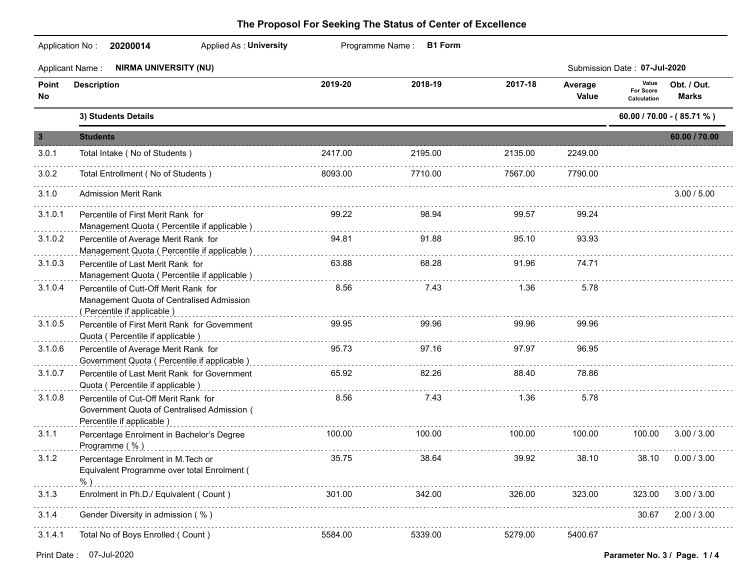# The Proposol For Seeking The Status of Center of Excellence

Application No : **20200014** Applied As : **University** Programme Name : **B1 Form**

Applicant Name : **NIRMA UNIVERSITY (NU)** Submission Date : **07-Jul-2020**

| Point No | Description | 2019-20 | 2018-19 | 2017-18 | Average Value | Value For Score Calculation | Obt. / Out. Marks |
|---|---|---|---|---|---|---|---|
| | **3) Students Details** | | | | | | **60.00 / 70.00 - ( 85.71 % )** |
| **3** | **Students** | | | | | | **60.00 / 70.00** |
| 3.0.1 | Total Intake ( No of Students ) | 2417.00 | 2195.00 | 2135.00 | 2249.00 | | |
| 3.0.2 | Total Entrollment ( No of Students ) | 8093.00 | 7710.00 | 7567.00 | 7790.00 | | |
| 3.1.0 | Admission Merit Rank | | | | | | 3.00 / 5.00 |
| 3.1.0.1 | Percentile of First Merit Rank for Management Quota ( Percentile if applicable ) | 99.22 | 98.94 | 99.57 | 99.24 | | |
| 3.1.0.2 | Percentile of Average Merit Rank for Management Quota ( Percentile if applicable ) | 94.81 | 91.88 | 95.10 | 93.93 | | |
| 3.1.0.3 | Percentile of Last Merit Rank for Management Quota ( Percentile if applicable ) | 63.88 | 68.28 | 91.96 | 74.71 | | |
| 3.1.0.4 | Percentile of Cut-Off Merit Rank for Management Quota of Centralised Admission ( Percentile if applicable ) | 8.56 | 7.43 | 1.36 | 5.78 | | |
| 3.1.0.5 | Percentile of First Merit Rank for Government Quota ( Percentile if applicable ) | 99.95 | 99.96 | 99.96 | 99.96 | | |
| 3.1.0.6 | Percentile of Average Merit Rank for Government Quota ( Percentile if applicable ) | 95.73 | 97.16 | 97.97 | 96.95 | | |
| 3.1.0.7 | Percentile of Last Merit Rank for Government Quota ( Percentile if applicable ) | 65.92 | 82.26 | 88.40 | 78.86 | | |
| 3.1.0.8 | Percentile of Cut-Off Merit Rank for Government Quota of Centralised Admission ( Percentile if applicable ) | 8.56 | 7.43 | 1.36 | 5.78 | | |
| 3.1.1 | Percentage Enrolment in Bachelor's Degree Programme ( % ) | 100.00 | 100.00 | 100.00 | 100.00 | 100.00 | 3.00 / 3.00 |
| 3.1.2 | Percentage Enrolment in M.Tech or Equivalent Programme over total Enrolment ( % ) | 35.75 | 38.64 | 39.92 | 38.10 | 38.10 | 0.00 / 3.00 |
| 3.1.3 | Enrolment in Ph.D./ Equivalent ( Count ) | 301.00 | 342.00 | 326.00 | 323.00 | 323.00 | 3.00 / 3.00 |
| 3.1.4 | Gender Diversity in admission ( % ) | | | | | 30.67 | 2.00 / 3.00 |
| 3.1.4.1 | Total No of Boys Enrolled ( Count ) | 5584.00 | 5339.00 | 5279.00 | 5400.67 | | |

Print Date : 07-Jul-2020

Parameter No. 3 / Page. 1 / 4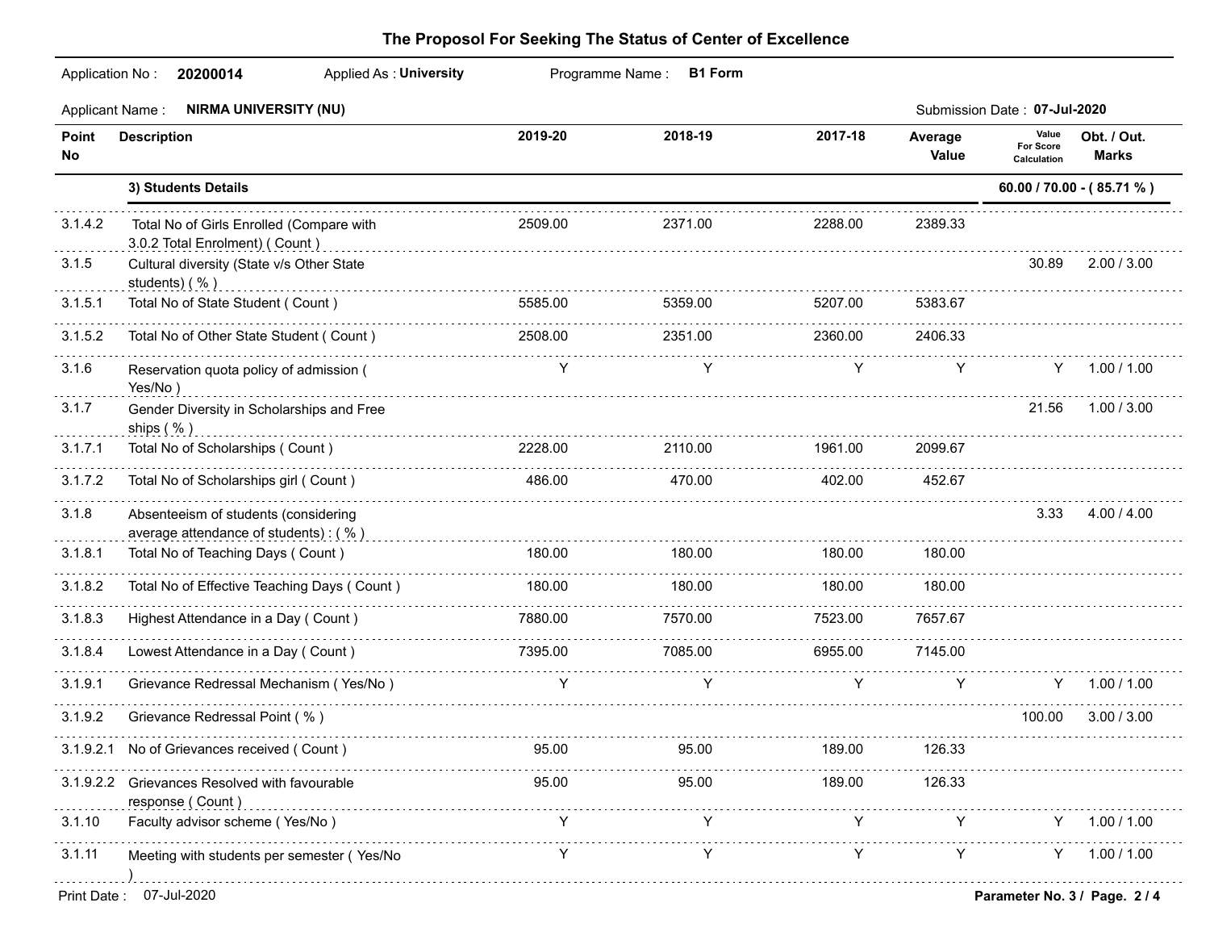## The Proposol For Seeking The Status of Center of Excellence

Application No : **20200014** Applied As : **University** Programme Name : **B1 Form**

Applicant Name : **NIRMA UNIVERSITY (NU)** Submission Date : **07-Jul-2020**

| Point No | Description | 2019-20 | 2018-19 | 2017-18 | Average Value | Value For Score Calculation | Obt. / Out. Marks |
|---|---|---|---|---|---|---|---|
| | **3) Students Details** | | | | | **60.00 / 70.00 - ( 85.71 % )** | |
| 3.1.4.2 | Total No of Girls Enrolled (Compare with 3.0.2 Total Enrolment) ( Count ) | 2509.00 | 2371.00 | 2288.00 | 2389.33 | | |
| 3.1.5 | Cultural diversity (State v/s Other State students) ( % ) | | | | | 30.89 | 2.00 / 3.00 |
| 3.1.5.1 | Total No of State Student ( Count ) | 5585.00 | 5359.00 | 5207.00 | 5383.67 | | |
| 3.1.5.2 | Total No of Other State Student ( Count ) | 2508.00 | 2351.00 | 2360.00 | 2406.33 | | |
| 3.1.6 | Reservation quota policy of admission ( Yes/No ) | Y | Y | Y | Y | Y | 1.00 / 1.00 |
| 3.1.7 | Gender Diversity in Scholarships and Free ships ( % ) | | | | | 21.56 | 1.00 / 3.00 |
| 3.1.7.1 | Total No of Scholarships ( Count ) | 2228.00 | 2110.00 | 1961.00 | 2099.67 | | |
| 3.1.7.2 | Total No of Scholarships girl ( Count ) | 486.00 | 470.00 | 402.00 | 452.67 | | |
| 3.1.8 | Absenteeism of students (considering average attendance of students) : ( % ) | | | | | 3.33 | 4.00 / 4.00 |
| 3.1.8.1 | Total No of Teaching Days ( Count ) | 180.00 | 180.00 | 180.00 | 180.00 | | |
| 3.1.8.2 | Total No of Effective Teaching Days ( Count ) | 180.00 | 180.00 | 180.00 | 180.00 | | |
| 3.1.8.3 | Highest Attendance in a Day ( Count ) | 7880.00 | 7570.00 | 7523.00 | 7657.67 | | |
| 3.1.8.4 | Lowest Attendance in a Day ( Count ) | 7395.00 | 7085.00 | 6955.00 | 7145.00 | | |
| 3.1.9.1 | Grievance Redressal Mechanism ( Yes/No ) | Y | Y | Y | Y | Y | 1.00 / 1.00 |
| 3.1.9.2 | Grievance Redressal Point ( % ) | | | | | 100.00 | 3.00 / 3.00 |
| 3.1.9.2.1 | No of Grievances received ( Count ) | 95.00 | 95.00 | 189.00 | 126.33 | | |
| 3.1.9.2.2 | Grievances Resolved with favourable response ( Count ) | 95.00 | 95.00 | 189.00 | 126.33 | | |
| 3.1.10 | Faculty advisor scheme ( Yes/No ) | Y | Y | Y | Y | Y | 1.00 / 1.00 |
| 3.1.11 | Meeting with students per semester ( Yes/No ) | Y | Y | Y | Y | Y | 1.00 / 1.00 |

Print Date : 07-Jul-2020

Parameter No. 3 / Page. 2 / 4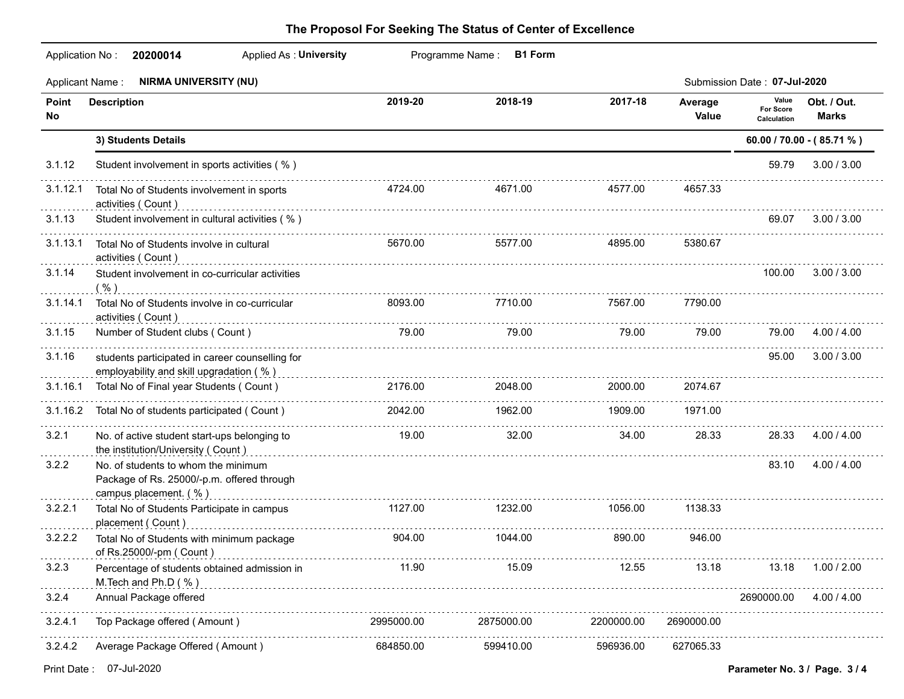## The Proposol For Seeking The Status of Center of Excellence

Application No : **20200014** Applied As : **University** Programme Name : **B1 Form**

Applicant Name : **NIRMA UNIVERSITY (NU)** Submission Date : **07-Jul-2020**

| Point No | Description | 2019-20 | 2018-19 | 2017-18 | Average Value | Value For Score Calculation | Obt. / Out. Marks |
|---|---|---|---|---|---|---|---|
| | **3) Students Details** | | | | | **60.00 / 70.00 - ( 85.71 % )** | |
| 3.1.12 | Student involvement in sports activities ( % ) | | | | | 59.79 | 3.00 / 3.00 |
| 3.1.12.1 | Total No of Students involvement in sports activities ( Count ) | 4724.00 | 4671.00 | 4577.00 | 4657.33 | | |
| 3.1.13 | Student involvement in cultural activities ( % ) | | | | | 69.07 | 3.00 / 3.00 |
| 3.1.13.1 | Total No of Students involve in cultural activities ( Count ) | 5670.00 | 5577.00 | 4895.00 | 5380.67 | | |
| 3.1.14 | Student involvement in co-curricular activities ( % ) | | | | | 100.00 | 3.00 / 3.00 |
| 3.1.14.1 | Total No of Students involve in co-curricular activities ( Count ) | 8093.00 | 7710.00 | 7567.00 | 7790.00 | | |
| 3.1.15 | Number of Student clubs ( Count ) | 79.00 | 79.00 | 79.00 | 79.00 | 79.00 | 4.00 / 4.00 |
| 3.1.16 | students participated in career counselling for employability and skill upgradation ( % ) | | | | | 95.00 | 3.00 / 3.00 |
| 3.1.16.1 | Total No of Final year Students ( Count ) | 2176.00 | 2048.00 | 2000.00 | 2074.67 | | |
| 3.1.16.2 | Total No of students participated ( Count ) | 2042.00 | 1962.00 | 1909.00 | 1971.00 | | |
| 3.2.1 | No. of active student start-ups belonging to the institution/University ( Count ) | 19.00 | 32.00 | 34.00 | 28.33 | 28.33 | 4.00 / 4.00 |
| 3.2.2 | No. of students to whom the minimum Package of Rs. 25000/-p.m. offered through campus placement. ( % ) | | | | | 83.10 | 4.00 / 4.00 |
| 3.2.2.1 | Total No of Students Participate in campus placement ( Count ) | 1127.00 | 1232.00 | 1056.00 | 1138.33 | | |
| 3.2.2.2 | Total No of Students with minimum package of Rs.25000/-pm ( Count ) | 904.00 | 1044.00 | 890.00 | 946.00 | | |
| 3.2.3 | Percentage of students obtained admission in M.Tech and Ph.D ( % ) | 11.90 | 15.09 | 12.55 | 13.18 | 13.18 | 1.00 / 2.00 |
| 3.2.4 | Annual Package offered | | | | | 2690000.00 | 4.00 / 4.00 |
| 3.2.4.1 | Top Package offered ( Amount ) | 2995000.00 | 2875000.00 | 2200000.00 | 2690000.00 | | |
| 3.2.4.2 | Average Package Offered ( Amount ) | 684850.00 | 599410.00 | 596936.00 | 627065.33 | | |

Print Date : 07-Jul-2020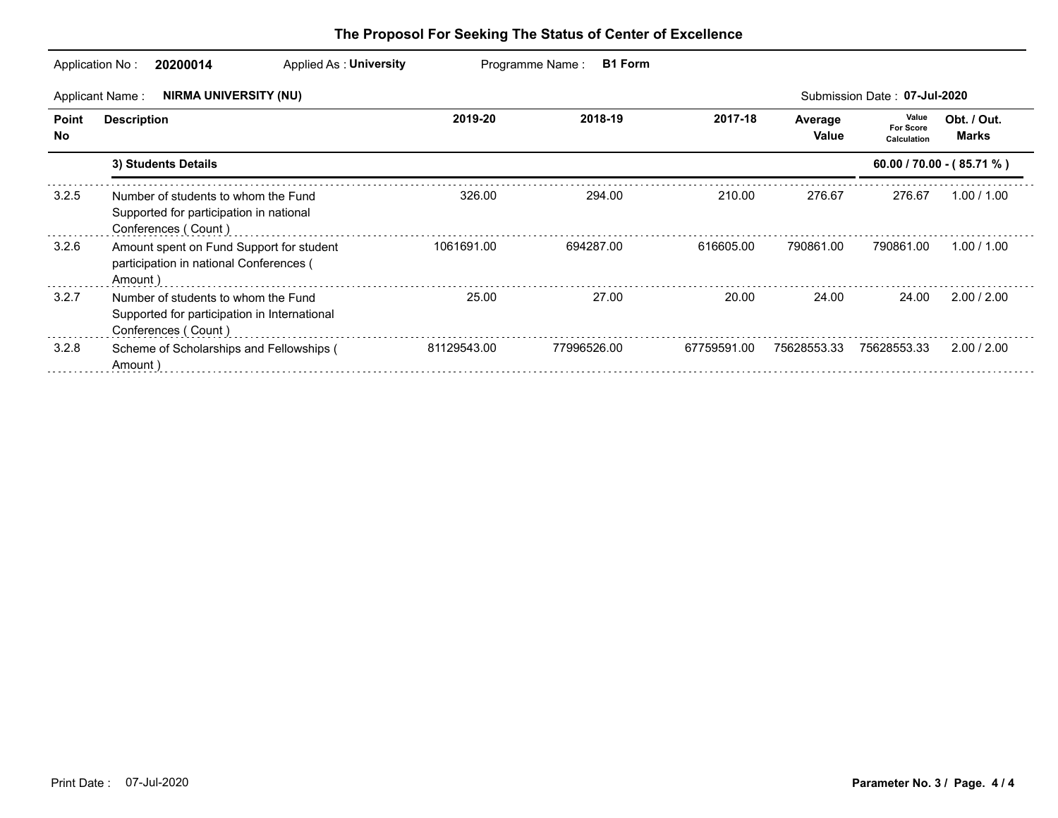# The Proposol For Seeking The Status of Center of Excellence

Application No : **20200014** Applied As : **University** Programme Name : **B1 Form**

Applicant Name : **NIRMA UNIVERSITY (NU)** Submission Date : **07-Jul-2020**

| Point No | Description | 2019-20 | 2018-19 | 2017-18 | Average Value | Value For Score Calculation | Obt. / Out. Marks |
|---|---|---|---|---|---|---|---|
| | **3) Students Details** | | | | | | **60.00 / 70.00 - ( 85.71 % )** |
| 3.2.5 | Number of students to whom the Fund Supported for participation in national Conferences ( Count ) | 326.00 | 294.00 | 210.00 | 276.67 | 276.67 | 1.00 / 1.00 |
| 3.2.6 | Amount spent on Fund Support for student participation in national Conferences ( Amount ) | 1061691.00 | 694287.00 | 616605.00 | 790861.00 | 790861.00 | 1.00 / 1.00 |
| 3.2.7 | Number of students to whom the Fund Supported for participation in International Conferences ( Count ) | 25.00 | 27.00 | 20.00 | 24.00 | 24.00 | 2.00 / 2.00 |
| 3.2.8 | Scheme of Scholarships and Fellowships ( Amount ) | 81129543.00 | 77996526.00 | 67759591.00 | 75628553.33 | 75628553.33 | 2.00 / 2.00 |

Print Date : 07-Jul-2020

**Parameter No. 3 / Page. 4 / 4**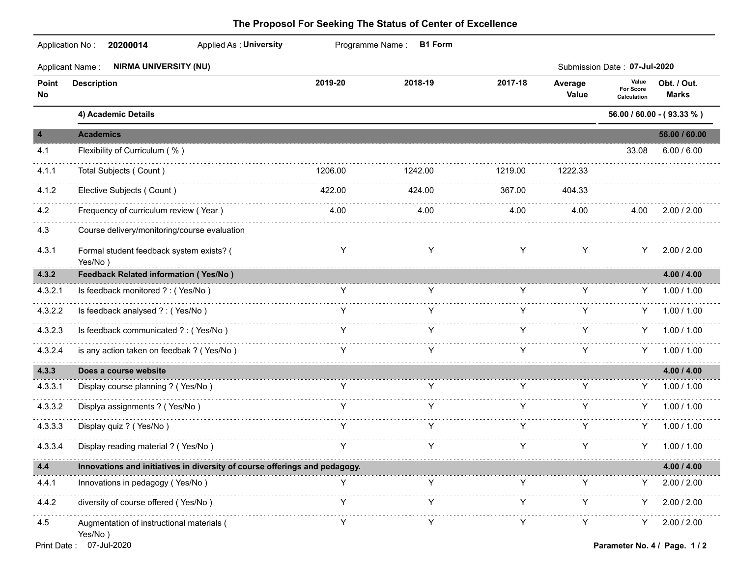# The Proposol For Seeking The Status of Center of Excellence

Application No : **20200014** Applied As : **University** Programme Name : **B1 Form**

Applicant Name : **NIRMA UNIVERSITY (NU)** Submission Date : **07-Jul-2020**

| Point No | Description | 2019-20 | 2018-19 | 2017-18 | Average Value | Value For Score Calculation | Obt. / Out. Marks |
|---|---|---|---|---|---|---|---|
| | **4) Academic Details** | | | | | | **56.00 / 60.00 - ( 93.33 % )** |
| **4** | **Academics** | | | | | | **56.00 / 60.00** |
| 4.1 | Flexibility of Curriculum ( % ) | | | | | 33.08 | 6.00 / 6.00 |
| 4.1.1 | Total Subjects ( Count ) | 1206.00 | 1242.00 | 1219.00 | 1222.33 | | |
| 4.1.2 | Elective Subjects ( Count ) | 422.00 | 424.00 | 367.00 | 404.33 | | |
| 4.2 | Frequency of curriculum review ( Year ) | 4.00 | 4.00 | 4.00 | 4.00 | 4.00 | 2.00 / 2.00 |
| 4.3 | Course delivery/monitoring/course evaluation | | | | | | |
| 4.3.1 | Formal student feedback system exists? ( Yes/No ) | Y | Y | Y | Y | Y | 2.00 / 2.00 |
| **4.3.2** | **Feedback Related information ( Yes/No )** | | | | | | **4.00 / 4.00** |
| 4.3.2.1 | Is feedback monitored ? : ( Yes/No ) | Y | Y | Y | Y | Y | 1.00 / 1.00 |
| 4.3.2.2 | Is feedback analysed ? : ( Yes/No ) | Y | Y | Y | Y | Y | 1.00 / 1.00 |
| 4.3.2.3 | Is feedback communicated ? : ( Yes/No ) | Y | Y | Y | Y | Y | 1.00 / 1.00 |
| 4.3.2.4 | is any action taken on feedbak ? ( Yes/No ) | Y | Y | Y | Y | Y | 1.00 / 1.00 |
| **4.3.3** | **Does a course website** | | | | | | **4.00 / 4.00** |
| 4.3.3.1 | Display course planning ? ( Yes/No ) | Y | Y | Y | Y | Y | 1.00 / 1.00 |
| 4.3.3.2 | Displya assignments ? ( Yes/No ) | Y | Y | Y | Y | Y | 1.00 / 1.00 |
| 4.3.3.3 | Display quiz ? ( Yes/No ) | Y | Y | Y | Y | Y | 1.00 / 1.00 |
| 4.3.3.4 | Display reading material ? ( Yes/No ) | Y | Y | Y | Y | Y | 1.00 / 1.00 |
| **4.4** | **Innovations and initiatives in diversity of course offerings and pedagogy.** | | | | | | **4.00 / 4.00** |
| 4.4.1 | Innovations in pedagogy ( Yes/No ) | Y | Y | Y | Y | Y | 2.00 / 2.00 |
| 4.4.2 | diversity of course offered ( Yes/No ) | Y | Y | Y | Y | Y | 2.00 / 2.00 |
| 4.5 | Augmentation of instructional materials ( Yes/No ) | Y | Y | Y | Y | Y | 2.00 / 2.00 |

Print Date : 07-Jul-2020

Parameter No. 4 / Page. 1 / 2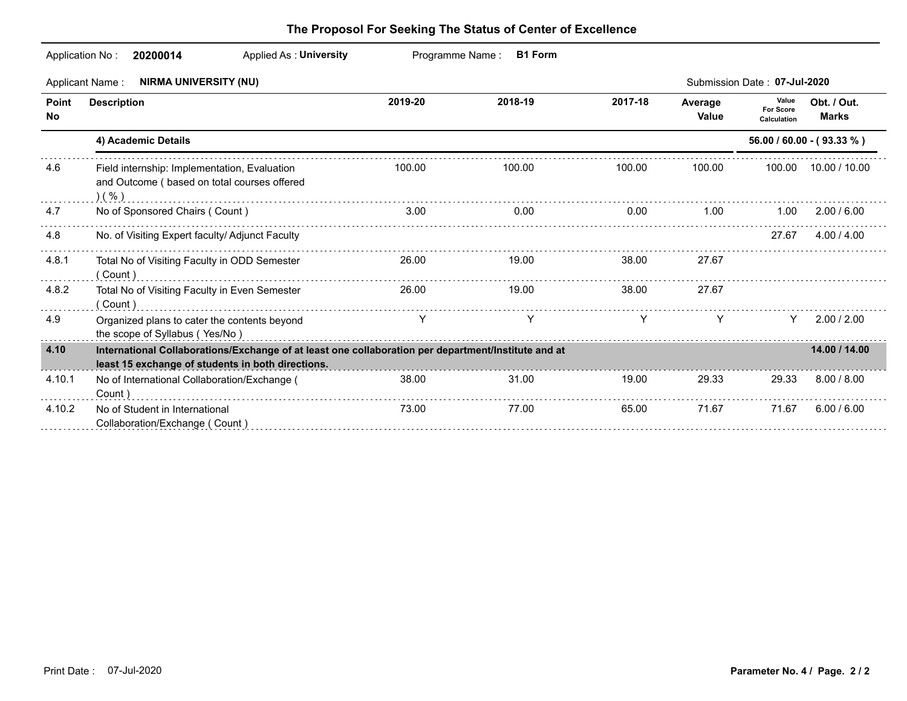# The Proposol For Seeking The Status of Center of Excellence

Application No : **20200014** Applied As : **University** Programme Name : **B1 Form**

Applicant Name : **NIRMA UNIVERSITY (NU)** Submission Date : **07-Jul-2020**

| Point No | Description | 2019-20 | 2018-19 | 2017-18 | Average Value | Value For Score Calculation | Obt. / Out. Marks |
|---|---|---|---|---|---|---|---|
| | **4) Academic Details** | | | | | | **56.00 / 60.00 - ( 93.33 % )** |
| 4.6 | Field internship: Implementation, Evaluation and Outcome ( based on total courses offered ) ( % ) | 100.00 | 100.00 | 100.00 | 100.00 | 100.00 | 10.00 / 10.00 |
| 4.7 | No of Sponsored Chairs ( Count ) | 3.00 | 0.00 | 0.00 | 1.00 | 1.00 | 2.00 / 6.00 |
| 4.8 | No. of Visiting Expert faculty/ Adjunct Faculty | | | | | 27.67 | 4.00 / 4.00 |
| 4.8.1 | Total No of Visiting Faculty in ODD Semester ( Count ) | 26.00 | 19.00 | 38.00 | 27.67 | | |
| 4.8.2 | Total No of Visiting Faculty in Even Semester ( Count ) | 26.00 | 19.00 | 38.00 | 27.67 | | |
| 4.9 | Organized plans to cater the contents beyond the scope of Syllabus ( Yes/No ) | Y | Y | Y | Y | Y | 2.00 / 2.00 |
| **4.10** | **International Collaborations/Exchange of at least one collaboration per department/Institute and at least 15 exchange of students in both directions.** | | | | | | **14.00 / 14.00** |
| 4.10.1 | No of International Collaboration/Exchange ( Count ) | 38.00 | 31.00 | 19.00 | 29.33 | 29.33 | 8.00 / 8.00 |
| 4.10.2 | No of Student in International Collaboration/Exchange ( Count ) | 73.00 | 77.00 | 65.00 | 71.67 | 71.67 | 6.00 / 6.00 |

Print Date : 07-Jul-2020

**Parameter No. 4 / Page. 2 / 2**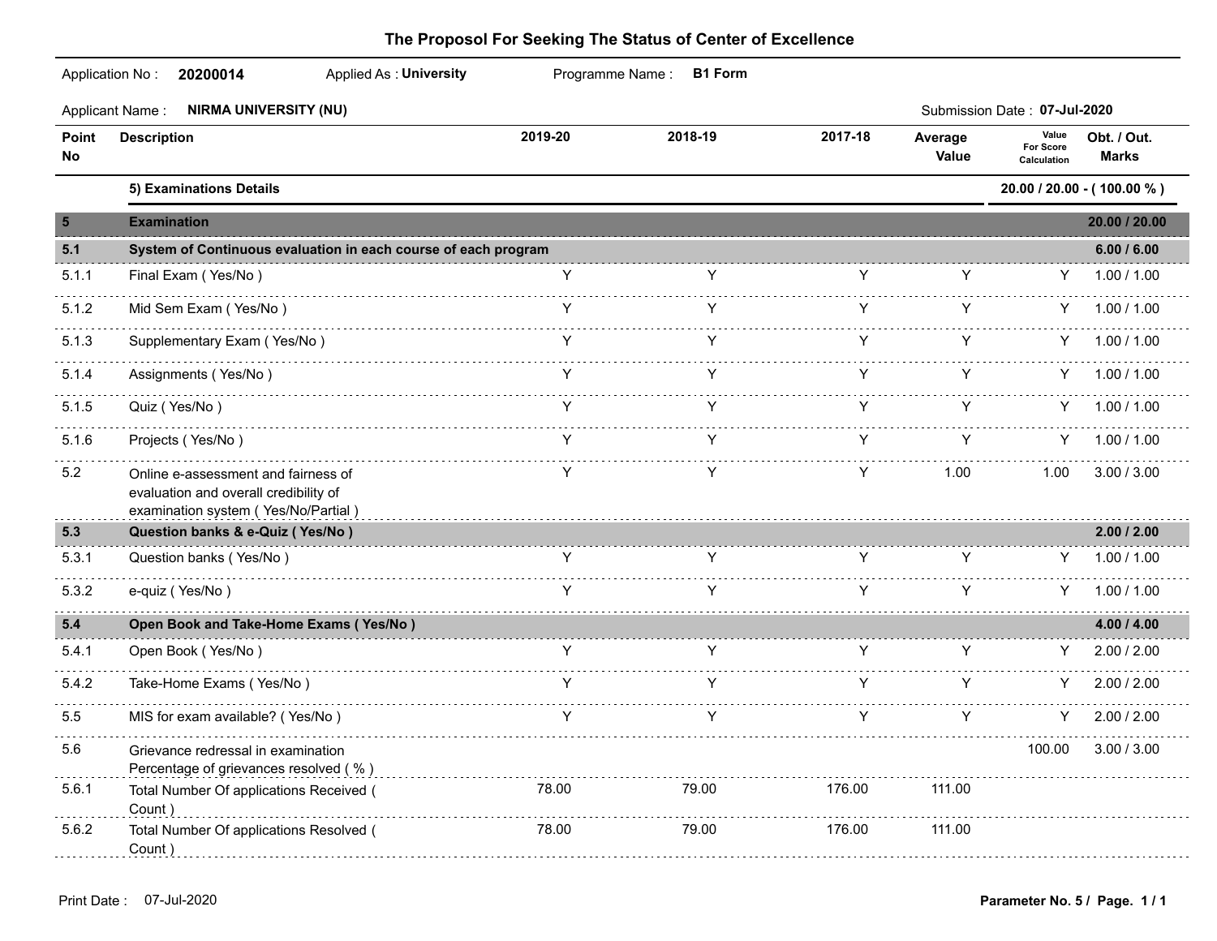## The Proposol For Seeking The Status of Center of Excellence

Application No : **20200014** Applied As : **University** Programme Name : **B1 Form**

Applicant Name : **NIRMA UNIVERSITY (NU)** Submission Date : **07-Jul-2020**

| Point No | Description | 2019-20 | 2018-19 | 2017-18 | Average Value | Value For Score Calculation | Obt. / Out. Marks |
|---|---|---|---|---|---|---|---|
| | **5) Examinations Details** | | | | | | **20.00 / 20.00 - ( 100.00 % )** |
| **5** | **Examination** | | | | | | **20.00 / 20.00** |
| **5.1** | **System of Continuous evaluation in each course of each program** | | | | | | **6.00 / 6.00** |
| 5.1.1 | Final Exam ( Yes/No ) | Y | Y | Y | Y | Y | 1.00 / 1.00 |
| 5.1.2 | Mid Sem Exam ( Yes/No ) | Y | Y | Y | Y | Y | 1.00 / 1.00 |
| 5.1.3 | Supplementary Exam ( Yes/No ) | Y | Y | Y | Y | Y | 1.00 / 1.00 |
| 5.1.4 | Assignments ( Yes/No ) | Y | Y | Y | Y | Y | 1.00 / 1.00 |
| 5.1.5 | Quiz ( Yes/No ) | Y | Y | Y | Y | Y | 1.00 / 1.00 |
| 5.1.6 | Projects ( Yes/No ) | Y | Y | Y | Y | Y | 1.00 / 1.00 |
| 5.2 | Online e-assessment and fairness of evaluation and overall credibility of examination system ( Yes/No/Partial ) | Y | Y | Y | 1.00 | 1.00 | 3.00 / 3.00 |
| **5.3** | **Question banks & e-Quiz ( Yes/No )** | | | | | | **2.00 / 2.00** |
| 5.3.1 | Question banks ( Yes/No ) | Y | Y | Y | Y | Y | 1.00 / 1.00 |
| 5.3.2 | e-quiz ( Yes/No ) | Y | Y | Y | Y | Y | 1.00 / 1.00 |
| **5.4** | **Open Book and Take-Home Exams ( Yes/No )** | | | | | | **4.00 / 4.00** |
| 5.4.1 | Open Book ( Yes/No ) | Y | Y | Y | Y | Y | 2.00 / 2.00 |
| 5.4.2 | Take-Home Exams ( Yes/No ) | Y | Y | Y | Y | Y | 2.00 / 2.00 |
| 5.5 | MIS for exam available? ( Yes/No ) | Y | Y | Y | Y | Y | 2.00 / 2.00 |
| 5.6 | Grievance redressal in examination Percentage of grievances resolved ( % ) | | | | | 100.00 | 3.00 / 3.00 |
| 5.6.1 | Total Number Of applications Received ( Count ) | 78.00 | 79.00 | 176.00 | 111.00 | | |
| 5.6.2 | Total Number Of applications Resolved ( Count ) | 78.00 | 79.00 | 176.00 | 111.00 | | |

Print Date : 07-Jul-2020

Parameter No. 5 / Page. 1 / 1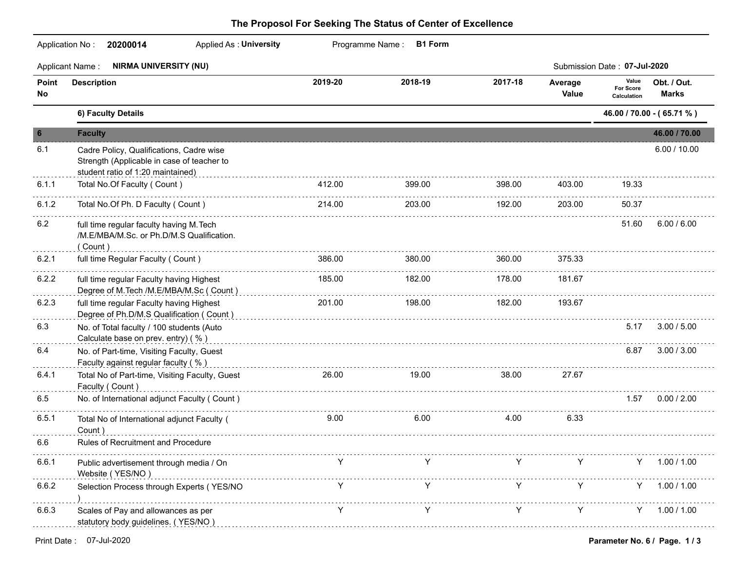# The Proposol For Seeking The Status of Center of Excellence

Application No : **20200014** Applied As : **University** Programme Name : **B1 Form**

Applicant Name : **NIRMA UNIVERSITY (NU)** Submission Date : **07-Jul-2020**

| Point No | Description | 2019-20 | 2018-19 | 2017-18 | Average Value | Value For Score Calculation | Obt. / Out. Marks |
|---|---|---|---|---|---|---|---|
| | **6) Faculty Details** | | | | | **46.00 / 70.00 - ( 65.71 % )** | |
| **6** | **Faculty** | | | | | | **46.00 / 70.00** |
| 6.1 | Cadre Policy, Qualifications, Cadre wise Strength (Applicable in case of teacher to student ratio of 1:20 maintained) | | | | | | 6.00 / 10.00 |
| 6.1.1 | Total No.Of Faculty ( Count ) | 412.00 | 399.00 | 398.00 | 403.00 | 19.33 | |
| 6.1.2 | Total No.Of Ph. D Faculty ( Count ) | 214.00 | 203.00 | 192.00 | 203.00 | 50.37 | |
| 6.2 | full time regular faculty having M.Tech /M.E/MBA/M.Sc. or Ph.D/M.S Qualification. ( Count ) | | | | | 51.60 | 6.00 / 6.00 |
| 6.2.1 | full time Regular Faculty ( Count ) | 386.00 | 380.00 | 360.00 | 375.33 | | |
| 6.2.2 | full time regular Faculty having Highest Degree of M.Tech /M.E/MBA/M.Sc ( Count ) | 185.00 | 182.00 | 178.00 | 181.67 | | |
| 6.2.3 | full time regular Faculty having Highest Degree of Ph.D/M.S Qualification ( Count ) | 201.00 | 198.00 | 182.00 | 193.67 | | |
| 6.3 | No. of Total faculty / 100 students (Auto Calculate base on prev. entry) ( % ) | | | | | 5.17 | 3.00 / 5.00 |
| 6.4 | No. of Part-time, Visiting Faculty, Guest Faculty against regular faculty ( % ) | | | | | 6.87 | 3.00 / 3.00 |
| 6.4.1 | Total No of Part-time, Visiting Faculty, Guest Faculty ( Count ) | 26.00 | 19.00 | 38.00 | 27.67 | | |
| 6.5 | No. of International adjunct Faculty ( Count ) | | | | | 1.57 | 0.00 / 2.00 |
| 6.5.1 | Total No of International adjunct Faculty ( Count ) | 9.00 | 6.00 | 4.00 | 6.33 | | |
| 6.6 | Rules of Recruitment and Procedure | | | | | | |
| 6.6.1 | Public advertisement through media / On Website ( YES/NO ) | Y | Y | Y | Y | Y | 1.00 / 1.00 |
| 6.6.2 | Selection Process through Experts ( YES/NO ) | Y | Y | Y | Y | Y | 1.00 / 1.00 |
| 6.6.3 | Scales of Pay and allowances as per statutory body guidelines. ( YES/NO ) | Y | Y | Y | Y | Y | 1.00 / 1.00 |

Print Date : 07-Jul-2020

Parameter No. 6 / Page. 1 / 3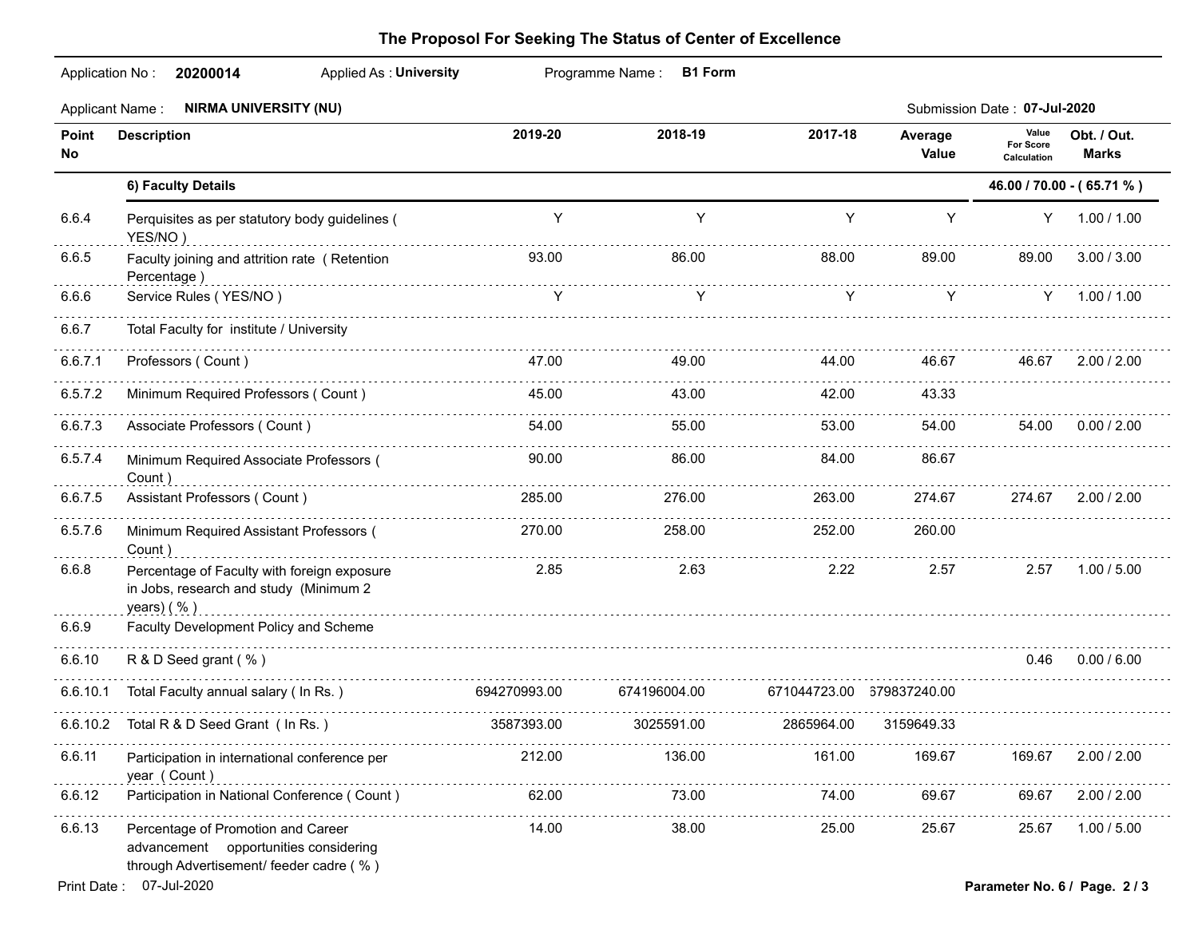## The Proposol For Seeking The Status of Center of Excellence

Application No : **20200014** Applied As : **University** Programme Name : **B1 Form**

Applicant Name : **NIRMA UNIVERSITY (NU)** Submission Date : **07-Jul-2020**

| Point No | Description | 2019-20 | 2018-19 | 2017-18 | Average Value | Value For Score Calculation | Obt. / Out. Marks |
|---|---|---|---|---|---|---|---|
| | **6) Faculty Details** | | | | | | **46.00 / 70.00 - ( 65.71 % )** |
| 6.6.4 | Perquisites as per statutory body guidelines ( YES/NO ) | Y | Y | Y | Y | Y | 1.00 / 1.00 |
| 6.6.5 | Faculty joining and attrition rate ( Retention Percentage ) | 93.00 | 86.00 | 88.00 | 89.00 | 89.00 | 3.00 / 3.00 |
| 6.6.6 | Service Rules ( YES/NO ) | Y | Y | Y | Y | Y | 1.00 / 1.00 |
| 6.6.7 | Total Faculty for institute / University | | | | | | |
| 6.6.7.1 | Professors ( Count ) | 47.00 | 49.00 | 44.00 | 46.67 | 46.67 | 2.00 / 2.00 |
| 6.5.7.2 | Minimum Required Professors ( Count ) | 45.00 | 43.00 | 42.00 | 43.33 | | |
| 6.6.7.3 | Associate Professors ( Count ) | 54.00 | 55.00 | 53.00 | 54.00 | 54.00 | 0.00 / 2.00 |
| 6.5.7.4 | Minimum Required Associate Professors ( Count ) | 90.00 | 86.00 | 84.00 | 86.67 | | |
| 6.6.7.5 | Assistant Professors ( Count ) | 285.00 | 276.00 | 263.00 | 274.67 | 274.67 | 2.00 / 2.00 |
| 6.5.7.6 | Minimum Required Assistant Professors ( Count ) | 270.00 | 258.00 | 252.00 | 260.00 | | |
| 6.6.8 | Percentage of Faculty with foreign exposure in Jobs, research and study (Minimum 2 years) ( % ) | 2.85 | 2.63 | 2.22 | 2.57 | 2.57 | 1.00 / 5.00 |
| 6.6.9 | Faculty Development Policy and Scheme | | | | | | |
| 6.6.10 | R & D Seed grant ( % ) | | | | | 0.46 | 0.00 / 6.00 |
| 6.6.10.1 | Total Faculty annual salary ( In Rs. ) | 694270993.00 | 674196004.00 | 671044723.00 | 679837240.00 | | |
| 6.6.10.2 | Total R & D Seed Grant ( In Rs. ) | 3587393.00 | 3025591.00 | 2865964.00 | 3159649.33 | | |
| 6.6.11 | Participation in international conference per year ( Count ) | 212.00 | 136.00 | 161.00 | 169.67 | 169.67 | 2.00 / 2.00 |
| 6.6.12 | Participation in National Conference ( Count ) | 62.00 | 73.00 | 74.00 | 69.67 | 69.67 | 2.00 / 2.00 |
| 6.6.13 | Percentage of Promotion and Career advancement opportunities considering through Advertisement/ feeder cadre ( % ) | 14.00 | 38.00 | 25.00 | 25.67 | 25.67 | 1.00 / 5.00 |

Print Date : 07-Jul-2020

Parameter No. 6 / Page. 2 / 3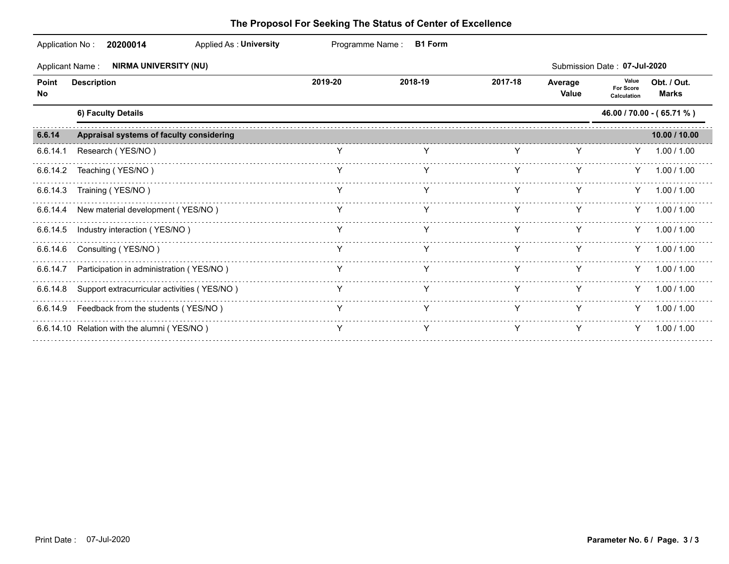# The Proposol For Seeking The Status of Center of Excellence

Application No : **20200014** Applied As : **University** Programme Name : **B1 Form**

Applicant Name : **NIRMA UNIVERSITY (NU)** Submission Date : **07-Jul-2020**

| Point No | Description | 2019-20 | 2018-19 | 2017-18 | Average Value | Value For Score Calculation | Obt. / Out. Marks |
|---|---|---|---|---|---|---|---|
| | **6) Faculty Details** | | | | | | **46.00 / 70.00 - ( 65.71 % )** |
| **6.6.14** | **Appraisal systems of faculty considering** | | | | | | **10.00 / 10.00** |
| 6.6.14.1 | Research ( YES/NO ) | Y | Y | Y | Y | Y | 1.00 / 1.00 |
| 6.6.14.2 | Teaching ( YES/NO ) | Y | Y | Y | Y | Y | 1.00 / 1.00 |
| 6.6.14.3 | Training ( YES/NO ) | Y | Y | Y | Y | Y | 1.00 / 1.00 |
| 6.6.14.4 | New material development ( YES/NO ) | Y | Y | Y | Y | Y | 1.00 / 1.00 |
| 6.6.14.5 | Industry interaction ( YES/NO ) | Y | Y | Y | Y | Y | 1.00 / 1.00 |
| 6.6.14.6 | Consulting ( YES/NO ) | Y | Y | Y | Y | Y | 1.00 / 1.00 |
| 6.6.14.7 | Participation in administration ( YES/NO ) | Y | Y | Y | Y | Y | 1.00 / 1.00 |
| 6.6.14.8 | Support extracurricular activities ( YES/NO ) | Y | Y | Y | Y | Y | 1.00 / 1.00 |
| 6.6.14.9 | Feedback from the students ( YES/NO ) | Y | Y | Y | Y | Y | 1.00 / 1.00 |
| 6.6.14.10 | Relation with the alumni ( YES/NO ) | Y | Y | Y | Y | Y | 1.00 / 1.00 |

Print Date : 07-Jul-2020

**Parameter No. 6 / Page. 3 / 3**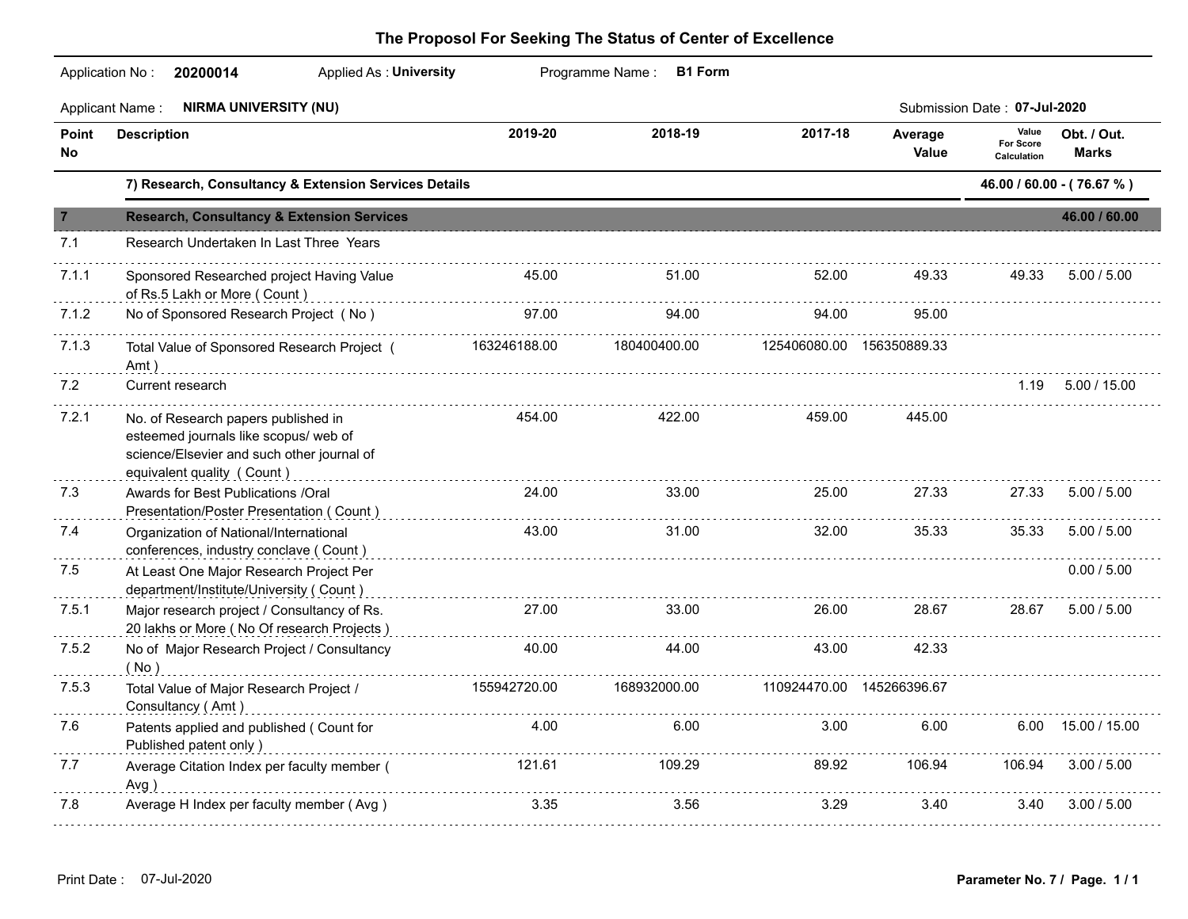# The Proposol For Seeking The Status of Center of Excellence

Application No : **20200014** Applied As : **University** Programme Name : **B1 Form**

Applicant Name : **NIRMA UNIVERSITY (NU)** Submission Date : **07-Jul-2020**

| Point No | Description | 2019-20 | 2018-19 | 2017-18 | Average Value | Value For Score Calculation | Obt. / Out. Marks |
|---|---|---|---|---|---|---|---|
| | **7) Research, Consultancy & Extension Services Details** | | | | | | **46.00 / 60.00 - ( 76.67 % )** |
| **7** | **Research, Consultancy & Extension Services** | | | | | | **46.00 / 60.00** |
| 7.1 | Research Undertaken In Last Three Years | | | | | | |
| 7.1.1 | Sponsored Researched project Having Value of Rs.5 Lakh or More ( Count ) | 45.00 | 51.00 | 52.00 | 49.33 | 49.33 | 5.00 / 5.00 |
| 7.1.2 | No of Sponsored Research Project ( No ) | 97.00 | 94.00 | 94.00 | 95.00 | | |
| 7.1.3 | Total Value of Sponsored Research Project ( Amt ) | 163246188.00 | 180400400.00 | 125406080.00 | 156350889.33 | | |
| 7.2 | Current research | | | | | 1.19 | 5.00 / 15.00 |
| 7.2.1 | No. of Research papers published in esteemed journals like scopus/ web of science/Elsevier and such other journal of equivalent quality ( Count ) | 454.00 | 422.00 | 459.00 | 445.00 | | |
| 7.3 | Awards for Best Publications /Oral Presentation/Poster Presentation ( Count ) | 24.00 | 33.00 | 25.00 | 27.33 | 27.33 | 5.00 / 5.00 |
| 7.4 | Organization of National/International conferences, industry conclave ( Count ) | 43.00 | 31.00 | 32.00 | 35.33 | 35.33 | 5.00 / 5.00 |
| 7.5 | At Least One Major Research Project Per department/Institute/University ( Count ) | | | | | | 0.00 / 5.00 |
| 7.5.1 | Major research project / Consultancy of Rs. 20 lakhs or More ( No Of research Projects ) | 27.00 | 33.00 | 26.00 | 28.67 | 28.67 | 5.00 / 5.00 |
| 7.5.2 | No of Major Research Project / Consultancy ( No ) | 40.00 | 44.00 | 43.00 | 42.33 | | |
| 7.5.3 | Total Value of Major Research Project / Consultancy ( Amt ) | 155942720.00 | 168932000.00 | 110924470.00 | 145266396.67 | | |
| 7.6 | Patents applied and published ( Count for Published patent only ) | 4.00 | 6.00 | 3.00 | 6.00 | 6.00 | 15.00 / 15.00 |
| 7.7 | Average Citation Index per faculty member ( Avg ) | 121.61 | 109.29 | 89.92 | 106.94 | 106.94 | 3.00 / 5.00 |
| 7.8 | Average H Index per faculty member ( Avg ) | 3.35 | 3.56 | 3.29 | 3.40 | 3.40 | 3.00 / 5.00 |

Print Date : 07-Jul-2020

Parameter No. 7 / Page. 1 / 1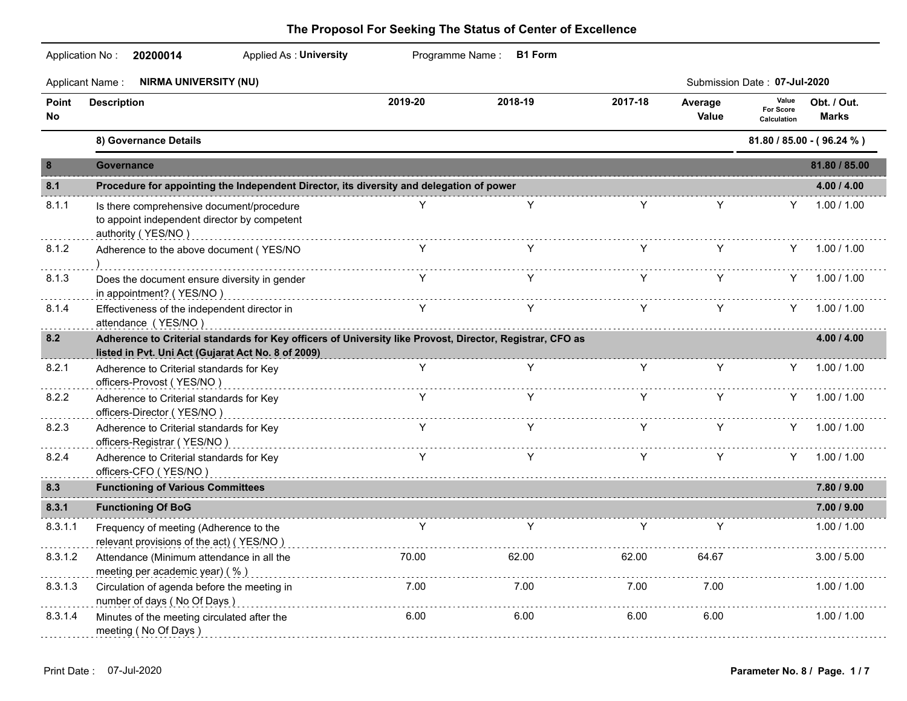# The Proposol For Seeking The Status of Center of Excellence

Application No : **20200014** Applied As : **University** Programme Name : **B1 Form**

Applicant Name : **NIRMA UNIVERSITY (NU)** Submission Date : **07-Jul-2020**

| Point No | Description | 2019-20 | 2018-19 | 2017-18 | Average Value | Value For Score Calculation | Obt. / Out. Marks |
|---|---|---|---|---|---|---|---|
| | **8) Governance Details** | | | | | | **81.80 / 85.00 - ( 96.24 % )** |
| **8** | **Governance** | | | | | | **81.80 / 85.00** |
| **8.1** | **Procedure for appointing the Independent Director, its diversity and delegation of power** | | | | | | **4.00 / 4.00** |
| 8.1.1 | Is there comprehensive document/procedure to appoint independent director by competent authority ( YES/NO ) | Y | Y | Y | Y | Y | 1.00 / 1.00 |
| 8.1.2 | Adherence to the above document ( YES/NO ) | Y | Y | Y | Y | Y | 1.00 / 1.00 |
| 8.1.3 | Does the document ensure diversity in gender in appointment? ( YES/NO ) | Y | Y | Y | Y | Y | 1.00 / 1.00 |
| 8.1.4 | Effectiveness of the independent director in attendance ( YES/NO ) | Y | Y | Y | Y | Y | 1.00 / 1.00 |
| **8.2** | **Adherence to Criterial standards for Key officers of University like Provost, Director, Registrar, CFO as listed in Pvt. Uni Act (Gujarat Act No. 8 of 2009)** | | | | | | **4.00 / 4.00** |
| 8.2.1 | Adherence to Criterial standards for Key officers-Provost ( YES/NO ) | Y | Y | Y | Y | Y | 1.00 / 1.00 |
| 8.2.2 | Adherence to Criterial standards for Key officers-Director ( YES/NO ) | Y | Y | Y | Y | Y | 1.00 / 1.00 |
| 8.2.3 | Adherence to Criterial standards for Key officers-Registrar ( YES/NO ) | Y | Y | Y | Y | Y | 1.00 / 1.00 |
| 8.2.4 | Adherence to Criterial standards for Key officers-CFO ( YES/NO ) | Y | Y | Y | Y | Y | 1.00 / 1.00 |
| **8.3** | **Functioning of Various Committees** | | | | | | **7.80 / 9.00** |
| **8.3.1** | **Functioning Of BoG** | | | | | | **7.00 / 9.00** |
| 8.3.1.1 | Frequency of meeting (Adherence to the relevant provisions of the act) ( YES/NO ) | Y | Y | Y | Y | | 1.00 / 1.00 |
| 8.3.1.2 | Attendance (Minimum attendance in all the meeting per academic year) ( % ) | 70.00 | 62.00 | 62.00 | 64.67 | | 3.00 / 5.00 |
| 8.3.1.3 | Circulation of agenda before the meeting in number of days ( No Of Days ) | 7.00 | 7.00 | 7.00 | 7.00 | | 1.00 / 1.00 |
| 8.3.1.4 | Minutes of the meeting circulated after the meeting ( No Of Days ) | 6.00 | 6.00 | 6.00 | 6.00 | | 1.00 / 1.00 |

Print Date : 07-Jul-2020

Parameter No. 8 / Page. 1 / 7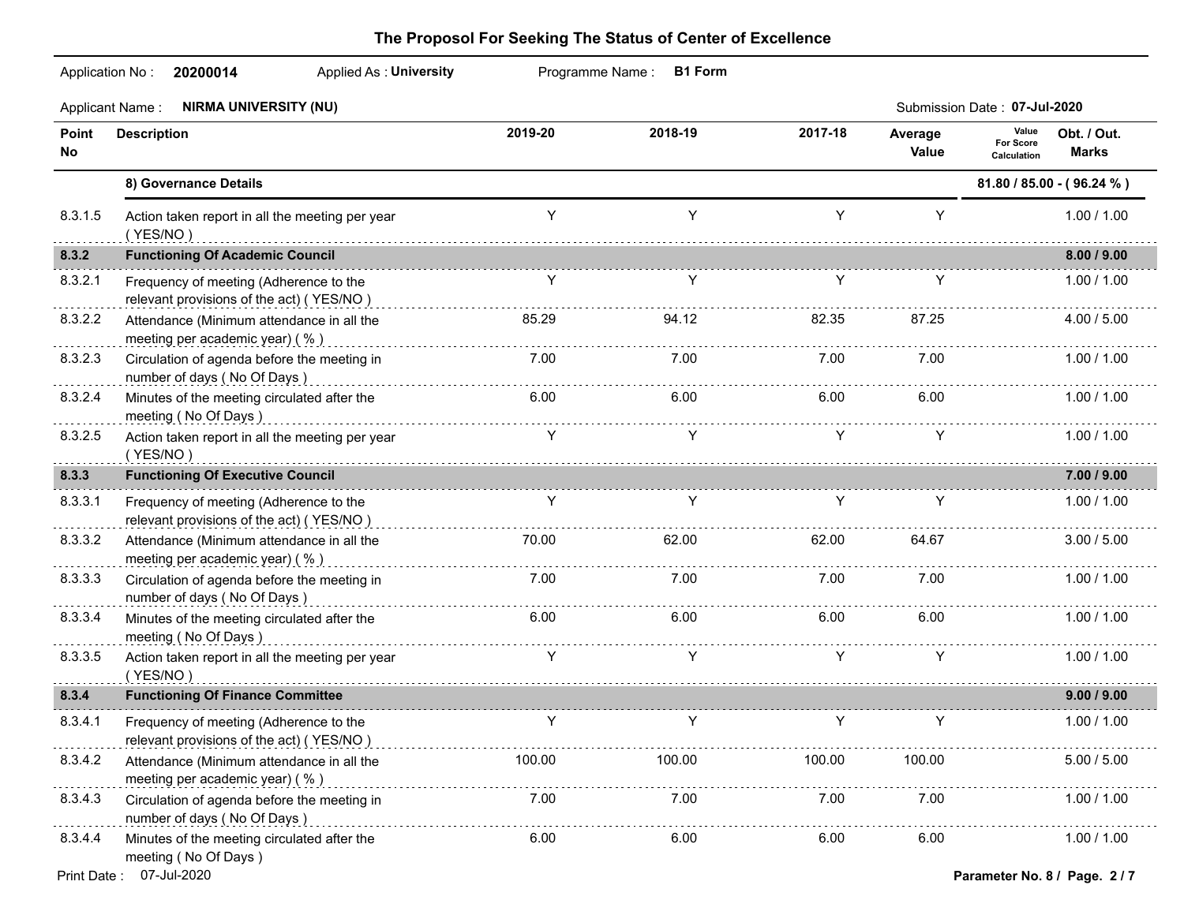## The Proposol For Seeking The Status of Center of Excellence

Application No : **20200014** Applied As : **University** Programme Name : **B1 Form**

Applicant Name : **NIRMA UNIVERSITY (NU)** Submission Date : **07-Jul-2020**

| Point No | Description | 2019-20 | 2018-19 | 2017-18 | Average Value | Value For Score Calculation | Obt. / Out. Marks |
|---|---|---|---|---|---|---|---|
| | **8) Governance Details** | | | | | | **81.80 / 85.00 - ( 96.24 % )** |
| 8.3.1.5 | Action taken report in all the meeting per year ( YES/NO ) | Y | Y | Y | Y | | 1.00 / 1.00 |
| **8.3.2** | **Functioning Of Academic Council** | | | | | | **8.00 / 9.00** |
| 8.3.2.1 | Frequency of meeting (Adherence to the relevant provisions of the act) ( YES/NO ) | Y | Y | Y | Y | | 1.00 / 1.00 |
| 8.3.2.2 | Attendance (Minimum attendance in all the meeting per academic year) ( % ) | 85.29 | 94.12 | 82.35 | 87.25 | | 4.00 / 5.00 |
| 8.3.2.3 | Circulation of agenda before the meeting in number of days ( No Of Days ) | 7.00 | 7.00 | 7.00 | 7.00 | | 1.00 / 1.00 |
| 8.3.2.4 | Minutes of the meeting circulated after the meeting ( No Of Days ) | 6.00 | 6.00 | 6.00 | 6.00 | | 1.00 / 1.00 |
| 8.3.2.5 | Action taken report in all the meeting per year ( YES/NO ) | Y | Y | Y | Y | | 1.00 / 1.00 |
| **8.3.3** | **Functioning Of Executive Council** | | | | | | **7.00 / 9.00** |
| 8.3.3.1 | Frequency of meeting (Adherence to the relevant provisions of the act) ( YES/NO ) | Y | Y | Y | Y | | 1.00 / 1.00 |
| 8.3.3.2 | Attendance (Minimum attendance in all the meeting per academic year) ( % ) | 70.00 | 62.00 | 62.00 | 64.67 | | 3.00 / 5.00 |
| 8.3.3.3 | Circulation of agenda before the meeting in number of days ( No Of Days ) | 7.00 | 7.00 | 7.00 | 7.00 | | 1.00 / 1.00 |
| 8.3.3.4 | Minutes of the meeting circulated after the meeting ( No Of Days ) | 6.00 | 6.00 | 6.00 | 6.00 | | 1.00 / 1.00 |
| 8.3.3.5 | Action taken report in all the meeting per year ( YES/NO ) | Y | Y | Y | Y | | 1.00 / 1.00 |
| **8.3.4** | **Functioning Of Finance Committee** | | | | | | **9.00 / 9.00** |
| 8.3.4.1 | Frequency of meeting (Adherence to the relevant provisions of the act) ( YES/NO ) | Y | Y | Y | Y | | 1.00 / 1.00 |
| 8.3.4.2 | Attendance (Minimum attendance in all the meeting per academic year) ( % ) | 100.00 | 100.00 | 100.00 | 100.00 | | 5.00 / 5.00 |
| 8.3.4.3 | Circulation of agenda before the meeting in number of days ( No Of Days ) | 7.00 | 7.00 | 7.00 | 7.00 | | 1.00 / 1.00 |
| 8.3.4.4 | Minutes of the meeting circulated after the meeting ( No Of Days ) | 6.00 | 6.00 | 6.00 | 6.00 | | 1.00 / 1.00 |

Print Date : 07-Jul-2020

Parameter No. 8 / Page. 2 / 7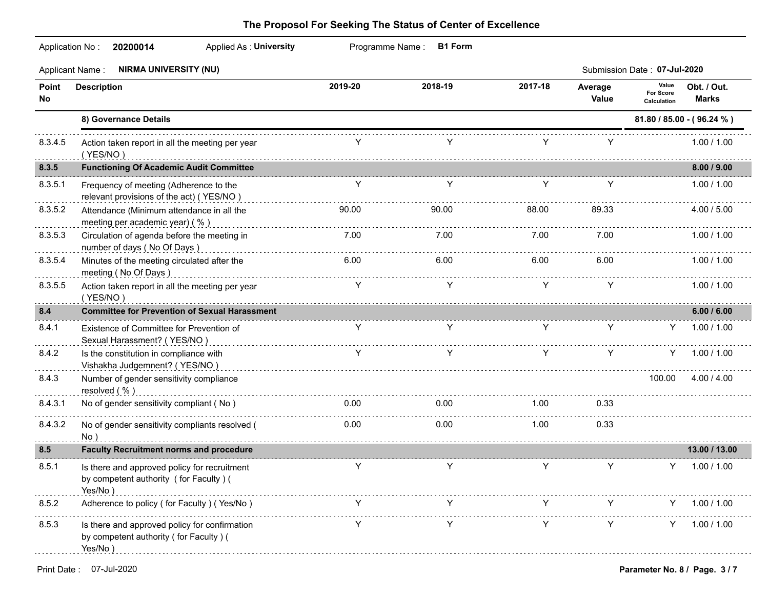# The Proposol For Seeking The Status of Center of Excellence

Application No : **20200014** Applied As : **University** Programme Name : **B1 Form**

Applicant Name : **NIRMA UNIVERSITY (NU)** Submission Date : **07-Jul-2020**

| Point No | Description | 2019-20 | 2018-19 | 2017-18 | Average Value | Value For Score Calculation | Obt. / Out. Marks |
|---|---|---|---|---|---|---|---|
| | **8) Governance Details** | | | | | | **81.80 / 85.00 - ( 96.24 % )** |
| 8.3.4.5 | Action taken report in all the meeting per year ( YES/NO ) | Y | Y | Y | Y | | 1.00 / 1.00 |
| **8.3.5** | **Functioning Of Academic Audit Committee** | | | | | | **8.00 / 9.00** |
| 8.3.5.1 | Frequency of meeting (Adherence to the relevant provisions of the act) ( YES/NO ) | Y | Y | Y | Y | | 1.00 / 1.00 |
| 8.3.5.2 | Attendance (Minimum attendance in all the meeting per academic year) ( % ) | 90.00 | 90.00 | 88.00 | 89.33 | | 4.00 / 5.00 |
| 8.3.5.3 | Circulation of agenda before the meeting in number of days ( No Of Days ) | 7.00 | 7.00 | 7.00 | 7.00 | | 1.00 / 1.00 |
| 8.3.5.4 | Minutes of the meeting circulated after the meeting ( No Of Days ) | 6.00 | 6.00 | 6.00 | 6.00 | | 1.00 / 1.00 |
| 8.3.5.5 | Action taken report in all the meeting per year ( YES/NO ) | Y | Y | Y | Y | | 1.00 / 1.00 |
| **8.4** | **Committee for Prevention of Sexual Harassment** | | | | | | **6.00 / 6.00** |
| 8.4.1 | Existence of Committee for Prevention of Sexual Harassment? ( YES/NO ) | Y | Y | Y | Y | Y | 1.00 / 1.00 |
| 8.4.2 | Is the constitution in compliance with Vishakha Judgemnent? ( YES/NO ) | Y | Y | Y | Y | Y | 1.00 / 1.00 |
| 8.4.3 | Number of gender sensitivity compliance resolved ( % ) | | | | | 100.00 | 4.00 / 4.00 |
| 8.4.3.1 | No of gender sensitivity compliant ( No ) | 0.00 | 0.00 | 1.00 | 0.33 | | |
| 8.4.3.2 | No of gender sensitivity compliants resolved ( No ) | 0.00 | 0.00 | 1.00 | 0.33 | | |
| **8.5** | **Faculty Recruitment norms and procedure** | | | | | | **13.00 / 13.00** |
| 8.5.1 | Is there and approved policy for recruitment by competent authority ( for Faculty ) ( Yes/No ) | Y | Y | Y | Y | Y | 1.00 / 1.00 |
| 8.5.2 | Adherence to policy ( for Faculty ) ( Yes/No ) | Y | Y | Y | Y | Y | 1.00 / 1.00 |
| 8.5.3 | Is there and approved policy for confirmation by competent authority ( for Faculty ) ( Yes/No ) | Y | Y | Y | Y | Y | 1.00 / 1.00 |

Print Date : 07-Jul-2020

Parameter No. 8 / Page. 3 / 7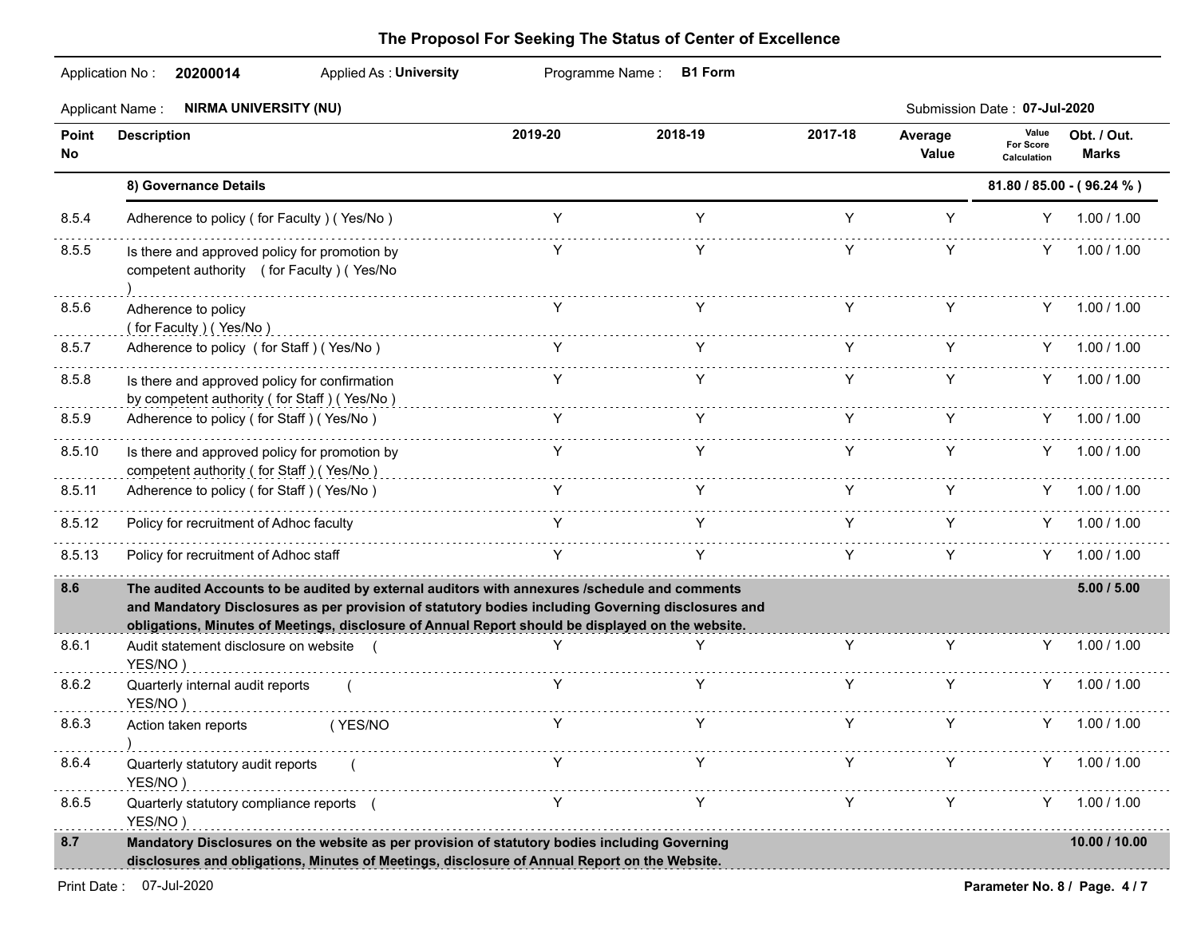## The Proposol For Seeking The Status of Center of Excellence

Application No : **20200014** Applied As : **University** Programme Name : **B1 Form**

Applicant Name : **NIRMA UNIVERSITY (NU)** Submission Date : **07-Jul-2020**

| Point No | Description | 2019-20 | 2018-19 | 2017-18 | Average Value | Value For Score Calculation | Obt. / Out. Marks |
|---|---|---|---|---|---|---|---|
| | **8) Governance Details** | | | | | | **81.80 / 85.00 - ( 96.24 % )** |
| 8.5.4 | Adherence to policy ( for Faculty ) ( Yes/No ) | Y | Y | Y | Y | Y | 1.00 / 1.00 |
| 8.5.5 | Is there and approved policy for promotion by competent authority ( for Faculty ) ( Yes/No ) | Y | Y | Y | Y | Y | 1.00 / 1.00 |
| 8.5.6 | Adherence to policy ( for Faculty ) ( Yes/No ) | Y | Y | Y | Y | Y | 1.00 / 1.00 |
| 8.5.7 | Adherence to policy ( for Staff ) ( Yes/No ) | Y | Y | Y | Y | Y | 1.00 / 1.00 |
| 8.5.8 | Is there and approved policy for confirmation by competent authority ( for Staff ) ( Yes/No ) | Y | Y | Y | Y | Y | 1.00 / 1.00 |
| 8.5.9 | Adherence to policy ( for Staff ) ( Yes/No ) | Y | Y | Y | Y | Y | 1.00 / 1.00 |
| 8.5.10 | Is there and approved policy for promotion by competent authority ( for Staff ) ( Yes/No ) | Y | Y | Y | Y | Y | 1.00 / 1.00 |
| 8.5.11 | Adherence to policy ( for Staff ) ( Yes/No ) | Y | Y | Y | Y | Y | 1.00 / 1.00 |
| 8.5.12 | Policy for recruitment of Adhoc faculty | Y | Y | Y | Y | Y | 1.00 / 1.00 |
| 8.5.13 | Policy for recruitment of Adhoc staff | Y | Y | Y | Y | Y | 1.00 / 1.00 |
| **8.6** | **The audited Accounts to be audited by external auditors with annexures /schedule and comments and Mandatory Disclosures as per provision of statutory bodies including Governing disclosures and obligations, Minutes of Meetings, disclosure of Annual Report should be displayed on the website.** | | | | | | **5.00 / 5.00** |
| 8.6.1 | Audit statement disclosure on website ( YES/NO ) | Y | Y | Y | Y | Y | 1.00 / 1.00 |
| 8.6.2 | Quarterly internal audit reports ( YES/NO ) | Y | Y | Y | Y | Y | 1.00 / 1.00 |
| 8.6.3 | Action taken reports ( YES/NO ) | Y | Y | Y | Y | Y | 1.00 / 1.00 |
| 8.6.4 | Quarterly statutory audit reports ( YES/NO ) | Y | Y | Y | Y | Y | 1.00 / 1.00 |
| 8.6.5 | Quarterly statutory compliance reports ( YES/NO ) | Y | Y | Y | Y | Y | 1.00 / 1.00 |
| **8.7** | **Mandatory Disclosures on the website as per provision of statutory bodies including Governing disclosures and obligations, Minutes of Meetings, disclosure of Annual Report on the Website.** | | | | | | **10.00 / 10.00** |

Print Date : 07-Jul-2020

**Parameter No. 8 / Page. 4 / 7**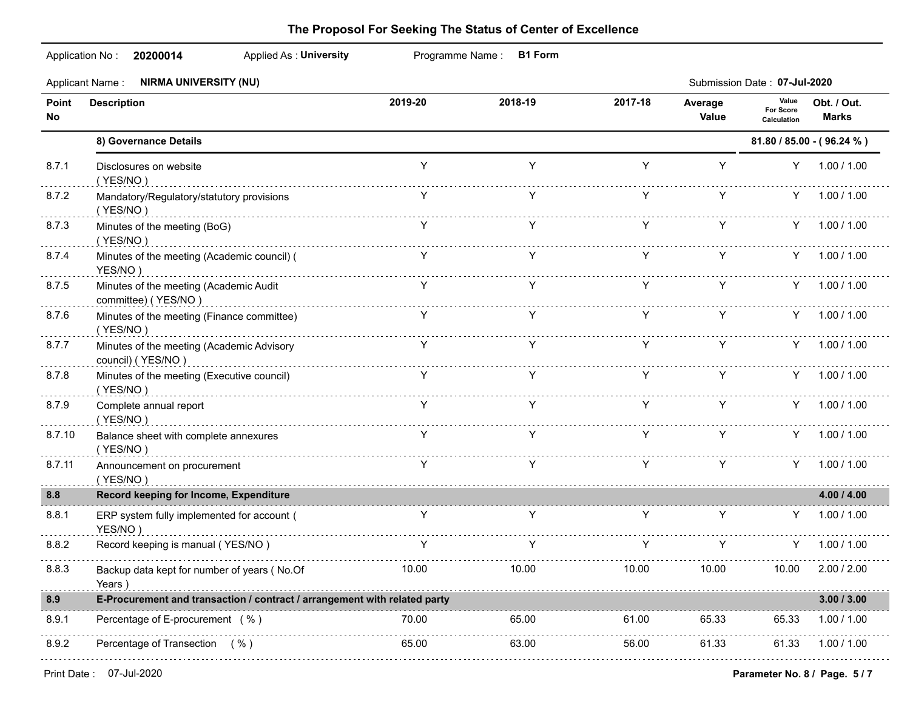# The Proposol For Seeking The Status of Center of Excellence

Application No : **20200014** Applied As : **University** Programme Name : **B1 Form**

Applicant Name : **NIRMA UNIVERSITY (NU)** Submission Date : **07-Jul-2020**

| Point No | Description | 2019-20 | 2018-19 | 2017-18 | Average Value | Value For Score Calculation | Obt. / Out. Marks |
|---|---|---|---|---|---|---|---|
| | **8) Governance Details** | | | | | | **81.80 / 85.00 - ( 96.24 % )** |
| 8.7.1 | Disclosures on website ( YES/NO ) | Y | Y | Y | Y | Y | 1.00 / 1.00 |
| 8.7.2 | Mandatory/Regulatory/statutory provisions ( YES/NO ) | Y | Y | Y | Y | Y | 1.00 / 1.00 |
| 8.7.3 | Minutes of the meeting (BoG) ( YES/NO ) | Y | Y | Y | Y | Y | 1.00 / 1.00 |
| 8.7.4 | Minutes of the meeting (Academic council) ( YES/NO ) | Y | Y | Y | Y | Y | 1.00 / 1.00 |
| 8.7.5 | Minutes of the meeting (Academic Audit committee) ( YES/NO ) | Y | Y | Y | Y | Y | 1.00 / 1.00 |
| 8.7.6 | Minutes of the meeting (Finance committee) ( YES/NO ) | Y | Y | Y | Y | Y | 1.00 / 1.00 |
| 8.7.7 | Minutes of the meeting (Academic Advisory council) ( YES/NO ) | Y | Y | Y | Y | Y | 1.00 / 1.00 |
| 8.7.8 | Minutes of the meeting (Executive council) ( YES/NO ) | Y | Y | Y | Y | Y | 1.00 / 1.00 |
| 8.7.9 | Complete annual report ( YES/NO ) | Y | Y | Y | Y | Y | 1.00 / 1.00 |
| 8.7.10 | Balance sheet with complete annexures ( YES/NO ) | Y | Y | Y | Y | Y | 1.00 / 1.00 |
| 8.7.11 | Announcement on procurement ( YES/NO ) | Y | Y | Y | Y | Y | 1.00 / 1.00 |
| **8.8** | **Record keeping for Income, Expenditure** | | | | | | **4.00 / 4.00** |
| 8.8.1 | ERP system fully implemented for account ( YES/NO ) | Y | Y | Y | Y | Y | 1.00 / 1.00 |
| 8.8.2 | Record keeping is manual ( YES/NO ) | Y | Y | Y | Y | Y | 1.00 / 1.00 |
| 8.8.3 | Backup data kept for number of years ( No.Of Years ) | 10.00 | 10.00 | 10.00 | 10.00 | 10.00 | 2.00 / 2.00 |
| **8.9** | **E-Procurement and transaction / contract / arrangement with related party** | | | | | | **3.00 / 3.00** |
| 8.9.1 | Percentage of E-procurement ( % ) | 70.00 | 65.00 | 61.00 | 65.33 | 65.33 | 1.00 / 1.00 |
| 8.9.2 | Percentage of Transection ( % ) | 65.00 | 63.00 | 56.00 | 61.33 | 61.33 | 1.00 / 1.00 |

Print Date : 07-Jul-2020

Parameter No. 8 / Page. 5 / 7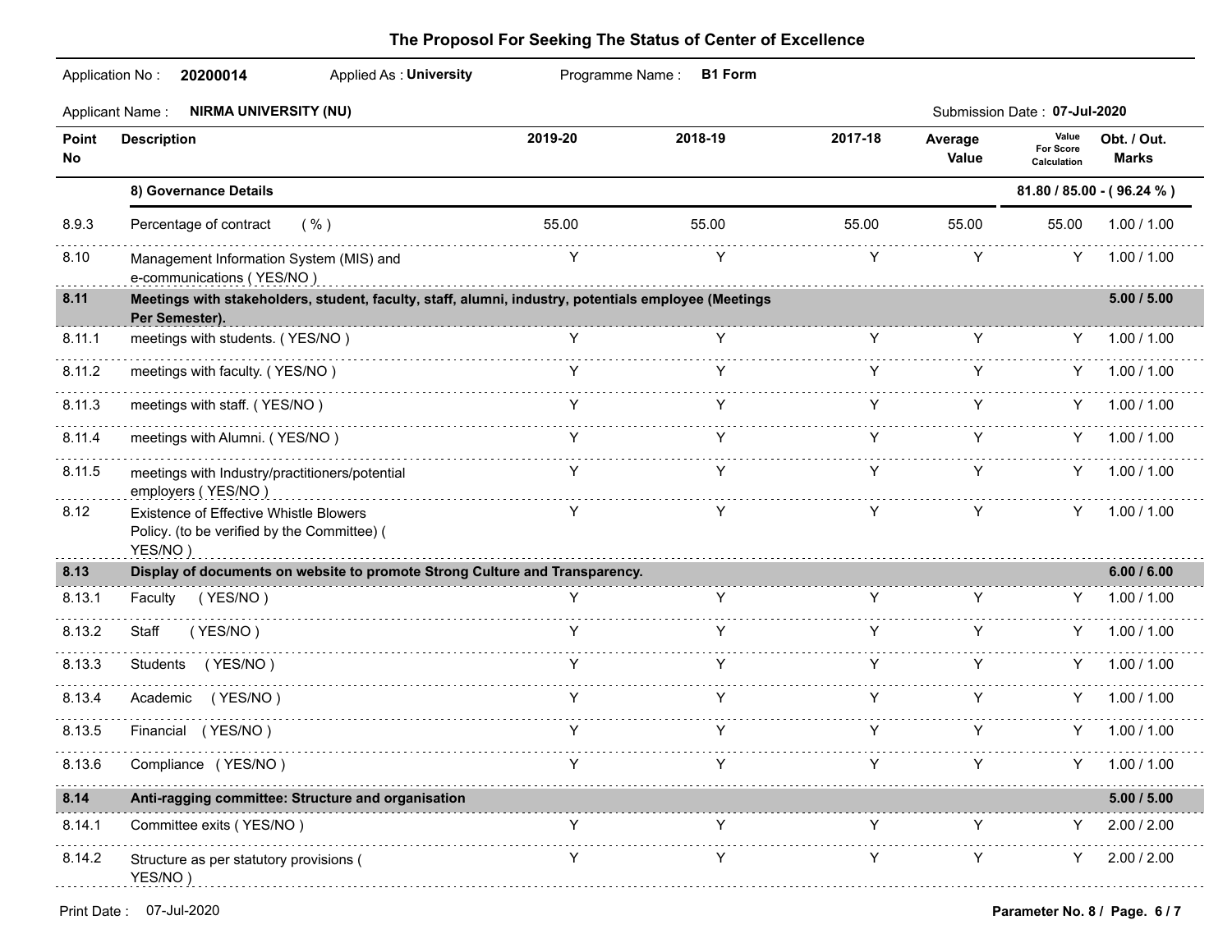## The Proposol For Seeking The Status of Center of Excellence

Application No : **20200014** Applied As : **University** Programme Name : **B1 Form**

Applicant Name : **NIRMA UNIVERSITY (NU)** Submission Date : **07-Jul-2020**

| Point No | Description | 2019-20 | 2018-19 | 2017-18 | Average Value | Value For Score Calculation | Obt. / Out. Marks |
|---|---|---|---|---|---|---|---|
| | **8) Governance Details** | | | | | | **81.80 / 85.00 - ( 96.24 % )** |
| 8.9.3 | Percentage of contract ( % ) | 55.00 | 55.00 | 55.00 | 55.00 | 55.00 | 1.00 / 1.00 |
| 8.10 | Management Information System (MIS) and e-communications ( YES/NO ) | Y | Y | Y | Y | Y | 1.00 / 1.00 |
| **8.11** | **Meetings with stakeholders, student, faculty, staff, alumni, industry, potentials employee (Meetings Per Semester).** | | | | | | **5.00 / 5.00** |
| 8.11.1 | meetings with students. ( YES/NO ) | Y | Y | Y | Y | Y | 1.00 / 1.00 |
| 8.11.2 | meetings with faculty. ( YES/NO ) | Y | Y | Y | Y | Y | 1.00 / 1.00 |
| 8.11.3 | meetings with staff. ( YES/NO ) | Y | Y | Y | Y | Y | 1.00 / 1.00 |
| 8.11.4 | meetings with Alumni. ( YES/NO ) | Y | Y | Y | Y | Y | 1.00 / 1.00 |
| 8.11.5 | meetings with Industry/practitioners/potential employers ( YES/NO ) | Y | Y | Y | Y | Y | 1.00 / 1.00 |
| 8.12 | Existence of Effective Whistle Blowers Policy. (to be verified by the Committee) ( YES/NO ) | Y | Y | Y | Y | Y | 1.00 / 1.00 |
| **8.13** | **Display of documents on website to promote Strong Culture and Transparency.** | | | | | | **6.00 / 6.00** |
| 8.13.1 | Faculty ( YES/NO ) | Y | Y | Y | Y | Y | 1.00 / 1.00 |
| 8.13.2 | Staff ( YES/NO ) | Y | Y | Y | Y | Y | 1.00 / 1.00 |
| 8.13.3 | Students ( YES/NO ) | Y | Y | Y | Y | Y | 1.00 / 1.00 |
| 8.13.4 | Academic ( YES/NO ) | Y | Y | Y | Y | Y | 1.00 / 1.00 |
| 8.13.5 | Financial ( YES/NO ) | Y | Y | Y | Y | Y | 1.00 / 1.00 |
| 8.13.6 | Compliance ( YES/NO ) | Y | Y | Y | Y | Y | 1.00 / 1.00 |
| **8.14** | **Anti-ragging committee: Structure and organisation** | | | | | | **5.00 / 5.00** |
| 8.14.1 | Committee exits ( YES/NO ) | Y | Y | Y | Y | Y | 2.00 / 2.00 |
| 8.14.2 | Structure as per statutory provisions ( YES/NO ) | Y | Y | Y | Y | Y | 2.00 / 2.00 |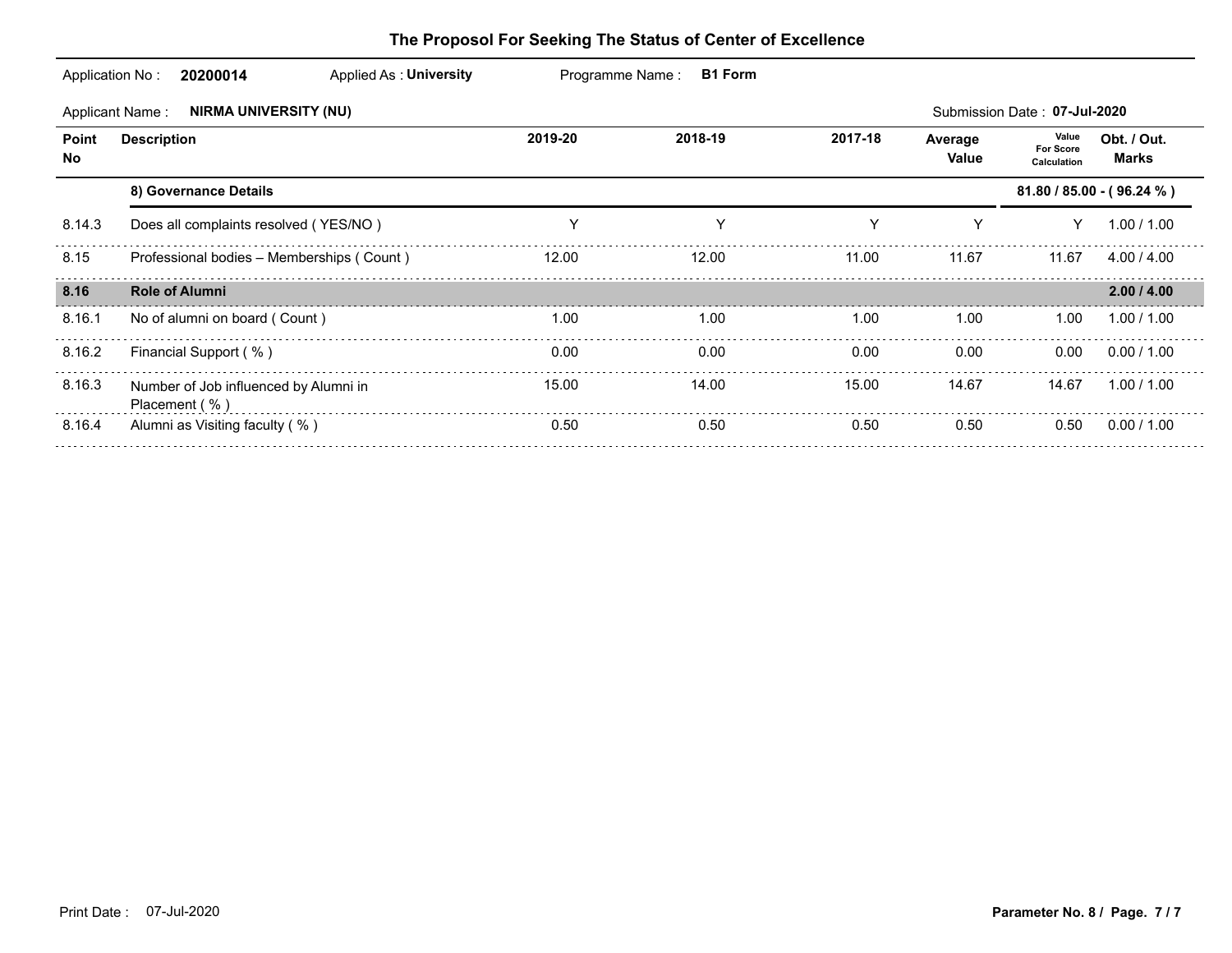## The Proposol For Seeking The Status of Center of Excellence

Application No : **20200014** Applied As : **University** Programme Name : **B1 Form**

Applicant Name : **NIRMA UNIVERSITY (NU)** Submission Date : **07-Jul-2020**

| Point No | Description | 2019-20 | 2018-19 | 2017-18 | Average Value | Value For Score Calculation | Obt. / Out. Marks |
|---|---|---|---|---|---|---|---|
| | **8) Governance Details** | | | | | | **81.80 / 85.00 - ( 96.24 % )** |
| 8.14.3 | Does all complaints resolved ( YES/NO ) | Y | Y | Y | Y | Y | 1.00 / 1.00 |
| 8.15 | Professional bodies – Memberships ( Count ) | 12.00 | 12.00 | 11.00 | 11.67 | 11.67 | 4.00 / 4.00 |
| **8.16** | **Role of Alumni** | | | | | | **2.00 / 4.00** |
| 8.16.1 | No of alumni on board ( Count ) | 1.00 | 1.00 | 1.00 | 1.00 | 1.00 | 1.00 / 1.00 |
| 8.16.2 | Financial Support ( % ) | 0.00 | 0.00 | 0.00 | 0.00 | 0.00 | 0.00 / 1.00 |
| 8.16.3 | Number of Job influenced by Alumni in Placement ( % ) | 15.00 | 14.00 | 15.00 | 14.67 | 14.67 | 1.00 / 1.00 |
| 8.16.4 | Alumni as Visiting faculty ( % ) | 0.50 | 0.50 | 0.50 | 0.50 | 0.50 | 0.00 / 1.00 |

Print Date : 07-Jul-2020

**Parameter No. 8 / Page. 7 / 7**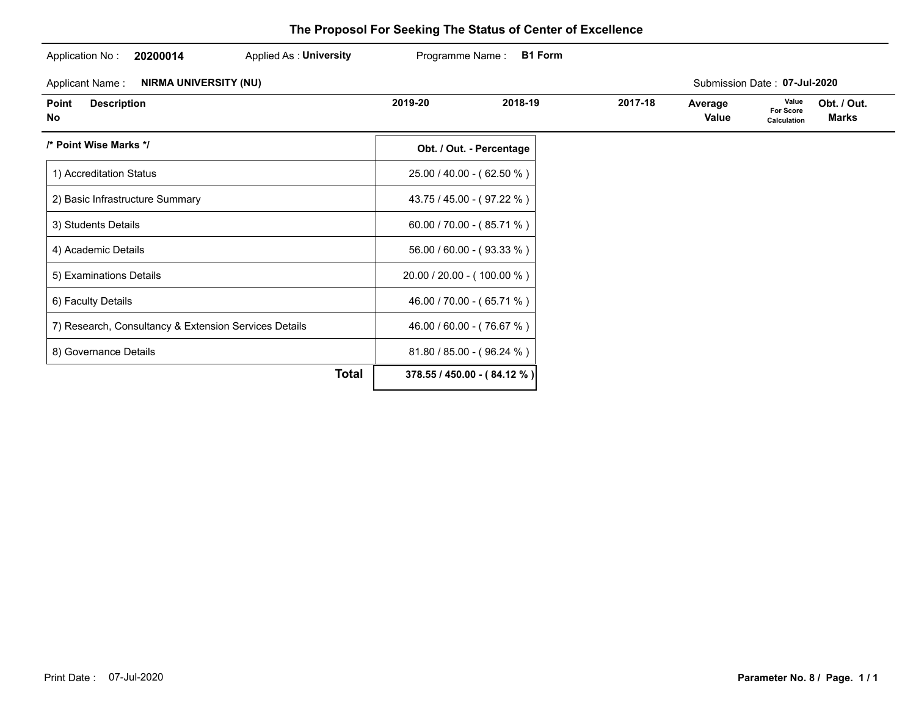## The Proposol For Seeking The Status of Center of Excellence

Application No : **20200014** Applied As : **University** Programme Name : **B1 Form**

Applicant Name : **NIRMA UNIVERSITY (NU)** Submission Date : **07-Jul-2020**

| Point No | Description | 2019-20 | 2018-19 | 2017-18 | Average Value | Value For Score Calculation | Obt. / Out. Marks |
|---|---|---|---|---|---|---|---|

**/* Point Wise Marks */**

| | Obt. / Out. - Percentage |
|---|---|
| 1) Accreditation Status | 25.00 / 40.00 - ( 62.50 % ) |
| 2) Basic Infrastructure Summary | 43.75 / 45.00 - ( 97.22 % ) |
| 3) Students Details | 60.00 / 70.00 - ( 85.71 % ) |
| 4) Academic Details | 56.00 / 60.00 - ( 93.33 % ) |
| 5) Examinations Details | 20.00 / 20.00 - ( 100.00 % ) |
| 6) Faculty Details | 46.00 / 70.00 - ( 65.71 % ) |
| 7) Research, Consultancy & Extension Services Details | 46.00 / 60.00 - ( 76.67 % ) |
| 8) Governance Details | 81.80 / 85.00 - ( 96.24 % ) |
| **Total** | **378.55 / 450.00 - ( 84.12 % )** |

Print Date : 07-Jul-2020

**Parameter No. 8 /**